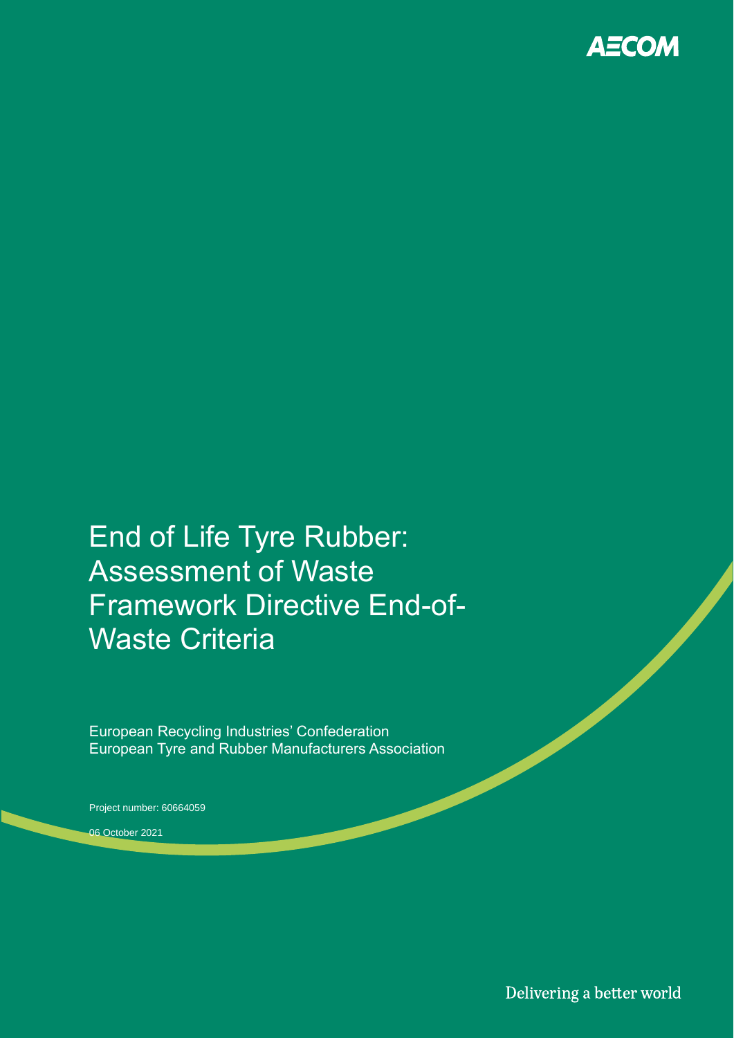AECOM

# End of Life Tyre Rubber: Assessment of Waste Framework Directive End-of-Waste Criteria

European Recycling Industries' Confederation
European Tyre and Rubber Manufacturers Association

Project number: 60664059

06 October 2021

Delivering a better world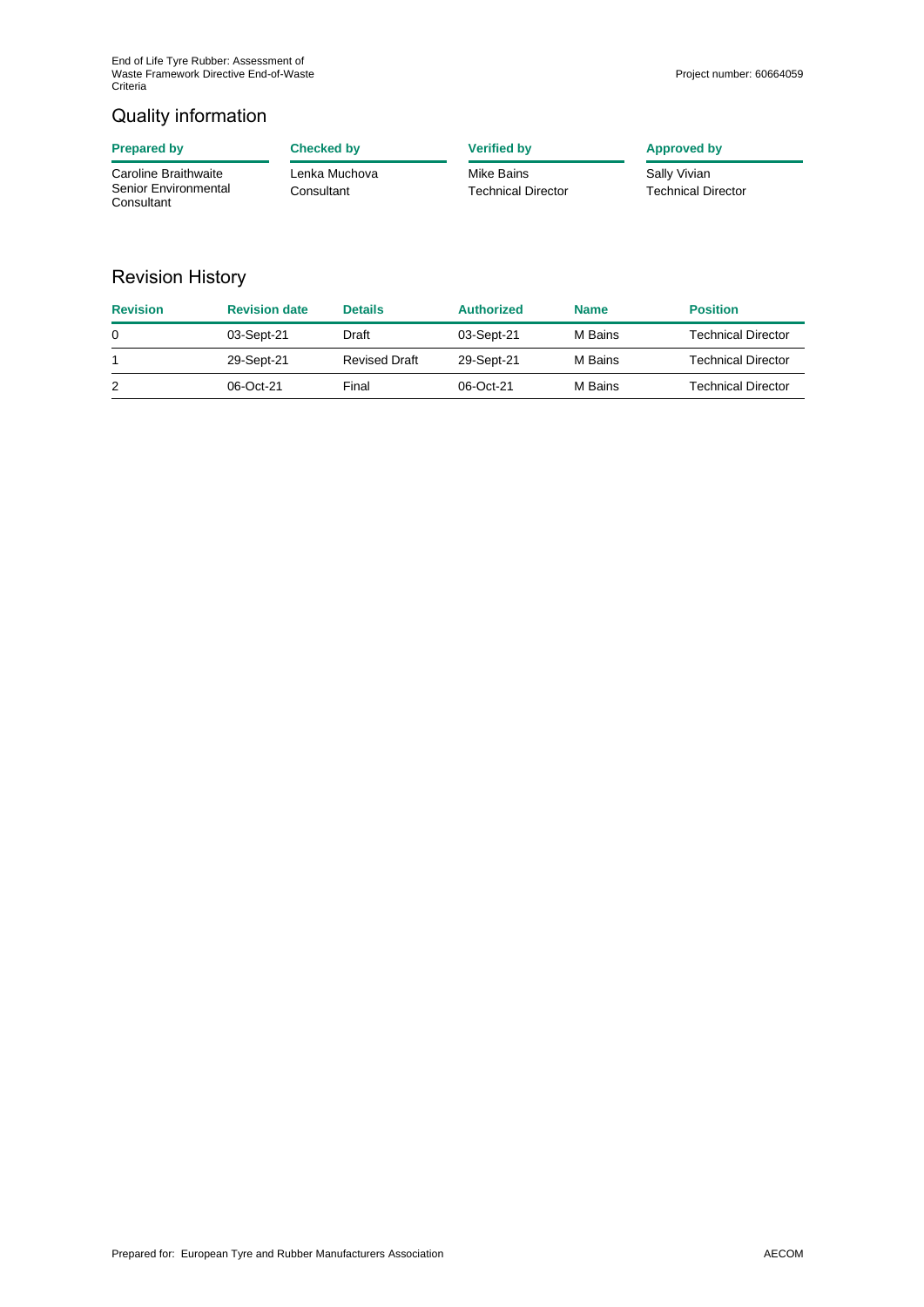## Quality information

| Prepared by | Checked by | Verified by | Approved by |
|---|---|---|---|
| Caroline Braithwaite<br>Senior Environmental Consultant | Lenka Muchova<br>Consultant | Mike Bains<br>Technical Director | Sally Vivian<br>Technical Director |

## Revision History

| Revision | Revision date | Details | Authorized | Name | Position |
|---|---|---|---|---|---|
| 0 | 03-Sept-21 | Draft | 03-Sept-21 | M Bains | Technical Director |
| 1 | 29-Sept-21 | Revised Draft | 29-Sept-21 | M Bains | Technical Director |
| 2 | 06-Oct-21 | Final | 06-Oct-21 | M Bains | Technical Director |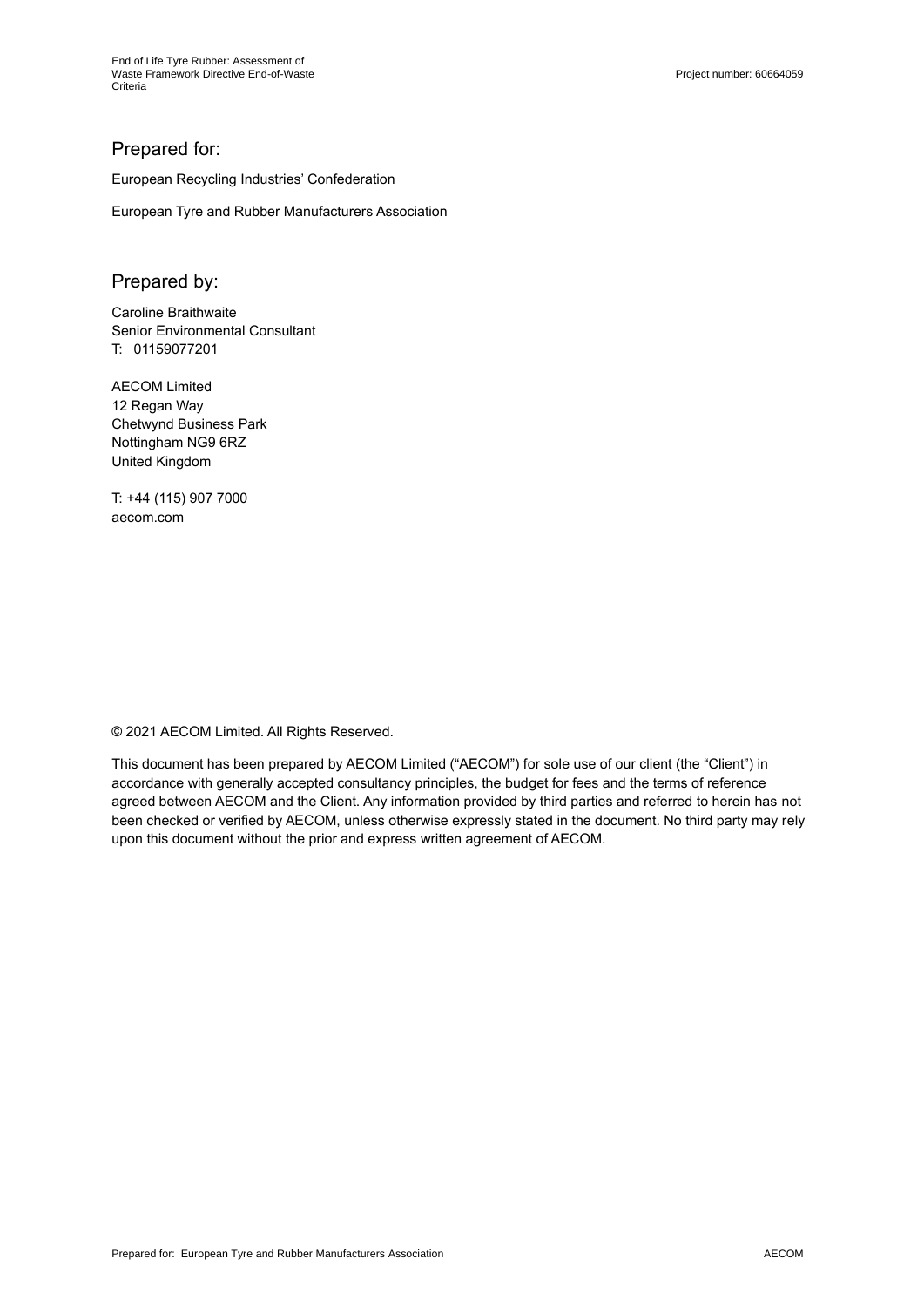## Prepared for:

European Recycling Industries' Confederation

European Tyre and Rubber Manufacturers Association

## Prepared by:

Caroline Braithwaite
Senior Environmental Consultant
T: 01159077201

AECOM Limited
12 Regan Way
Chetwynd Business Park
Nottingham NG9 6RZ
United Kingdom

T: +44 (115) 907 7000
aecom.com

© 2021 AECOM Limited. All Rights Reserved.

This document has been prepared by AECOM Limited ("AECOM") for sole use of our client (the "Client") in accordance with generally accepted consultancy principles, the budget for fees and the terms of reference agreed between AECOM and the Client. Any information provided by third parties and referred to herein has not been checked or verified by AECOM, unless otherwise expressly stated in the document. No third party may rely upon this document without the prior and express written agreement of AECOM.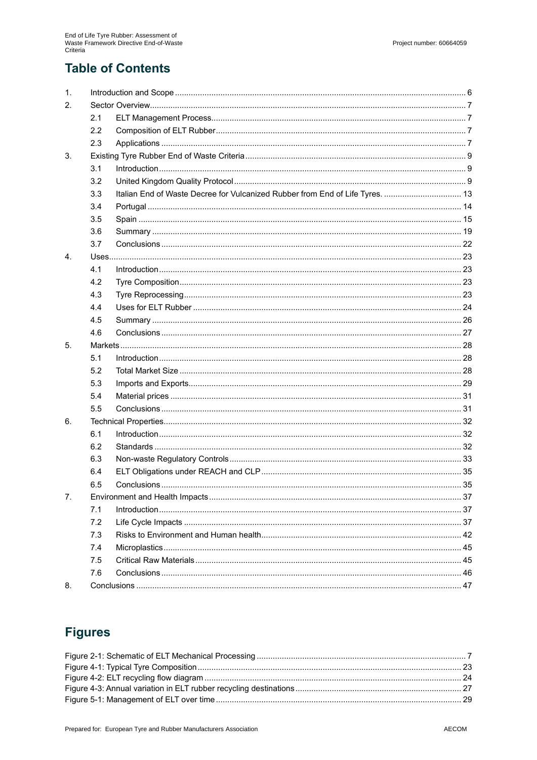## Table of Contents

1. Introduction and Scope ... 6
2. Sector Overview ... 7
   - 2.1 ELT Management Process ... 7
   - 2.2 Composition of ELT Rubber ... 7
   - 2.3 Applications ... 7
3. Existing Tyre Rubber End of Waste Criteria ... 9
   - 3.1 Introduction ... 9
   - 3.2 United Kingdom Quality Protocol ... 9
   - 3.3 Italian End of Waste Decree for Vulcanized Rubber from End of Life Tyres. ... 13
   - 3.4 Portugal ... 14
   - 3.5 Spain ... 15
   - 3.6 Summary ... 19
   - 3.7 Conclusions ... 22
4. Uses ... 23
   - 4.1 Introduction ... 23
   - 4.2 Tyre Composition ... 23
   - 4.3 Tyre Reprocessing ... 23
   - 4.4 Uses for ELT Rubber ... 24
   - 4.5 Summary ... 26
   - 4.6 Conclusions ... 27
5. Markets ... 28
   - 5.1 Introduction ... 28
   - 5.2 Total Market Size ... 28
   - 5.3 Imports and Exports ... 29
   - 5.4 Material prices ... 31
   - 5.5 Conclusions ... 31
6. Technical Properties ... 32
   - 6.1 Introduction ... 32
   - 6.2 Standards ... 32
   - 6.3 Non-waste Regulatory Controls ... 33
   - 6.4 ELT Obligations under REACH and CLP ... 35
   - 6.5 Conclusions ... 35
7. Environment and Health Impacts ... 37
   - 7.1 Introduction ... 37
   - 7.2 Life Cycle Impacts ... 37
   - 7.3 Risks to Environment and Human health ... 42
   - 7.4 Microplastics ... 45
   - 7.5 Critical Raw Materials ... 45
   - 7.6 Conclusions ... 46
8. Conclusions ... 47

## Figures

Figure 2-1: Schematic of ELT Mechanical Processing ... 7
Figure 4-1: Typical Tyre Composition ... 23
Figure 4-2: ELT recycling flow diagram ... 24
Figure 4-3: Annual variation in ELT rubber recycling destinations ... 27
Figure 5-1: Management of ELT over time ... 29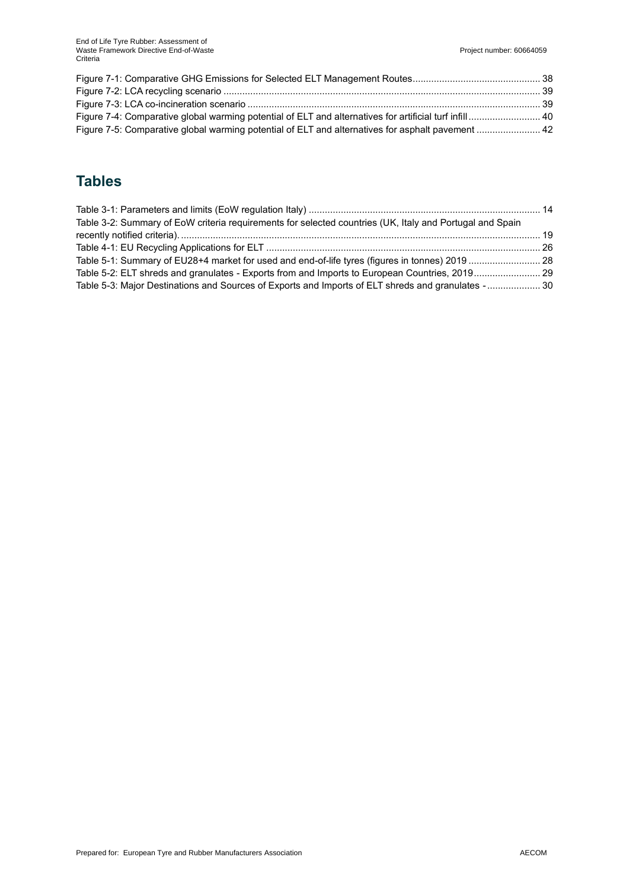Figure 7-1: Comparative GHG Emissions for Selected ELT Management Routes ................................................ 38
Figure 7-2: LCA recycling scenario ...................................................................................................................... 39
Figure 7-3: LCA co-incineration scenario ............................................................................................................. 39
Figure 7-4: Comparative global warming potential of ELT and alternatives for artificial turf infill ........................... 40
Figure 7-5: Comparative global warming potential of ELT and alternatives for asphalt pavement ........................ 42

## Tables

Table 3-1: Parameters and limits (EoW regulation Italy) ...................................................................................... 14
Table 3-2: Summary of EoW criteria requirements for selected countries (UK, Italy and Portugal and Spain recently notified criteria). ....................................................................................................................................... 19
Table 4-1: EU Recycling Applications for ELT ...................................................................................................... 26
Table 5-1: Summary of EU28+4 market for used and end-of-life tyres (figures in tonnes) 2019 ........................... 28
Table 5-2: ELT shreds and granulates - Exports from and Imports to European Countries, 2019 ......................... 29
Table 5-3: Major Destinations and Sources of Exports and Imports of ELT shreds and granulates - .................... 30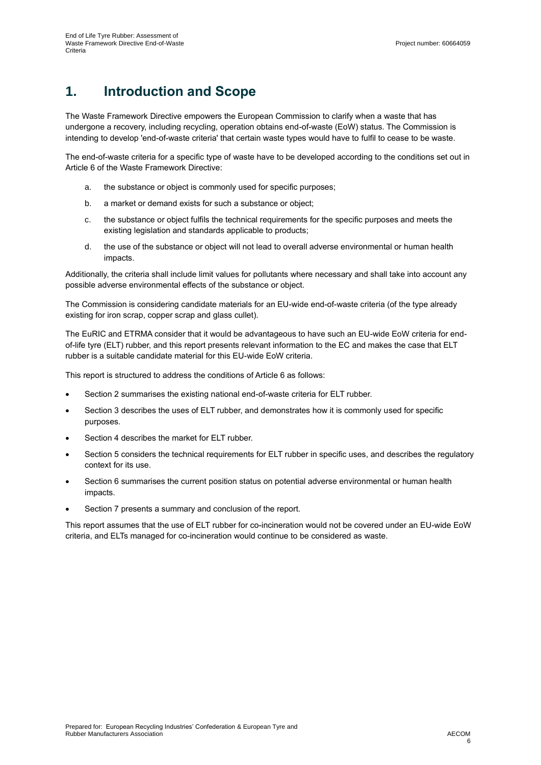# 1. Introduction and Scope

The Waste Framework Directive empowers the European Commission to clarify when a waste that has undergone a recovery, including recycling, operation obtains end-of-waste (EoW) status. The Commission is intending to develop 'end-of-waste criteria' that certain waste types would have to fulfil to cease to be waste.

The end-of-waste criteria for a specific type of waste have to be developed according to the conditions set out in Article 6 of the Waste Framework Directive:

a. the substance or object is commonly used for specific purposes;

b. a market or demand exists for such a substance or object;

c. the substance or object fulfils the technical requirements for the specific purposes and meets the existing legislation and standards applicable to products;

d. the use of the substance or object will not lead to overall adverse environmental or human health impacts.

Additionally, the criteria shall include limit values for pollutants where necessary and shall take into account any possible adverse environmental effects of the substance or object.

The Commission is considering candidate materials for an EU-wide end-of-waste criteria (of the type already existing for iron scrap, copper scrap and glass cullet).

The EuRIC and ETRMA consider that it would be advantageous to have such an EU-wide EoW criteria for end-of-life tyre (ELT) rubber, and this report presents relevant information to the EC and makes the case that ELT rubber is a suitable candidate material for this EU-wide EoW criteria.

This report is structured to address the conditions of Article 6 as follows:

- Section 2 summarises the existing national end-of-waste criteria for ELT rubber.
- Section 3 describes the uses of ELT rubber, and demonstrates how it is commonly used for specific purposes.
- Section 4 describes the market for ELT rubber.
- Section 5 considers the technical requirements for ELT rubber in specific uses, and describes the regulatory context for its use.
- Section 6 summarises the current position status on potential adverse environmental or human health impacts.
- Section 7 presents a summary and conclusion of the report.

This report assumes that the use of ELT rubber for co-incineration would not be covered under an EU-wide EoW criteria, and ELTs managed for co-incineration would continue to be considered as waste.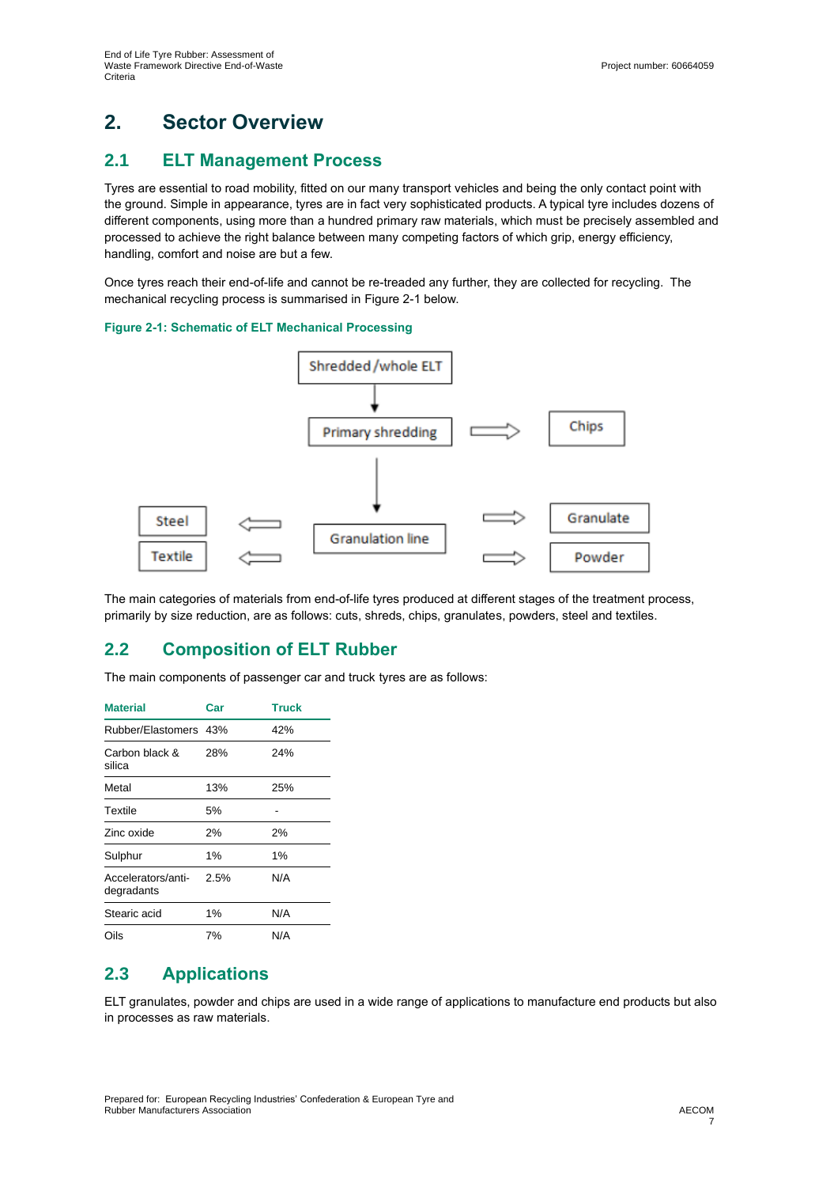# 2. Sector Overview

## 2.1 ELT Management Process

Tyres are essential to road mobility, fitted on our many transport vehicles and being the only contact point with the ground. Simple in appearance, tyres are in fact very sophisticated products. A typical tyre includes dozens of different components, using more than a hundred primary raw materials, which must be precisely assembled and processed to achieve the right balance between many competing factors of which grip, energy efficiency, handling, comfort and noise are but a few.

Once tyres reach their end-of-life and cannot be re-treaded any further, they are collected for recycling. The mechanical recycling process is summarised in Figure 2-1 below.

**Figure 2-1: Schematic of ELT Mechanical Processing**

Shredded/whole ELT → Primary shredding → Chips

Primary shredding → Granulation line → Granulate, Powder

Granulation line → Steel, Textile

The main categories of materials from end-of-life tyres produced at different stages of the treatment process, primarily by size reduction, are as follows: cuts, shreds, chips, granulates, powders, steel and textiles.

## 2.2 Composition of ELT Rubber

The main components of passenger car and truck tyres are as follows:

| Material | Car | Truck |
|---|---|---|
| Rubber/Elastomers | 43% | 42% |
| Carbon black & silica | 28% | 24% |
| Metal | 13% | 25% |
| Textile | 5% | - |
| Zinc oxide | 2% | 2% |
| Sulphur | 1% | 1% |
| Accelerators/anti-degradants | 2.5% | N/A |
| Stearic acid | 1% | N/A |
| Oils | 7% | N/A |

## 2.3 Applications

ELT granulates, powder and chips are used in a wide range of applications to manufacture end products but also in processes as raw materials.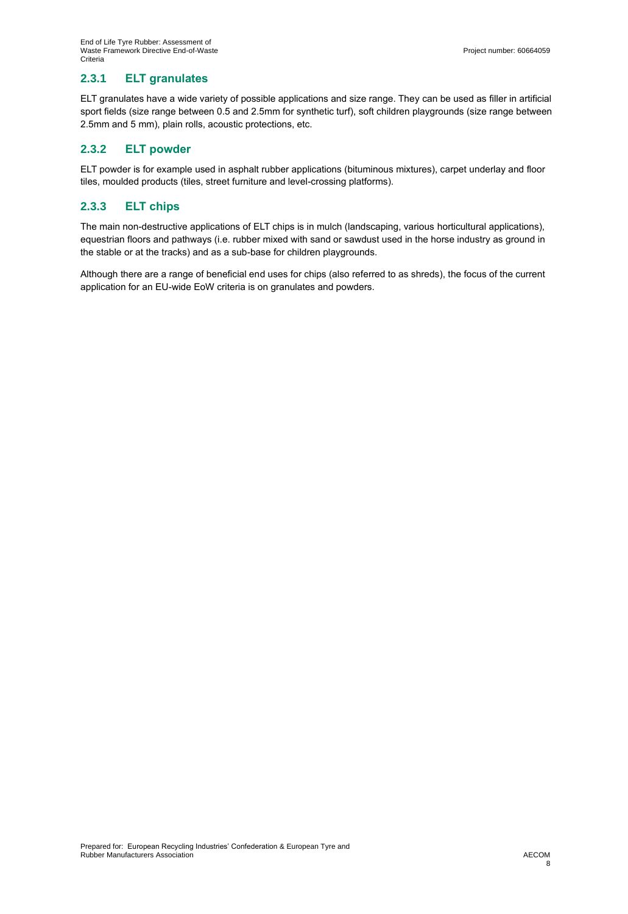### 2.3.1 ELT granulates

ELT granulates have a wide variety of possible applications and size range. They can be used as filler in artificial sport fields (size range between 0.5 and 2.5mm for synthetic turf), soft children playgrounds (size range between 2.5mm and 5 mm), plain rolls, acoustic protections, etc.

### 2.3.2 ELT powder

ELT powder is for example used in asphalt rubber applications (bituminous mixtures), carpet underlay and floor tiles, moulded products (tiles, street furniture and level-crossing platforms).

### 2.3.3 ELT chips

The main non-destructive applications of ELT chips is in mulch (landscaping, various horticultural applications), equestrian floors and pathways (i.e. rubber mixed with sand or sawdust used in the horse industry as ground in the stable or at the tracks) and as a sub-base for children playgrounds.

Although there are a range of beneficial end uses for chips (also referred to as shreds), the focus of the current application for an EU-wide EoW criteria is on granulates and powders.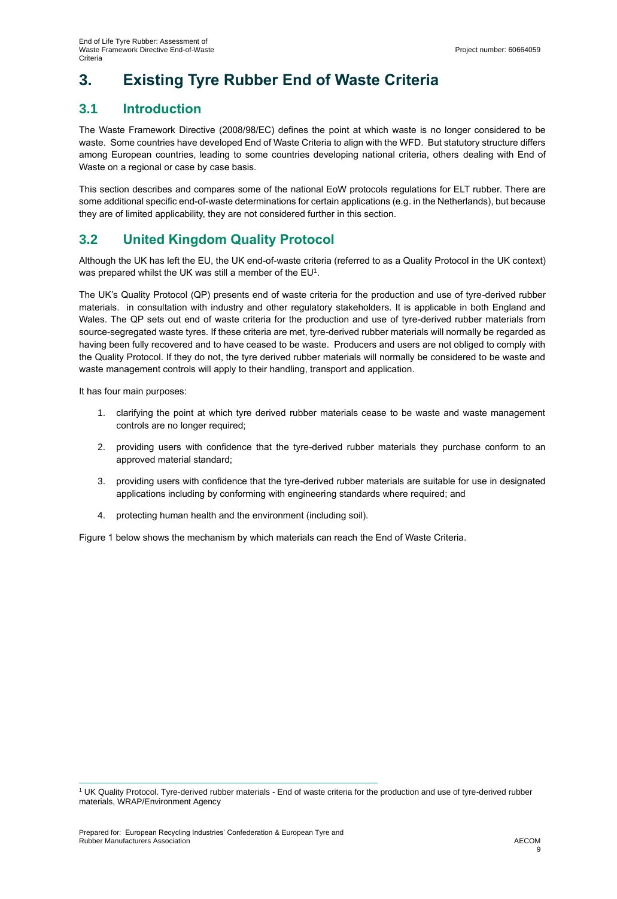# 3. Existing Tyre Rubber End of Waste Criteria

## 3.1 Introduction

The Waste Framework Directive (2008/98/EC) defines the point at which waste is no longer considered to be waste. Some countries have developed End of Waste Criteria to align with the WFD. But statutory structure differs among European countries, leading to some countries developing national criteria, others dealing with End of Waste on a regional or case by case basis.

This section describes and compares some of the national EoW protocols regulations for ELT rubber. There are some additional specific end-of-waste determinations for certain applications (e.g. in the Netherlands), but because they are of limited applicability, they are not considered further in this section.

## 3.2 United Kingdom Quality Protocol

Although the UK has left the EU, the UK end-of-waste criteria (referred to as a Quality Protocol in the UK context) was prepared whilst the UK was still a member of the EU[1].

The UK's Quality Protocol (QP) presents end of waste criteria for the production and use of tyre-derived rubber materials. in consultation with industry and other regulatory stakeholders. It is applicable in both England and Wales. The QP sets out end of waste criteria for the production and use of tyre-derived rubber materials from source-segregated waste tyres. If these criteria are met, tyre-derived rubber materials will normally be regarded as having been fully recovered and to have ceased to be waste. Producers and users are not obliged to comply with the Quality Protocol. If they do not, the tyre derived rubber materials will normally be considered to be waste and waste management controls will apply to their handling, transport and application.

It has four main purposes:

1. clarifying the point at which tyre derived rubber materials cease to be waste and waste management controls are no longer required;
2. providing users with confidence that the tyre-derived rubber materials they purchase conform to an approved material standard;
3. providing users with confidence that the tyre-derived rubber materials are suitable for use in designated applications including by conforming with engineering standards where required; and
4. protecting human health and the environment (including soil).

Figure 1 below shows the mechanism by which materials can reach the End of Waste Criteria.

[1] UK Quality Protocol. Tyre-derived rubber materials - End of waste criteria for the production and use of tyre-derived rubber materials, WRAP/Environment Agency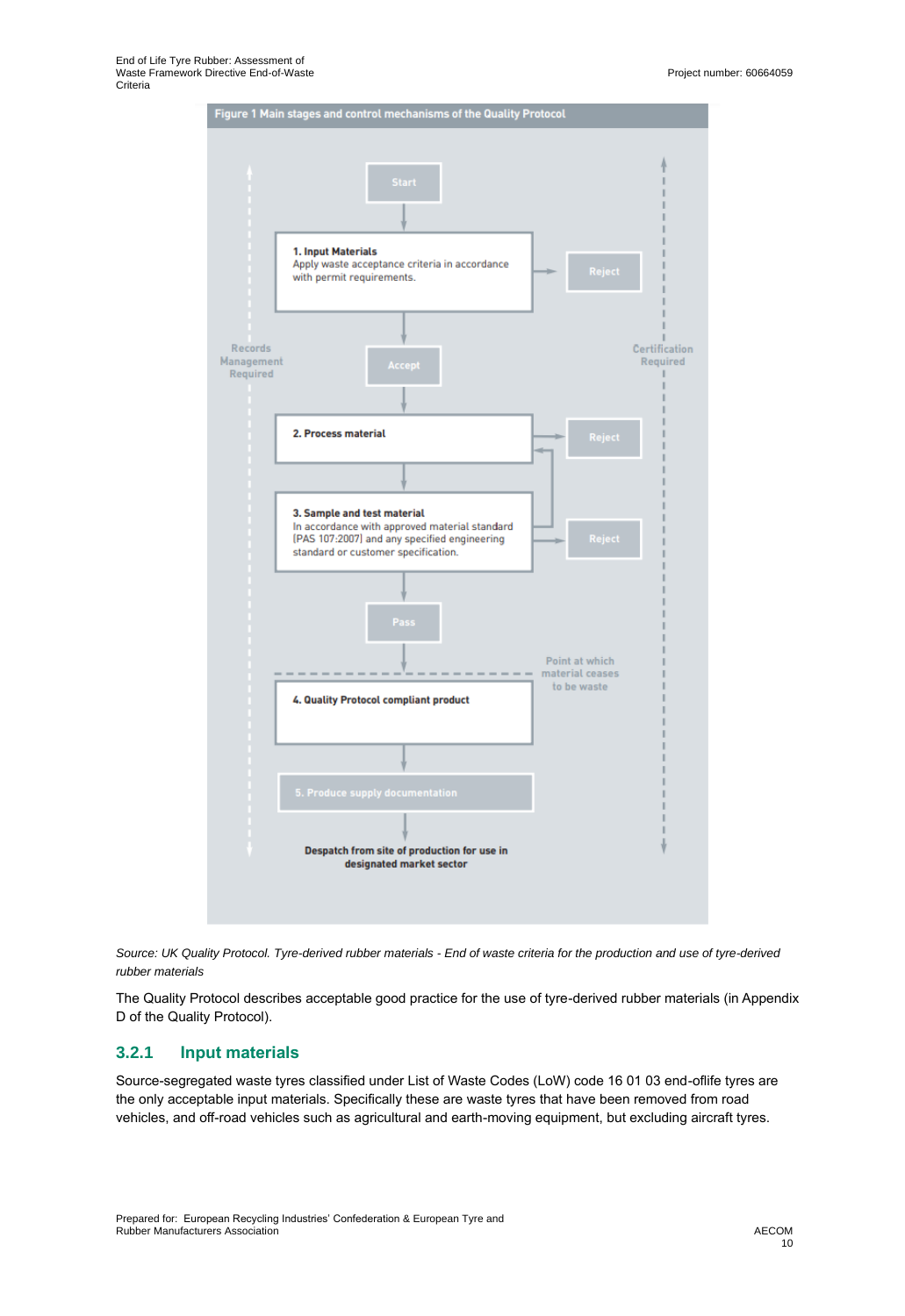**Figure 1 Main stages and control mechanisms of the Quality Protocol**

Start

**1. Input Materials**
Apply waste acceptance criteria in accordance with permit requirements.

Reject

Accept

**2. Process material**

Reject

**3. Sample and test material**
In accordance with approved material standard (PAS 107:2007) and any specified engineering standard or customer specification.

Reject

Pass

Point at which material ceases to be waste

**4. Quality Protocol compliant product**

5. Produce supply documentation

**Despatch from site of production for use in designated market sector**

Records Management Required

Certification Required

*Source: UK Quality Protocol. Tyre-derived rubber materials - End of waste criteria for the production and use of tyre-derived rubber materials*

The Quality Protocol describes acceptable good practice for the use of tyre-derived rubber materials (in Appendix D of the Quality Protocol).

### 3.2.1 Input materials

Source-segregated waste tyres classified under List of Waste Codes (LoW) code 16 01 03 end-oflife tyres are the only acceptable input materials. Specifically these are waste tyres that have been removed from road vehicles, and off-road vehicles such as agricultural and earth-moving equipment, but excluding aircraft tyres.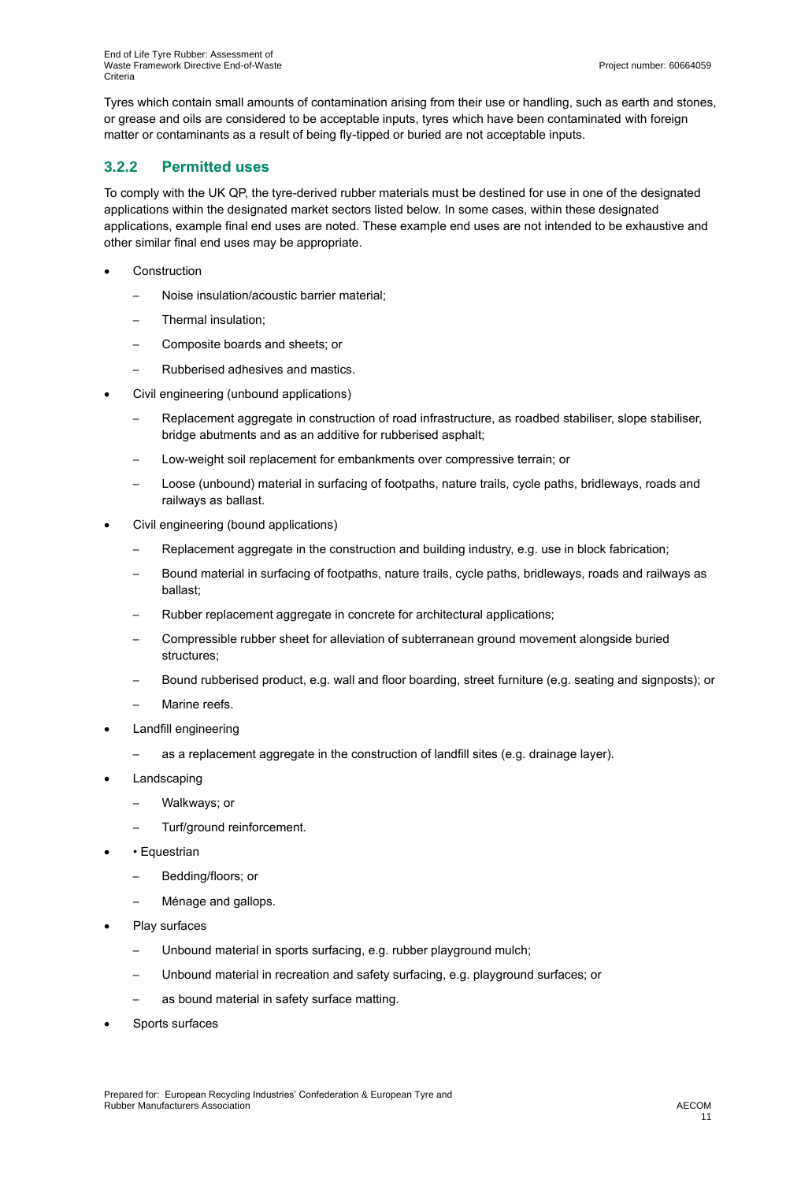Tyres which contain small amounts of contamination arising from their use or handling, such as earth and stones, or grease and oils are considered to be acceptable inputs, tyres which have been contaminated with foreign matter or contaminants as a result of being fly-tipped or buried are not acceptable inputs.

### 3.2.2 Permitted uses

To comply with the UK QP, the tyre-derived rubber materials must be destined for use in one of the designated applications within the designated market sectors listed below. In some cases, within these designated applications, example final end uses are noted. These example end uses are not intended to be exhaustive and other similar final end uses may be appropriate.

- Construction
  - Noise insulation/acoustic barrier material;
  - Thermal insulation;
  - Composite boards and sheets; or
  - Rubberised adhesives and mastics.
- Civil engineering (unbound applications)
  - Replacement aggregate in construction of road infrastructure, as roadbed stabiliser, slope stabiliser, bridge abutments and as an additive for rubberised asphalt;
  - Low-weight soil replacement for embankments over compressive terrain; or
  - Loose (unbound) material in surfacing of footpaths, nature trails, cycle paths, bridleways, roads and railways as ballast.
- Civil engineering (bound applications)
  - Replacement aggregate in the construction and building industry, e.g. use in block fabrication;
  - Bound material in surfacing of footpaths, nature trails, cycle paths, bridleways, roads and railways as ballast;
  - Rubber replacement aggregate in concrete for architectural applications;
  - Compressible rubber sheet for alleviation of subterranean ground movement alongside buried structures;
  - Bound rubberised product, e.g. wall and floor boarding, street furniture (e.g. seating and signposts); or
  - Marine reefs.
- Landfill engineering
  - as a replacement aggregate in the construction of landfill sites (e.g. drainage layer).
- Landscaping
  - Walkways; or
  - Turf/ground reinforcement.
- • Equestrian
  - Bedding/floors; or
  - Ménage and gallops.
- Play surfaces
  - Unbound material in sports surfacing, e.g. rubber playground mulch;
  - Unbound material in recreation and safety surfacing, e.g. playground surfaces; or
  - as bound material in safety surface matting.
- Sports surfaces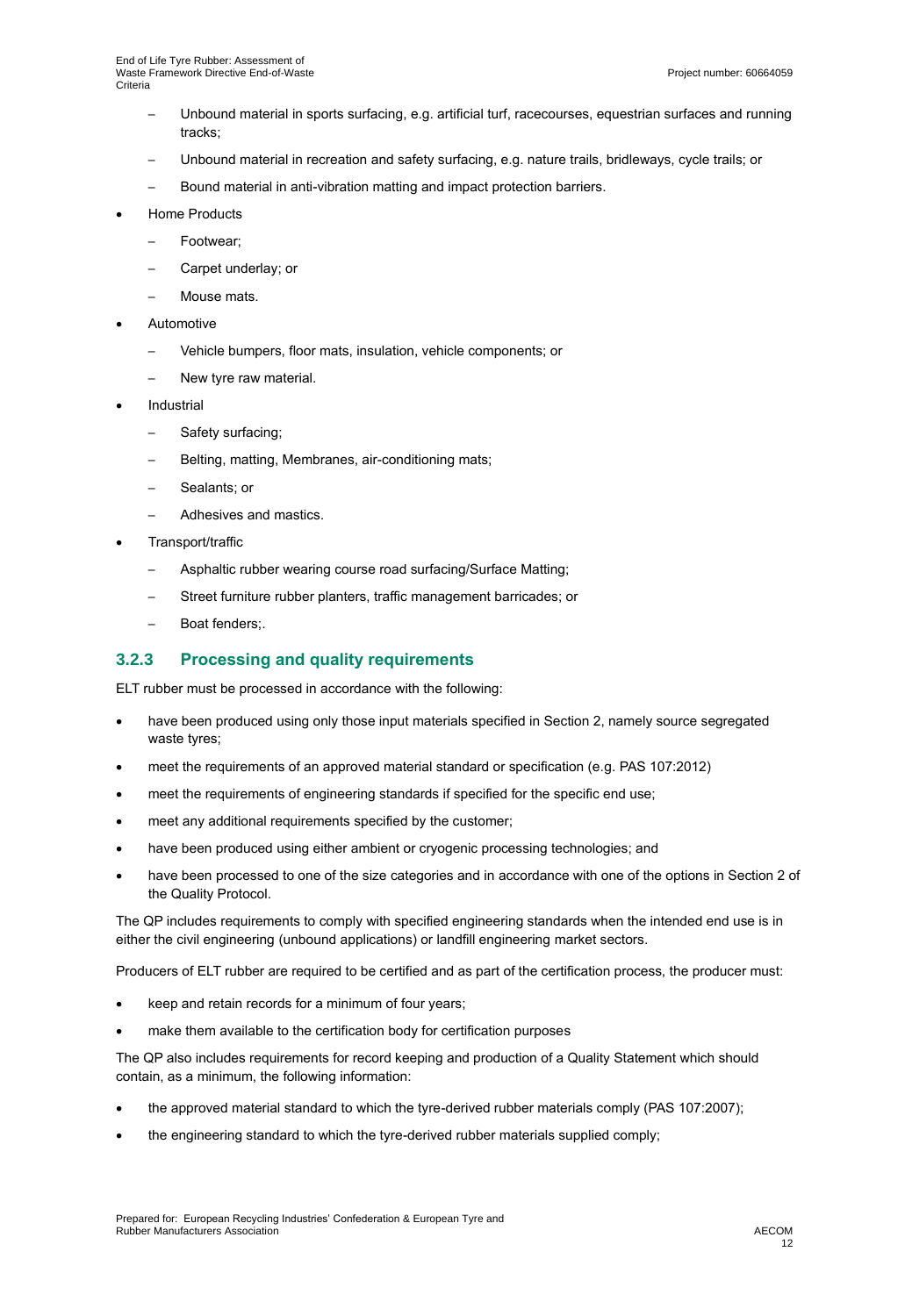- Unbound material in sports surfacing, e.g. artificial turf, racecourses, equestrian surfaces and running tracks;
  - Unbound material in recreation and safety surfacing, e.g. nature trails, bridleways, cycle trails; or
  - Bound material in anti-vibration matting and impact protection barriers.
- Home Products
  - Footwear;
  - Carpet underlay; or
  - Mouse mats.
- Automotive
  - Vehicle bumpers, floor mats, insulation, vehicle components; or
  - New tyre raw material.
- Industrial
  - Safety surfacing;
  - Belting, matting, Membranes, air-conditioning mats;
  - Sealants; or
  - Adhesives and mastics.
- Transport/traffic
  - Asphaltic rubber wearing course road surfacing/Surface Matting;
  - Street furniture rubber planters, traffic management barricades; or
  - Boat fenders;.

### 3.2.3 Processing and quality requirements

ELT rubber must be processed in accordance with the following:

- have been produced using only those input materials specified in Section 2, namely source segregated waste tyres;
- meet the requirements of an approved material standard or specification (e.g. PAS 107:2012)
- meet the requirements of engineering standards if specified for the specific end use;
- meet any additional requirements specified by the customer;
- have been produced using either ambient or cryogenic processing technologies; and
- have been processed to one of the size categories and in accordance with one of the options in Section 2 of the Quality Protocol.

The QP includes requirements to comply with specified engineering standards when the intended end use is in either the civil engineering (unbound applications) or landfill engineering market sectors.

Producers of ELT rubber are required to be certified and as part of the certification process, the producer must:

- keep and retain records for a minimum of four years;
- make them available to the certification body for certification purposes

The QP also includes requirements for record keeping and production of a Quality Statement which should contain, as a minimum, the following information:

- the approved material standard to which the tyre-derived rubber materials comply (PAS 107:2007);
- the engineering standard to which the tyre-derived rubber materials supplied comply;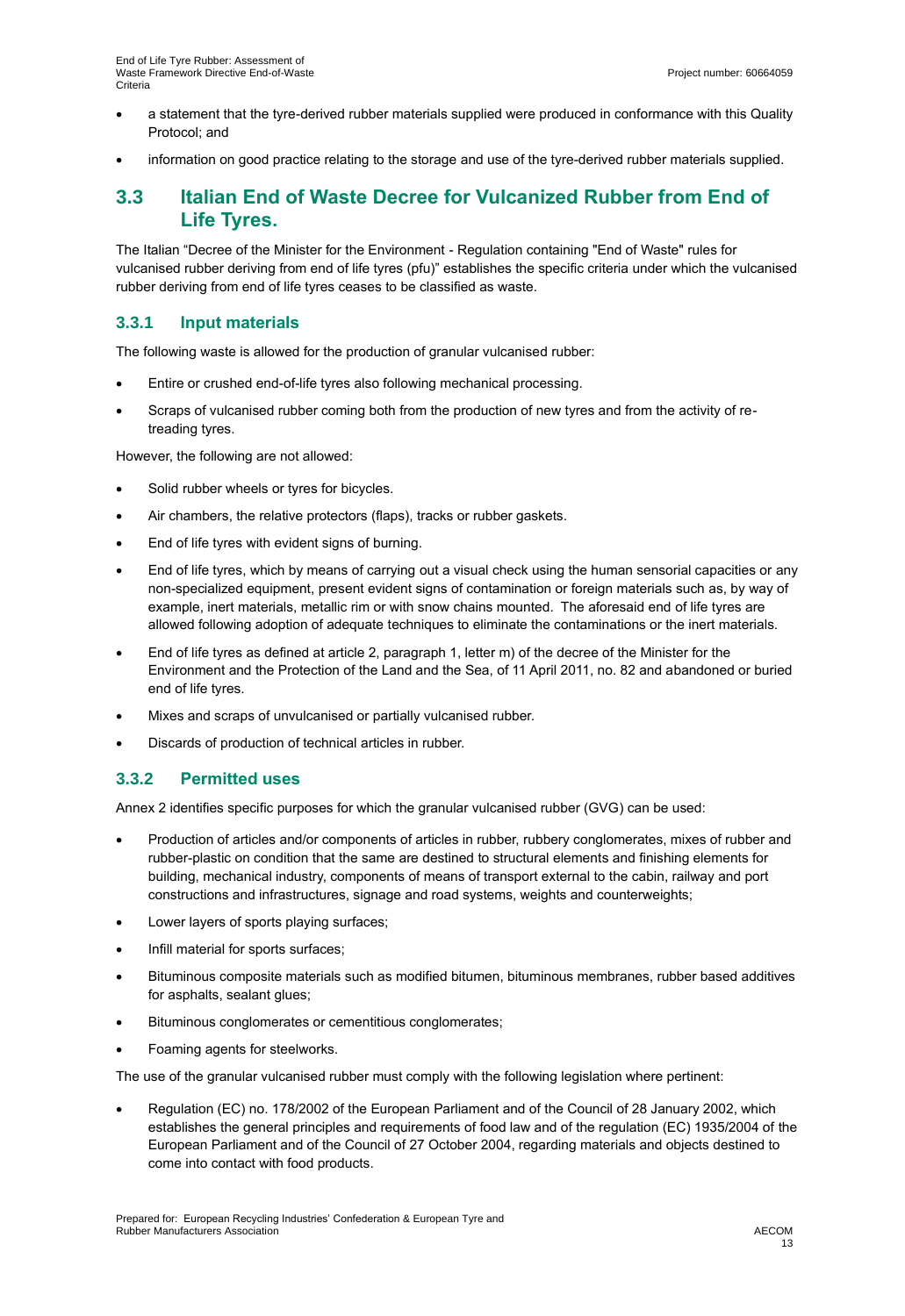- a statement that the tyre-derived rubber materials supplied were produced in conformance with this Quality Protocol; and
- information on good practice relating to the storage and use of the tyre-derived rubber materials supplied.

## 3.3 Italian End of Waste Decree for Vulcanized Rubber from End of Life Tyres.

The Italian "Decree of the Minister for the Environment - Regulation containing "End of Waste" rules for vulcanised rubber deriving from end of life tyres (pfu)" establishes the specific criteria under which the vulcanised rubber deriving from end of life tyres ceases to be classified as waste.

### 3.3.1 Input materials

The following waste is allowed for the production of granular vulcanised rubber:

- Entire or crushed end-of-life tyres also following mechanical processing.
- Scraps of vulcanised rubber coming both from the production of new tyres and from the activity of re-treading tyres.

However, the following are not allowed:

- Solid rubber wheels or tyres for bicycles.
- Air chambers, the relative protectors (flaps), tracks or rubber gaskets.
- End of life tyres with evident signs of burning.
- End of life tyres, which by means of carrying out a visual check using the human sensorial capacities or any non-specialized equipment, present evident signs of contamination or foreign materials such as, by way of example, inert materials, metallic rim or with snow chains mounted. The aforesaid end of life tyres are allowed following adoption of adequate techniques to eliminate the contaminations or the inert materials.
- End of life tyres as defined at article 2, paragraph 1, letter m) of the decree of the Minister for the Environment and the Protection of the Land and the Sea, of 11 April 2011, no. 82 and abandoned or buried end of life tyres.
- Mixes and scraps of unvulcanised or partially vulcanised rubber.
- Discards of production of technical articles in rubber.

### 3.3.2 Permitted uses

Annex 2 identifies specific purposes for which the granular vulcanised rubber (GVG) can be used:

- Production of articles and/or components of articles in rubber, rubbery conglomerates, mixes of rubber and rubber-plastic on condition that the same are destined to structural elements and finishing elements for building, mechanical industry, components of means of transport external to the cabin, railway and port constructions and infrastructures, signage and road systems, weights and counterweights;
- Lower layers of sports playing surfaces;
- Infill material for sports surfaces;
- Bituminous composite materials such as modified bitumen, bituminous membranes, rubber based additives for asphalts, sealant glues;
- Bituminous conglomerates or cementitious conglomerates;
- Foaming agents for steelworks.

The use of the granular vulcanised rubber must comply with the following legislation where pertinent:

- Regulation (EC) no. 178/2002 of the European Parliament and of the Council of 28 January 2002, which establishes the general principles and requirements of food law and of the regulation (EC) 1935/2004 of the European Parliament and of the Council of 27 October 2004, regarding materials and objects destined to come into contact with food products.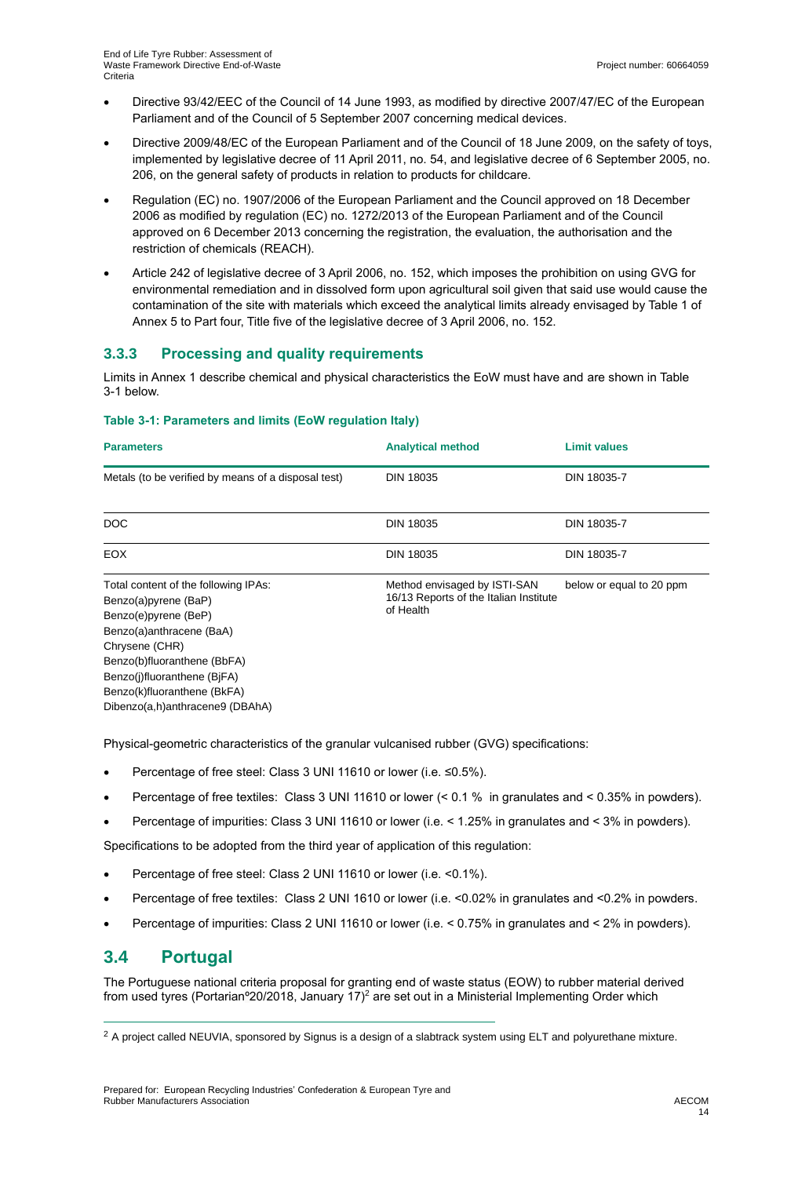- Directive 93/42/EEC of the Council of 14 June 1993, as modified by directive 2007/47/EC of the European Parliament and of the Council of 5 September 2007 concerning medical devices.
- Directive 2009/48/EC of the European Parliament and of the Council of 18 June 2009, on the safety of toys, implemented by legislative decree of 11 April 2011, no. 54, and legislative decree of 6 September 2005, no. 206, on the general safety of products in relation to products for childcare.
- Regulation (EC) no. 1907/2006 of the European Parliament and the Council approved on 18 December 2006 as modified by regulation (EC) no. 1272/2013 of the European Parliament and of the Council approved on 6 December 2013 concerning the registration, the evaluation, the authorisation and the restriction of chemicals (REACH).
- Article 242 of legislative decree of 3 April 2006, no. 152, which imposes the prohibition on using GVG for environmental remediation and in dissolved form upon agricultural soil given that said use would cause the contamination of the site with materials which exceed the analytical limits already envisaged by Table 1 of Annex 5 to Part four, Title five of the legislative decree of 3 April 2006, no. 152.

### 3.3.3 Processing and quality requirements

Limits in Annex 1 describe chemical and physical characteristics the EoW must have and are shown in Table 3-1 below.

**Table 3-1: Parameters and limits (EoW regulation Italy)**

| Parameters | Analytical method | Limit values |
|---|---|---|
| Metals (to be verified by means of a disposal test) | DIN 18035 | DIN 18035-7 |
| DOC | DIN 18035 | DIN 18035-7 |
| EOX | DIN 18035 | DIN 18035-7 |
| Total content of the following IPAs:<br>Benzo(a)pyrene (BaP)<br>Benzo(e)pyrene (BeP)<br>Benzo(a)anthracene (BaA)<br>Chrysene (CHR)<br>Benzo(b)fluoranthene (BbFA)<br>Benzo(j)fluoranthene (BjFA)<br>Benzo(k)fluoranthene (BkFA)<br>Dibenzo(a,h)anthracene9 (DBAhA) | Method envisaged by ISTI-SAN 16/13 Reports of the Italian Institute of Health | below or equal to 20 ppm |

Physical-geometric characteristics of the granular vulcanised rubber (GVG) specifications:

- Percentage of free steel: Class 3 UNI 11610 or lower (i.e. ≤0.5%).
- Percentage of free textiles: Class 3 UNI 11610 or lower (< 0.1 % in granulates and < 0.35% in powders).
- Percentage of impurities: Class 3 UNI 11610 or lower (i.e. < 1.25% in granulates and < 3% in powders).

Specifications to be adopted from the third year of application of this regulation:

- Percentage of free steel: Class 2 UNI 11610 or lower (i.e. <0.1%).
- Percentage of free textiles: Class 2 UNI 1610 or lower (i.e. <0.02% in granulates and <0.2% in powders.
- Percentage of impurities: Class 2 UNI 11610 or lower (i.e. < 0.75% in granulates and < 2% in powders).

## 3.4 Portugal

The Portuguese national criteria proposal for granting end of waste status (EOW) to rubber material derived from used tyres (Portarianº20/2018, January 17)[2] are set out in a Ministerial Implementing Order which

[2] A project called NEUVIA, sponsored by Signus is a design of a slabtrack system using ELT and polyurethane mixture.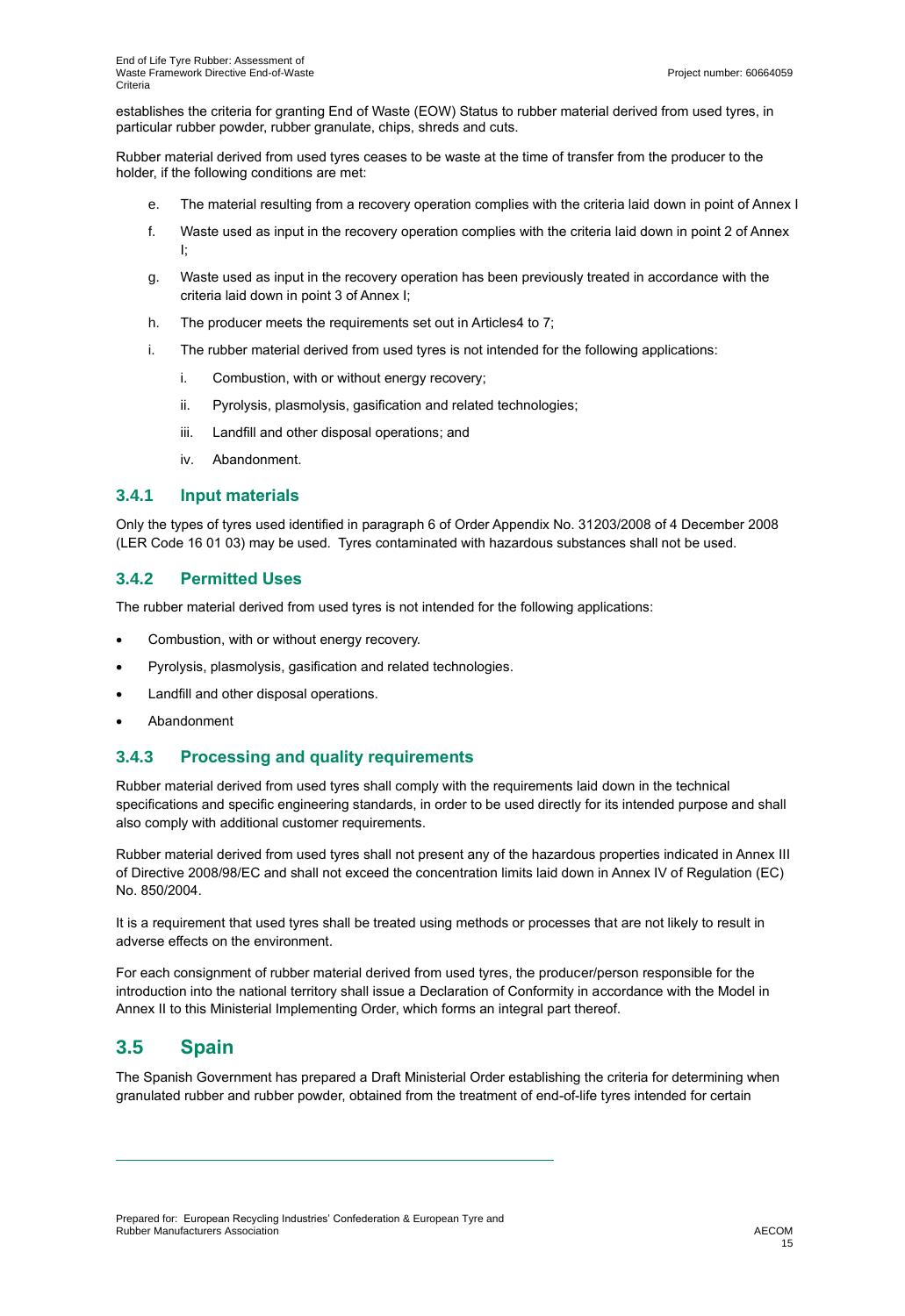establishes the criteria for granting End of Waste (EOW) Status to rubber material derived from used tyres, in particular rubber powder, rubber granulate, chips, shreds and cuts.

Rubber material derived from used tyres ceases to be waste at the time of transfer from the producer to the holder, if the following conditions are met:

e. The material resulting from a recovery operation complies with the criteria laid down in point of Annex I

f. Waste used as input in the recovery operation complies with the criteria laid down in point 2 of Annex I;

g. Waste used as input in the recovery operation has been previously treated in accordance with the criteria laid down in point 3 of Annex I;

h. The producer meets the requirements set out in Articles4 to 7;

i. The rubber material derived from used tyres is not intended for the following applications:

    i. Combustion, with or without energy recovery;

    ii. Pyrolysis, plasmolysis, gasification and related technologies;

    iii. Landfill and other disposal operations; and

    iv. Abandonment.

### 3.4.1 Input materials

Only the types of tyres used identified in paragraph 6 of Order Appendix No. 31203/2008 of 4 December 2008 (LER Code 16 01 03) may be used. Tyres contaminated with hazardous substances shall not be used.

### 3.4.2 Permitted Uses

The rubber material derived from used tyres is not intended for the following applications:

- Combustion, with or without energy recovery.
- Pyrolysis, plasmolysis, gasification and related technologies.
- Landfill and other disposal operations.
- Abandonment

### 3.4.3 Processing and quality requirements

Rubber material derived from used tyres shall comply with the requirements laid down in the technical specifications and specific engineering standards, in order to be used directly for its intended purpose and shall also comply with additional customer requirements.

Rubber material derived from used tyres shall not present any of the hazardous properties indicated in Annex III of Directive 2008/98/EC and shall not exceed the concentration limits laid down in Annex IV of Regulation (EC) No. 850/2004.

It is a requirement that used tyres shall be treated using methods or processes that are not likely to result in adverse effects on the environment.

For each consignment of rubber material derived from used tyres, the producer/person responsible for the introduction into the national territory shall issue a Declaration of Conformity in accordance with the Model in Annex II to this Ministerial Implementing Order, which forms an integral part thereof.

## 3.5 Spain

The Spanish Government has prepared a Draft Ministerial Order establishing the criteria for determining when granulated rubber and rubber powder, obtained from the treatment of end-of-life tyres intended for certain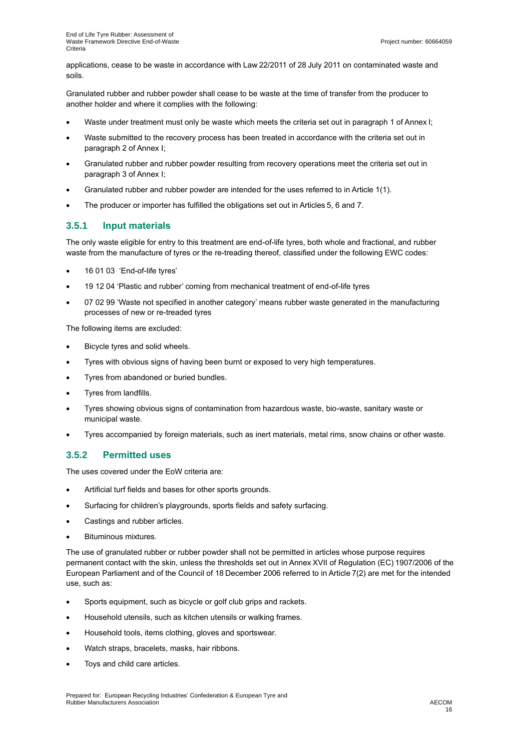applications, cease to be waste in accordance with Law 22/2011 of 28 July 2011 on contaminated waste and soils.

Granulated rubber and rubber powder shall cease to be waste at the time of transfer from the producer to another holder and where it complies with the following:

- Waste under treatment must only be waste which meets the criteria set out in paragraph 1 of Annex I;
- Waste submitted to the recovery process has been treated in accordance with the criteria set out in paragraph 2 of Annex I;
- Granulated rubber and rubber powder resulting from recovery operations meet the criteria set out in paragraph 3 of Annex I;
- Granulated rubber and rubber powder are intended for the uses referred to in Article 1(1).
- The producer or importer has fulfilled the obligations set out in Articles 5, 6 and 7.

### 3.5.1 Input materials

The only waste eligible for entry to this treatment are end-of-life tyres, both whole and fractional, and rubber waste from the manufacture of tyres or the re-treading thereof, classified under the following EWC codes:

- 16 01 03 'End-of-life tyres'
- 19 12 04 'Plastic and rubber' coming from mechanical treatment of end-of-life tyres
- 07 02 99 'Waste not specified in another category' means rubber waste generated in the manufacturing processes of new or re-treaded tyres

The following items are excluded:

- Bicycle tyres and solid wheels.
- Tyres with obvious signs of having been burnt or exposed to very high temperatures.
- Tyres from abandoned or buried bundles.
- Tyres from landfills.
- Tyres showing obvious signs of contamination from hazardous waste, bio-waste, sanitary waste or municipal waste.
- Tyres accompanied by foreign materials, such as inert materials, metal rims, snow chains or other waste.

### 3.5.2 Permitted uses

The uses covered under the EoW criteria are:

- Artificial turf fields and bases for other sports grounds.
- Surfacing for children's playgrounds, sports fields and safety surfacing.
- Castings and rubber articles.
- Bituminous mixtures.

The use of granulated rubber or rubber powder shall not be permitted in articles whose purpose requires permanent contact with the skin, unless the thresholds set out in Annex XVII of Regulation (EC) 1907/2006 of the European Parliament and of the Council of 18 December 2006 referred to in Article 7(2) are met for the intended use, such as:

- Sports equipment, such as bicycle or golf club grips and rackets.
- Household utensils, such as kitchen utensils or walking frames.
- Household tools, items clothing, gloves and sportswear.
- Watch straps, bracelets, masks, hair ribbons.
- Toys and child care articles.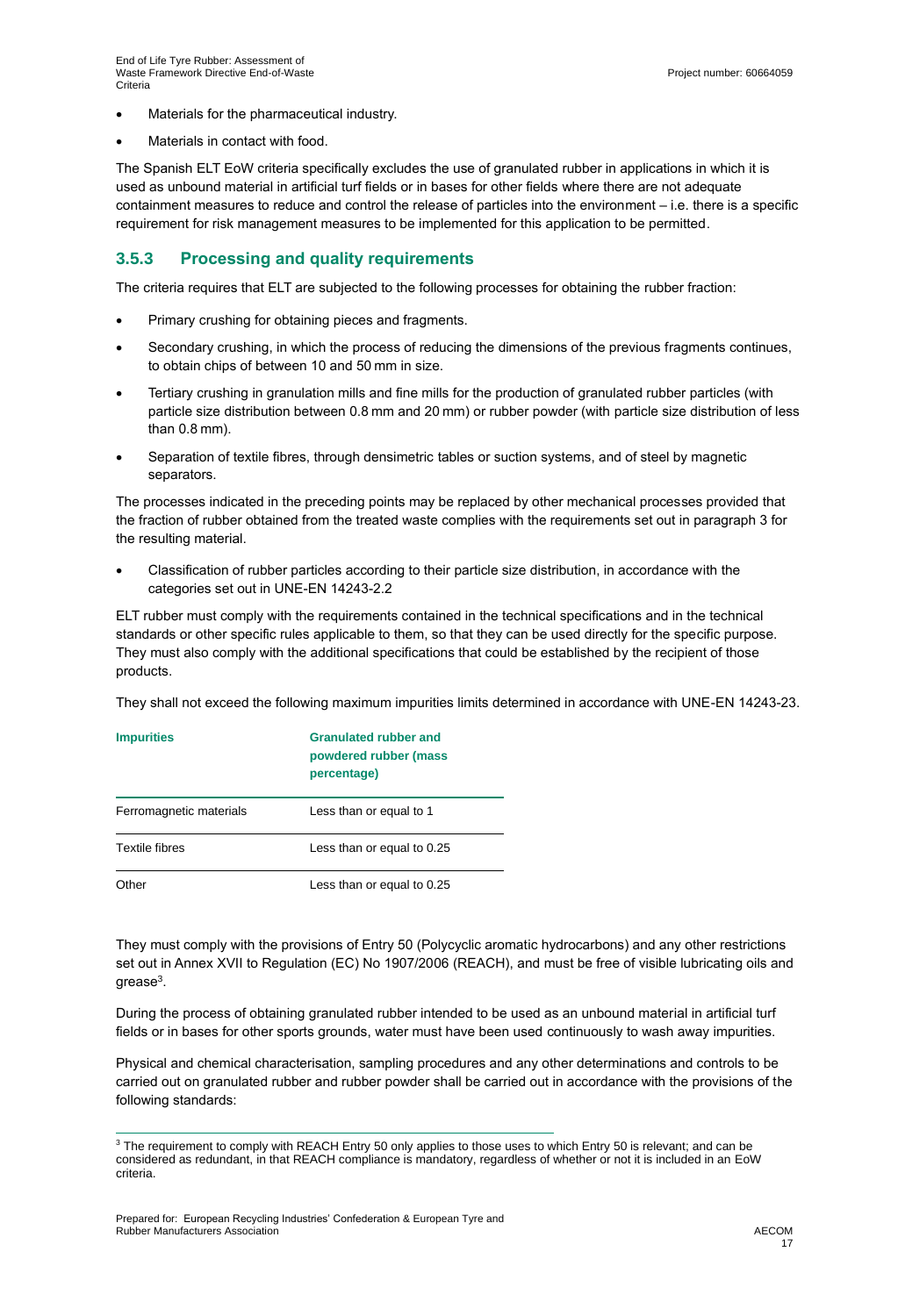- Materials for the pharmaceutical industry.
- Materials in contact with food.

The Spanish ELT EoW criteria specifically excludes the use of granulated rubber in applications in which it is used as unbound material in artificial turf fields or in bases for other fields where there are not adequate containment measures to reduce and control the release of particles into the environment – i.e. there is a specific requirement for risk management measures to be implemented for this application to be permitted.

### 3.5.3 Processing and quality requirements

The criteria requires that ELT are subjected to the following processes for obtaining the rubber fraction:

- Primary crushing for obtaining pieces and fragments.
- Secondary crushing, in which the process of reducing the dimensions of the previous fragments continues, to obtain chips of between 10 and 50 mm in size.
- Tertiary crushing in granulation mills and fine mills for the production of granulated rubber particles (with particle size distribution between 0.8 mm and 20 mm) or rubber powder (with particle size distribution of less than 0.8 mm).
- Separation of textile fibres, through densimetric tables or suction systems, and of steel by magnetic separators.

The processes indicated in the preceding points may be replaced by other mechanical processes provided that the fraction of rubber obtained from the treated waste complies with the requirements set out in paragraph 3 for the resulting material.

- Classification of rubber particles according to their particle size distribution, in accordance with the categories set out in UNE-EN 14243-2.2

ELT rubber must comply with the requirements contained in the technical specifications and in the technical standards or other specific rules applicable to them, so that they can be used directly for the specific purpose. They must also comply with the additional specifications that could be established by the recipient of those products.

They shall not exceed the following maximum impurities limits determined in accordance with UNE-EN 14243-23.

| Impurities | Granulated rubber and powdered rubber (mass percentage) |
|---|---|
| Ferromagnetic materials | Less than or equal to 1 |
| Textile fibres | Less than or equal to 0.25 |
| Other | Less than or equal to 0.25 |

They must comply with the provisions of Entry 50 (Polycyclic aromatic hydrocarbons) and any other restrictions set out in Annex XVII to Regulation (EC) No 1907/2006 (REACH), and must be free of visible lubricating oils and grease[3].

During the process of obtaining granulated rubber intended to be used as an unbound material in artificial turf fields or in bases for other sports grounds, water must have been used continuously to wash away impurities.

Physical and chemical characterisation, sampling procedures and any other determinations and controls to be carried out on granulated rubber and rubber powder shall be carried out in accordance with the provisions of the following standards:

[3] The requirement to comply with REACH Entry 50 only applies to those uses to which Entry 50 is relevant; and can be considered as redundant, in that REACH compliance is mandatory, regardless of whether or not it is included in an EoW criteria.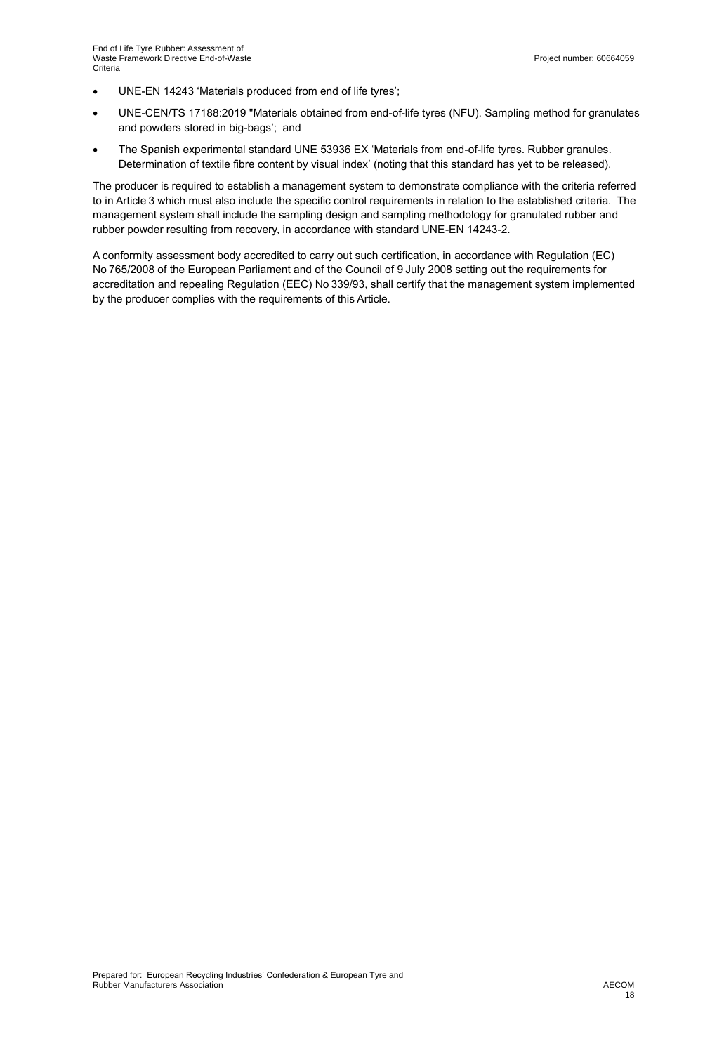- UNE-EN 14243 ‘Materials produced from end of life tyres’;
- UNE-CEN/TS 17188:2019 "Materials obtained from end-of-life tyres (NFU). Sampling method for granulates and powders stored in big-bags’; and
- The Spanish experimental standard UNE 53936 EX ‘Materials from end-of-life tyres. Rubber granules. Determination of textile fibre content by visual index’ (noting that this standard has yet to be released).

The producer is required to establish a management system to demonstrate compliance with the criteria referred to in Article 3 which must also include the specific control requirements in relation to the established criteria. The management system shall include the sampling design and sampling methodology for granulated rubber and rubber powder resulting from recovery, in accordance with standard UNE-EN 14243-2.

A conformity assessment body accredited to carry out such certification, in accordance with Regulation (EC) No 765/2008 of the European Parliament and of the Council of 9 July 2008 setting out the requirements for accreditation and repealing Regulation (EEC) No 339/93, shall certify that the management system implemented by the producer complies with the requirements of this Article.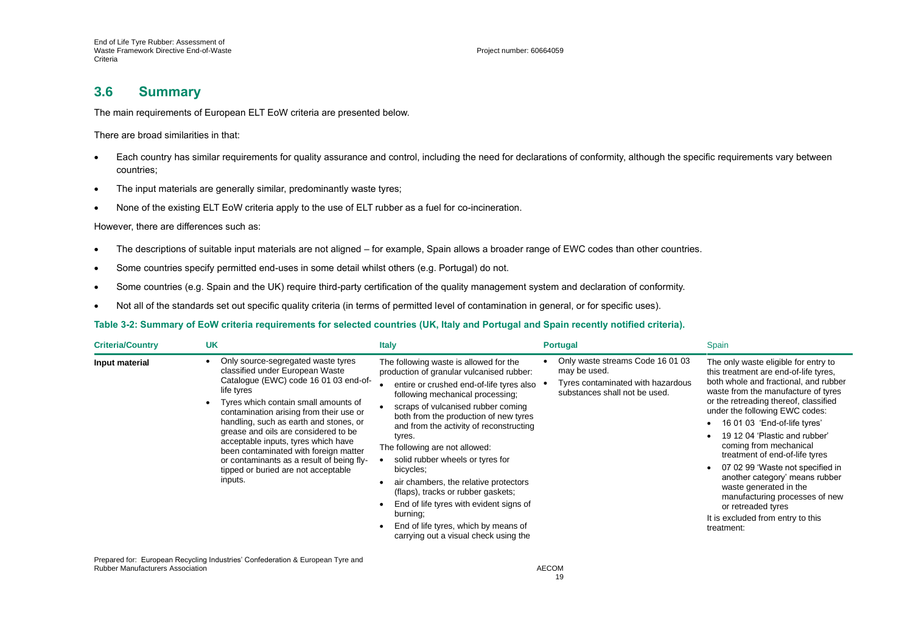## 3.6 Summary

The main requirements of European ELT EoW criteria are presented below.

There are broad similarities in that:

- Each country has similar requirements for quality assurance and control, including the need for declarations of conformity, although the specific requirements vary between countries;
- The input materials are generally similar, predominantly waste tyres;
- None of the existing ELT EoW criteria apply to the use of ELT rubber as a fuel for co-incineration.

However, there are differences such as:

- The descriptions of suitable input materials are not aligned – for example, Spain allows a broader range of EWC codes than other countries.
- Some countries specify permitted end-uses in some detail whilst others (e.g. Portugal) do not.
- Some countries (e.g. Spain and the UK) require third-party certification of the quality management system and declaration of conformity.
- Not all of the standards set out specific quality criteria (in terms of permitted level of contamination in general, or for specific uses).

**Table 3-2: Summary of EoW criteria requirements for selected countries (UK, Italy and Portugal and Spain recently notified criteria).**

| Criteria/Country | UK | Italy | Portugal | Spain |
| --- | --- | --- | --- | --- |
| **Input material** | • Only source-segregated waste tyres classified under European Waste Catalogue (EWC) code 16 01 03 end-of-life tyres<br>• Tyres which contain small amounts of contamination arising from their use or handling, such as earth and stones, or grease and oils are considered to be acceptable inputs, tyres which have been contaminated with foreign matter or contaminants as a result of being fly-tipped or buried are not acceptable inputs. | The following waste is allowed for the production of granular vulcanised rubber:<br>• entire or crushed end-of-life tyres also following mechanical processing;<br>• scraps of vulcanised rubber coming both from the production of new tyres and from the activity of reconstructing tyres.<br>The following are not allowed:<br>• solid rubber wheels or tyres for bicycles;<br>• air chambers, the relative protectors (flaps), tracks or rubber gaskets;<br>• End of life tyres with evident signs of burning;<br>• End of life tyres, which by means of carrying out a visual check using the | • Only waste streams Code 16 01 03 may be used.<br>• Tyres contaminated with hazardous substances shall not be used. | The only waste eligible for entry to this treatment are end-of-life tyres, both whole and fractional, and rubber waste from the manufacture of tyres or the retreading thereof, classified under the following EWC codes:<br>• 16 01 03 'End-of-life tyres'<br>• 19 12 04 'Plastic and rubber' coming from mechanical treatment of end-of-life tyres<br>• 07 02 99 'Waste not specified in another category' means rubber waste generated in the manufacturing processes of new or retreaded tyres<br>It is excluded from entry to this treatment: |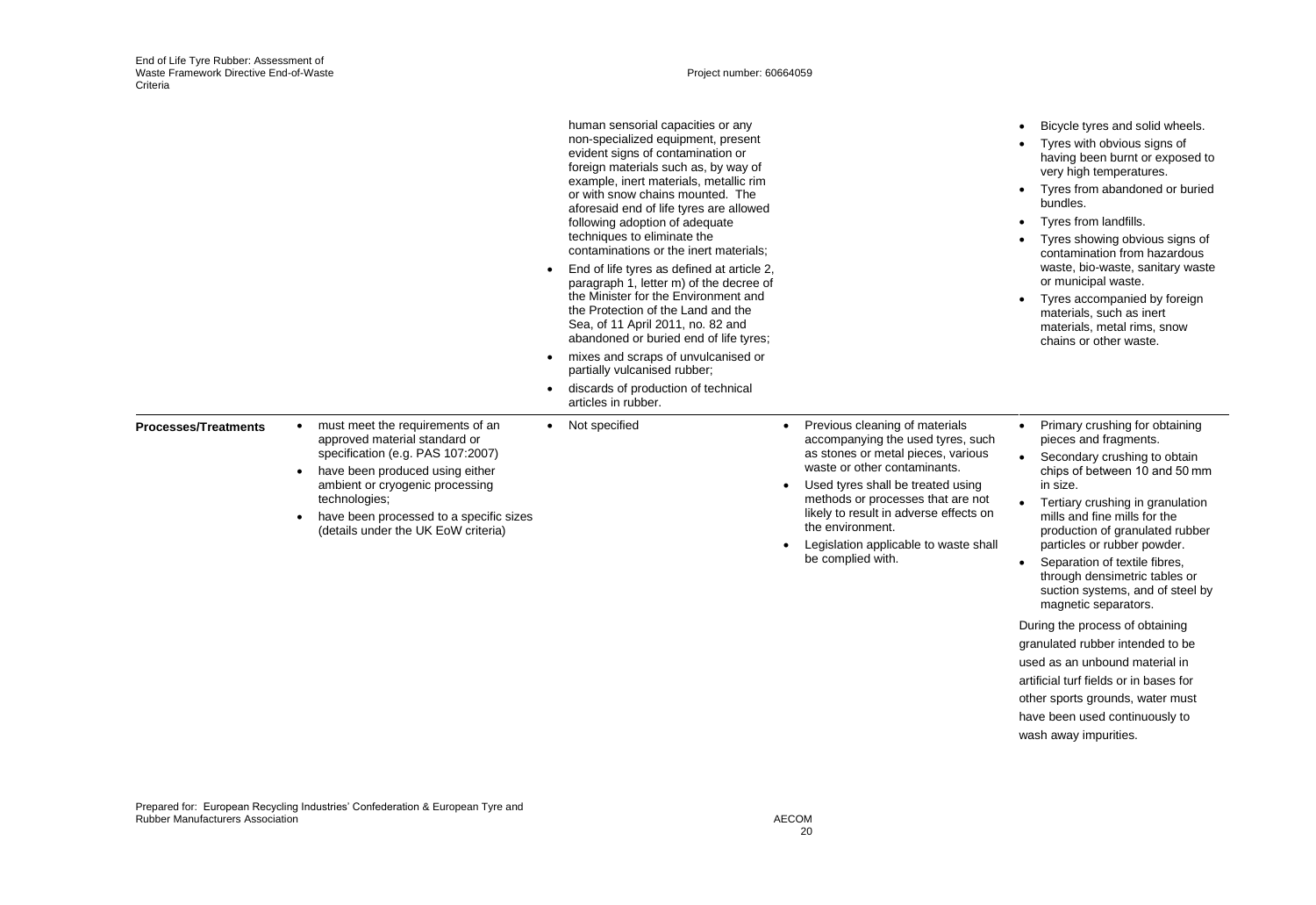| | | | | |
|---|---|---|---|---|
| | | human sensorial capacities or any non-specialized equipment, present evident signs of contamination or foreign materials such as, by way of example, inert materials, metallic rim or with snow chains mounted. The aforesaid end of life tyres are allowed following adoption of adequate techniques to eliminate the contaminations or the inert materials;<br>• End of life tyres as defined at article 2, paragraph 1, letter m) of the decree of the Minister for the Environment and the Protection of the Land and the Sea, of 11 April 2011, no. 82 and abandoned or buried end of life tyres;<br>• mixes and scraps of unvulcanised or partially vulcanised rubber;<br>• discards of production of technical articles in rubber. | | • Bicycle tyres and solid wheels.<br>• Tyres with obvious signs of having been burnt or exposed to very high temperatures.<br>• Tyres from abandoned or buried bundles.<br>• Tyres from landfills.<br>• Tyres showing obvious signs of contamination from hazardous waste, bio-waste, sanitary waste or municipal waste.<br>• Tyres accompanied by foreign materials, such as inert materials, metal rims, snow chains or other waste. |
| **Processes/Treatments** | • must meet the requirements of an approved material standard or specification (e.g. PAS 107:2007)<br>• have been produced using either ambient or cryogenic processing technologies;<br>• have been processed to a specific sizes (details under the UK EoW criteria) | • Not specified | • Previous cleaning of materials accompanying the used tyres, such as stones or metal pieces, various waste or other contaminants.<br>• Used tyres shall be treated using methods or processes that are not likely to result in adverse effects on the environment.<br>• Legislation applicable to waste shall be complied with. | • Primary crushing for obtaining pieces and fragments.<br>• Secondary crushing to obtain chips of between 10 and 50 mm in size.<br>• Tertiary crushing in granulation mills and fine mills for the production of granulated rubber particles or rubber powder.<br>• Separation of textile fibres, through densimetric tables or suction systems, and of steel by magnetic separators.<br>During the process of obtaining granulated rubber intended to be used as an unbound material in artificial turf fields or in bases for other sports grounds, water must have been used continuously to wash away impurities. |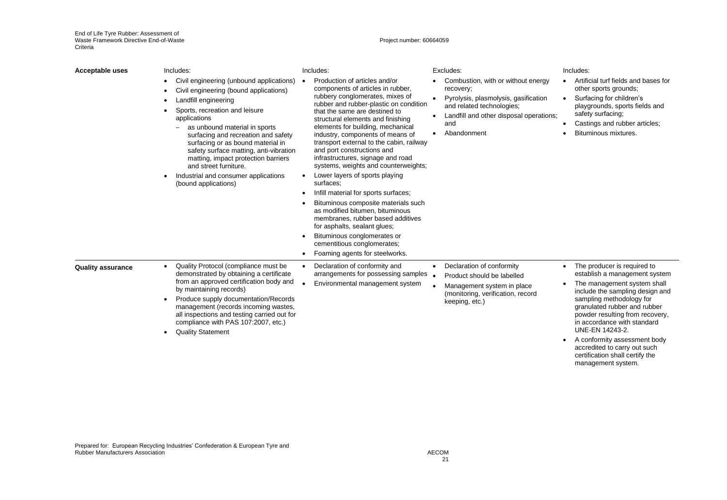| | | | | |
|---|---|---|---|---|
| **Acceptable uses** | Includes:<br>• Civil engineering (unbound applications)<br>• Civil engineering (bound applications)<br>• Landfill engineering<br>• Sports, recreation and leisure applications<br>– as unbound material in sports surfacing and recreation and safety surfacing or as bound material in safety surface matting, anti-vibration matting, impact protection barriers and street furniture.<br>• Industrial and consumer applications (bound applications) | Includes:<br>• Production of articles and/or components of articles in rubber, rubbery conglomerates, mixes of rubber and rubber-plastic on condition that the same are destined to structural elements and finishing elements for building, mechanical industry, components of means of transport external to the cabin, railway and port constructions and infrastructures, signage and road systems, weights and counterweights;<br>• Lower layers of sports playing surfaces;<br>• Infill material for sports surfaces;<br>• Bituminous composite materials such as modified bitumen, bituminous membranes, rubber based additives for asphalts, sealant glues;<br>• Bituminous conglomerates or cementitious conglomerates;<br>• Foaming agents for steelworks. | Excludes:<br>• Combustion, with or without energy recovery;<br>• Pyrolysis, plasmolysis, gasification and related technologies;<br>• Landfill and other disposal operations; and<br>• Abandonment | Includes:<br>• Artificial turf fields and bases for other sports grounds;<br>• Surfacing for children's playgrounds, sports fields and safety surfacing;<br>• Castings and rubber articles;<br>• Bituminous mixtures. |
| **Quality assurance** | • Quality Protocol (compliance must be demonstrated by obtaining a certificate from an approved certification body and by maintaining records)<br>• Produce supply documentation/Records management (records incoming wastes, all inspections and testing carried out for compliance with PAS 107:2007, etc.)<br>• Quality Statement | • Declaration of conformity and arrangements for possessing samples<br>• Environmental management system | • Declaration of conformity<br>• Product should be labelled<br>• Management system in place (monitoring, verification, record keeping, etc.) | • The producer is required to establish a management system<br>• The management system shall include the sampling design and sampling methodology for granulated rubber and rubber powder resulting from recovery, in accordance with standard UNE-EN 14243-2.<br>• A conformity assessment body accredited to carry out such certification shall certify the management system. |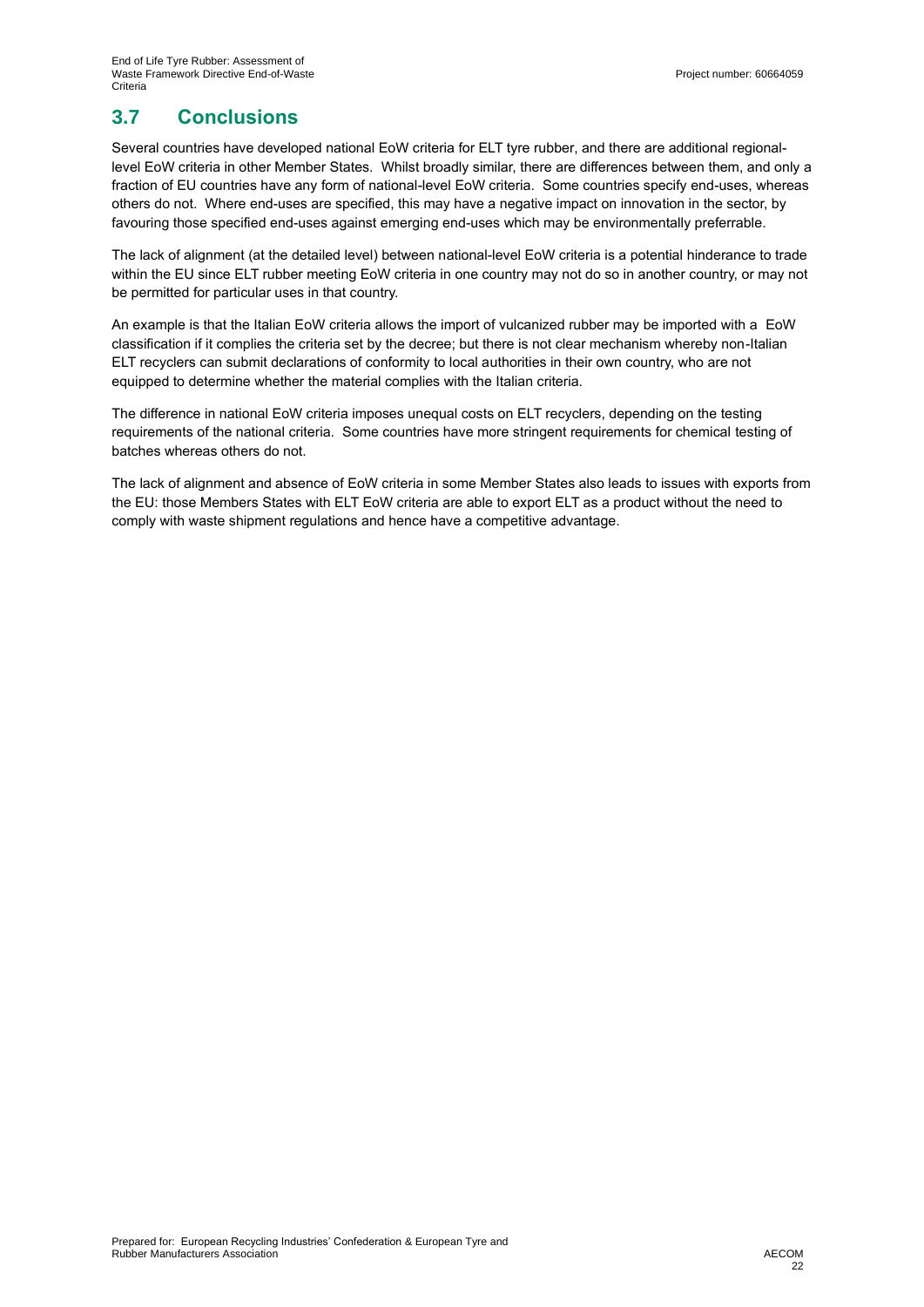## 3.7 Conclusions

Several countries have developed national EoW criteria for ELT tyre rubber, and there are additional regional-level EoW criteria in other Member States. Whilst broadly similar, there are differences between them, and only a fraction of EU countries have any form of national-level EoW criteria. Some countries specify end-uses, whereas others do not. Where end-uses are specified, this may have a negative impact on innovation in the sector, by favouring those specified end-uses against emerging end-uses which may be environmentally preferrable.

The lack of alignment (at the detailed level) between national-level EoW criteria is a potential hinderance to trade within the EU since ELT rubber meeting EoW criteria in one country may not do so in another country, or may not be permitted for particular uses in that country.

An example is that the Italian EoW criteria allows the import of vulcanized rubber may be imported with a EoW classification if it complies the criteria set by the decree; but there is not clear mechanism whereby non-Italian ELT recyclers can submit declarations of conformity to local authorities in their own country, who are not equipped to determine whether the material complies with the Italian criteria.

The difference in national EoW criteria imposes unequal costs on ELT recyclers, depending on the testing requirements of the national criteria. Some countries have more stringent requirements for chemical testing of batches whereas others do not.

The lack of alignment and absence of EoW criteria in some Member States also leads to issues with exports from the EU: those Members States with ELT EoW criteria are able to export ELT as a product without the need to comply with waste shipment regulations and hence have a competitive advantage.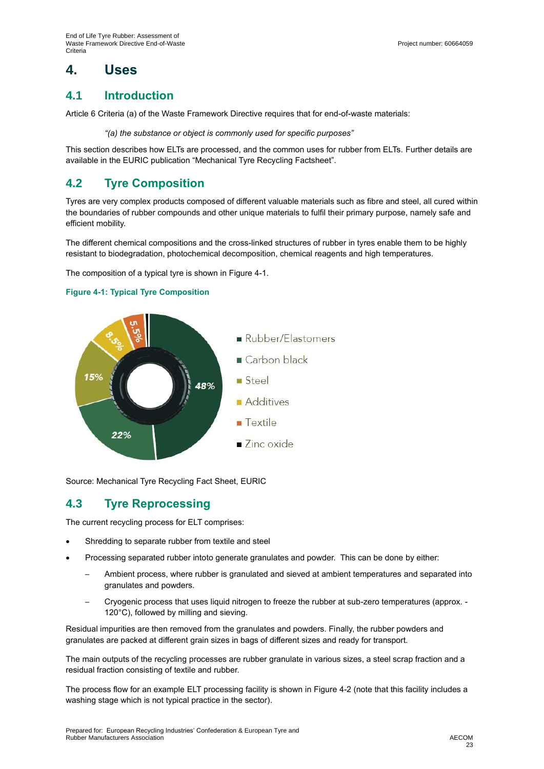# 4. Uses

## 4.1 Introduction

Article 6 Criteria (a) of the Waste Framework Directive requires that for end-of-waste materials:

*"(a) the substance or object is commonly used for specific purposes"*

This section describes how ELTs are processed, and the common uses for rubber from ELTs. Further details are available in the EURIC publication "Mechanical Tyre Recycling Factsheet".

## 4.2 Tyre Composition

Tyres are very complex products composed of different valuable materials such as fibre and steel, all cured within the boundaries of rubber compounds and other unique materials to fulfil their primary purpose, namely safe and efficient mobility.

The different chemical compositions and the cross-linked structures of rubber in tyres enable them to be highly resistant to biodegradation, photochemical decomposition, chemical reagents and high temperatures.

The composition of a typical tyre is shown in Figure 4-1.

**Figure 4-1: Typical Tyre Composition**

| Component | Share |
|---|---|
| Rubber/Elastomers | 48% |
| Carbon black | 22% |
| Steel | 15% |
| Additives | 8.5% |
| Textile | 5.5% |
| Zinc oxide | |

Source: Mechanical Tyre Recycling Fact Sheet, EURIC

## 4.3 Tyre Reprocessing

The current recycling process for ELT comprises:

- Shredding to separate rubber from textile and steel
- Processing separated rubber intoto generate granulates and powder. This can be done by either:
  - Ambient process, where rubber is granulated and sieved at ambient temperatures and separated into granulates and powders.
  - Cryogenic process that uses liquid nitrogen to freeze the rubber at sub-zero temperatures (approx. -120°C), followed by milling and sieving.

Residual impurities are then removed from the granulates and powders. Finally, the rubber powders and granulates are packed at different grain sizes in bags of different sizes and ready for transport.

The main outputs of the recycling processes are rubber granulate in various sizes, a steel scrap fraction and a residual fraction consisting of textile and rubber.

The process flow for an example ELT processing facility is shown in Figure 4-2 (note that this facility includes a washing stage which is not typical practice in the sector).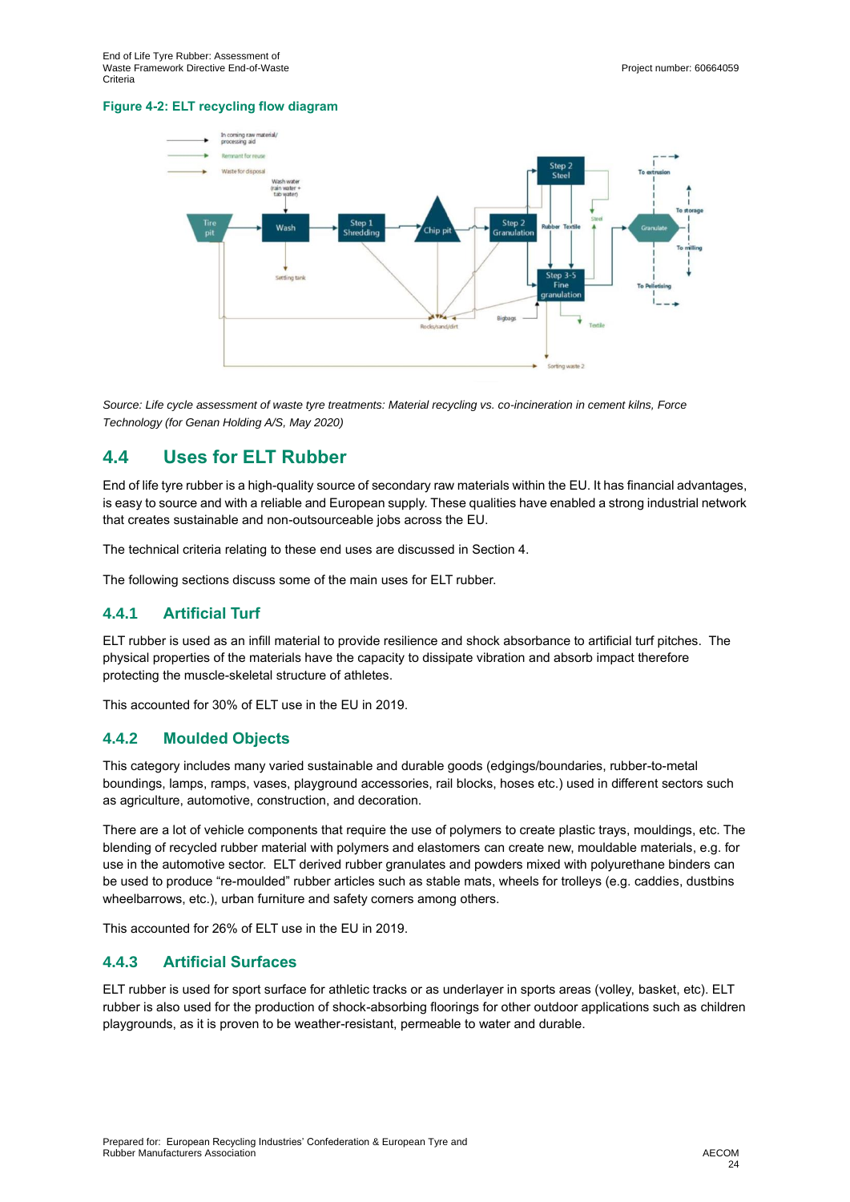**Figure 4-2: ELT recycling flow diagram**

*Source: Life cycle assessment of waste tyre treatments: Material recycling vs. co-incineration in cement kilns, Force Technology (for Genan Holding A/S, May 2020)*

## 4.4 Uses for ELT Rubber

End of life tyre rubber is a high-quality source of secondary raw materials within the EU. It has financial advantages, is easy to source and with a reliable and European supply. These qualities have enabled a strong industrial network that creates sustainable and non-outsourceable jobs across the EU.

The technical criteria relating to these end uses are discussed in Section 4.

The following sections discuss some of the main uses for ELT rubber.

### 4.4.1 Artificial Turf

ELT rubber is used as an infill material to provide resilience and shock absorbance to artificial turf pitches. The physical properties of the materials have the capacity to dissipate vibration and absorb impact therefore protecting the muscle-skeletal structure of athletes.

This accounted for 30% of ELT use in the EU in 2019.

### 4.4.2 Moulded Objects

This category includes many varied sustainable and durable goods (edgings/boundaries, rubber-to-metal boundings, lamps, ramps, vases, playground accessories, rail blocks, hoses etc.) used in different sectors such as agriculture, automotive, construction, and decoration.

There are a lot of vehicle components that require the use of polymers to create plastic trays, mouldings, etc. The blending of recycled rubber material with polymers and elastomers can create new, mouldable materials, e.g. for use in the automotive sector. ELT derived rubber granulates and powders mixed with polyurethane binders can be used to produce "re-moulded" rubber articles such as stable mats, wheels for trolleys (e.g. caddies, dustbins wheelbarrows, etc.), urban furniture and safety corners among others.

This accounted for 26% of ELT use in the EU in 2019.

### 4.4.3 Artificial Surfaces

ELT rubber is used for sport surface for athletic tracks or as underlayer in sports areas (volley, basket, etc). ELT rubber is also used for the production of shock-absorbing floorings for other outdoor applications such as children playgrounds, as it is proven to be weather-resistant, permeable to water and durable.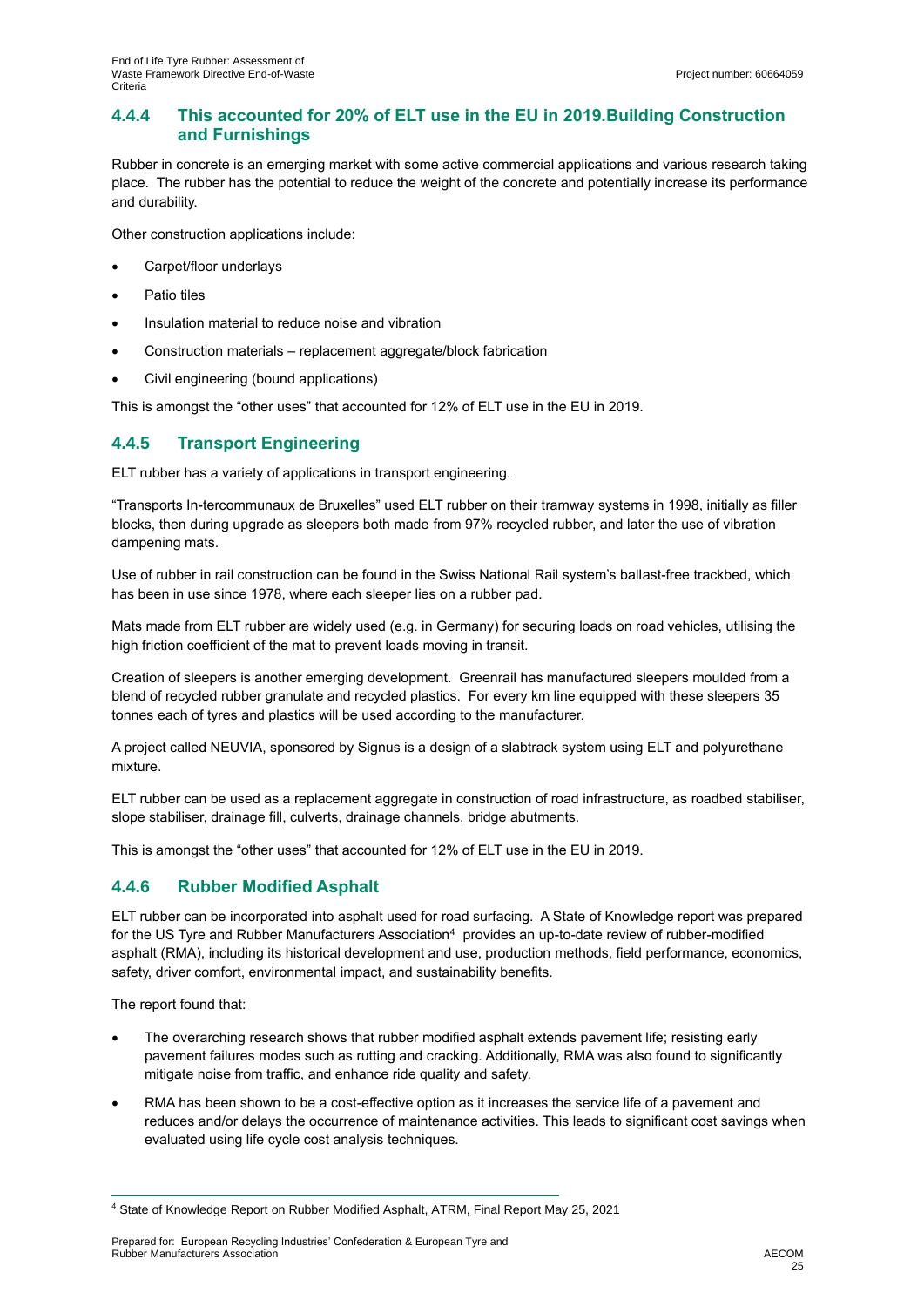### 4.4.4 This accounted for 20% of ELT use in the EU in 2019.Building Construction and Furnishings

Rubber in concrete is an emerging market with some active commercial applications and various research taking place. The rubber has the potential to reduce the weight of the concrete and potentially increase its performance and durability.

Other construction applications include:

- Carpet/floor underlays
- Patio tiles
- Insulation material to reduce noise and vibration
- Construction materials – replacement aggregate/block fabrication
- Civil engineering (bound applications)

This is amongst the "other uses" that accounted for 12% of ELT use in the EU in 2019.

### 4.4.5 Transport Engineering

ELT rubber has a variety of applications in transport engineering.

"Transports In-tercommunaux de Bruxelles" used ELT rubber on their tramway systems in 1998, initially as filler blocks, then during upgrade as sleepers both made from 97% recycled rubber, and later the use of vibration dampening mats.

Use of rubber in rail construction can be found in the Swiss National Rail system's ballast-free trackbed, which has been in use since 1978, where each sleeper lies on a rubber pad.

Mats made from ELT rubber are widely used (e.g. in Germany) for securing loads on road vehicles, utilising the high friction coefficient of the mat to prevent loads moving in transit.

Creation of sleepers is another emerging development. Greenrail has manufactured sleepers moulded from a blend of recycled rubber granulate and recycled plastics. For every km line equipped with these sleepers 35 tonnes each of tyres and plastics will be used according to the manufacturer.

A project called NEUVIA, sponsored by Signus is a design of a slabtrack system using ELT and polyurethane mixture.

ELT rubber can be used as a replacement aggregate in construction of road infrastructure, as roadbed stabiliser, slope stabiliser, drainage fill, culverts, drainage channels, bridge abutments.

This is amongst the "other uses" that accounted for 12% of ELT use in the EU in 2019.

### 4.4.6 Rubber Modified Asphalt

ELT rubber can be incorporated into asphalt used for road surfacing. A State of Knowledge report was prepared for the US Tyre and Rubber Manufacturers Association[4] provides an up-to-date review of rubber-modified asphalt (RMA), including its historical development and use, production methods, field performance, economics, safety, driver comfort, environmental impact, and sustainability benefits.

The report found that:

- The overarching research shows that rubber modified asphalt extends pavement life; resisting early pavement failures modes such as rutting and cracking. Additionally, RMA was also found to significantly mitigate noise from traffic, and enhance ride quality and safety.
- RMA has been shown to be a cost-effective option as it increases the service life of a pavement and reduces and/or delays the occurrence of maintenance activities. This leads to significant cost savings when evaluated using life cycle cost analysis techniques.

[4] State of Knowledge Report on Rubber Modified Asphalt, ATRM, Final Report May 25, 2021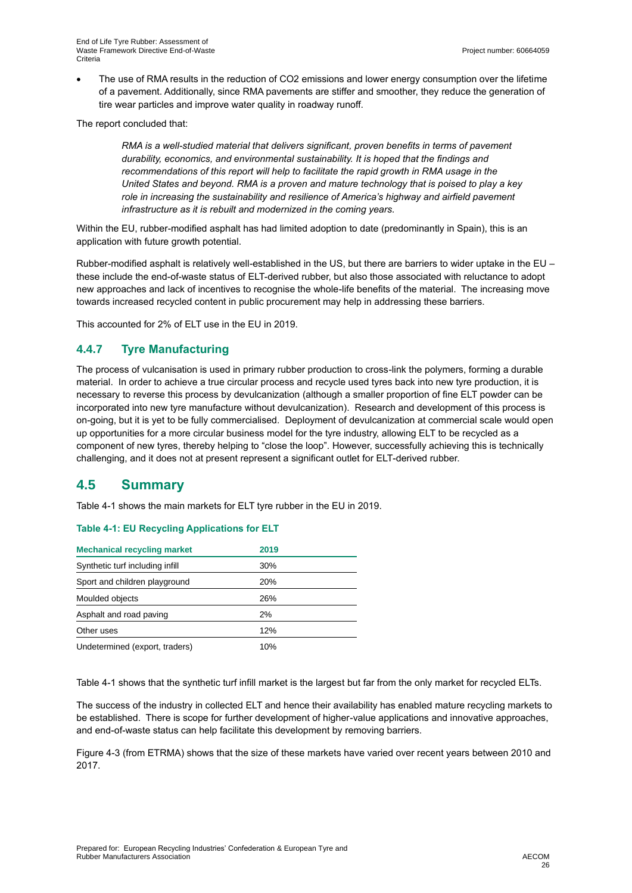- The use of RMA results in the reduction of $CO_2$ emissions and lower energy consumption over the lifetime of a pavement. Additionally, since RMA pavements are stiffer and smoother, they reduce the generation of tire wear particles and improve water quality in roadway runoff.

The report concluded that:

> *RMA is a well-studied material that delivers significant, proven benefits in terms of pavement durability, economics, and environmental sustainability. It is hoped that the findings and recommendations of this report will help to facilitate the rapid growth in RMA usage in the United States and beyond. RMA is a proven and mature technology that is poised to play a key role in increasing the sustainability and resilience of America's highway and airfield pavement infrastructure as it is rebuilt and modernized in the coming years.*

Within the EU, rubber-modified asphalt has had limited adoption to date (predominantly in Spain), this is an application with future growth potential.

Rubber-modified asphalt is relatively well-established in the US, but there are barriers to wider uptake in the EU – these include the end-of-waste status of ELT-derived rubber, but also those associated with reluctance to adopt new approaches and lack of incentives to recognise the whole-life benefits of the material. The increasing move towards increased recycled content in public procurement may help in addressing these barriers.

This accounted for 2% of ELT use in the EU in 2019.

### 4.4.7 Tyre Manufacturing

The process of vulcanisation is used in primary rubber production to cross-link the polymers, forming a durable material. In order to achieve a true circular process and recycle used tyres back into new tyre production, it is necessary to reverse this process by devulcanization (although a smaller proportion of fine ELT powder can be incorporated into new tyre manufacture without devulcanization). Research and development of this process is on-going, but it is yet to be fully commercialised. Deployment of devulcanization at commercial scale would open up opportunities for a more circular business model for the tyre industry, allowing ELT to be recycled as a component of new tyres, thereby helping to "close the loop". However, successfully achieving this is technically challenging, and it does not at present represent a significant outlet for ELT-derived rubber.

## 4.5 Summary

Table 4-1 shows the main markets for ELT tyre rubber in the EU in 2019.

**Table 4-1: EU Recycling Applications for ELT**

| Mechanical recycling market | 2019 |
|---|---|
| Synthetic turf including infill | 30% |
| Sport and children playground | 20% |
| Moulded objects | 26% |
| Asphalt and road paving | 2% |
| Other uses | 12% |
| Undetermined (export, traders) | 10% |

Table 4-1 shows that the synthetic turf infill market is the largest but far from the only market for recycled ELTs.

The success of the industry in collected ELT and hence their availability has enabled mature recycling markets to be established. There is scope for further development of higher-value applications and innovative approaches, and end-of-waste status can help facilitate this development by removing barriers.

Figure 4-3 (from ETRMA) shows that the size of these markets have varied over recent years between 2010 and 2017.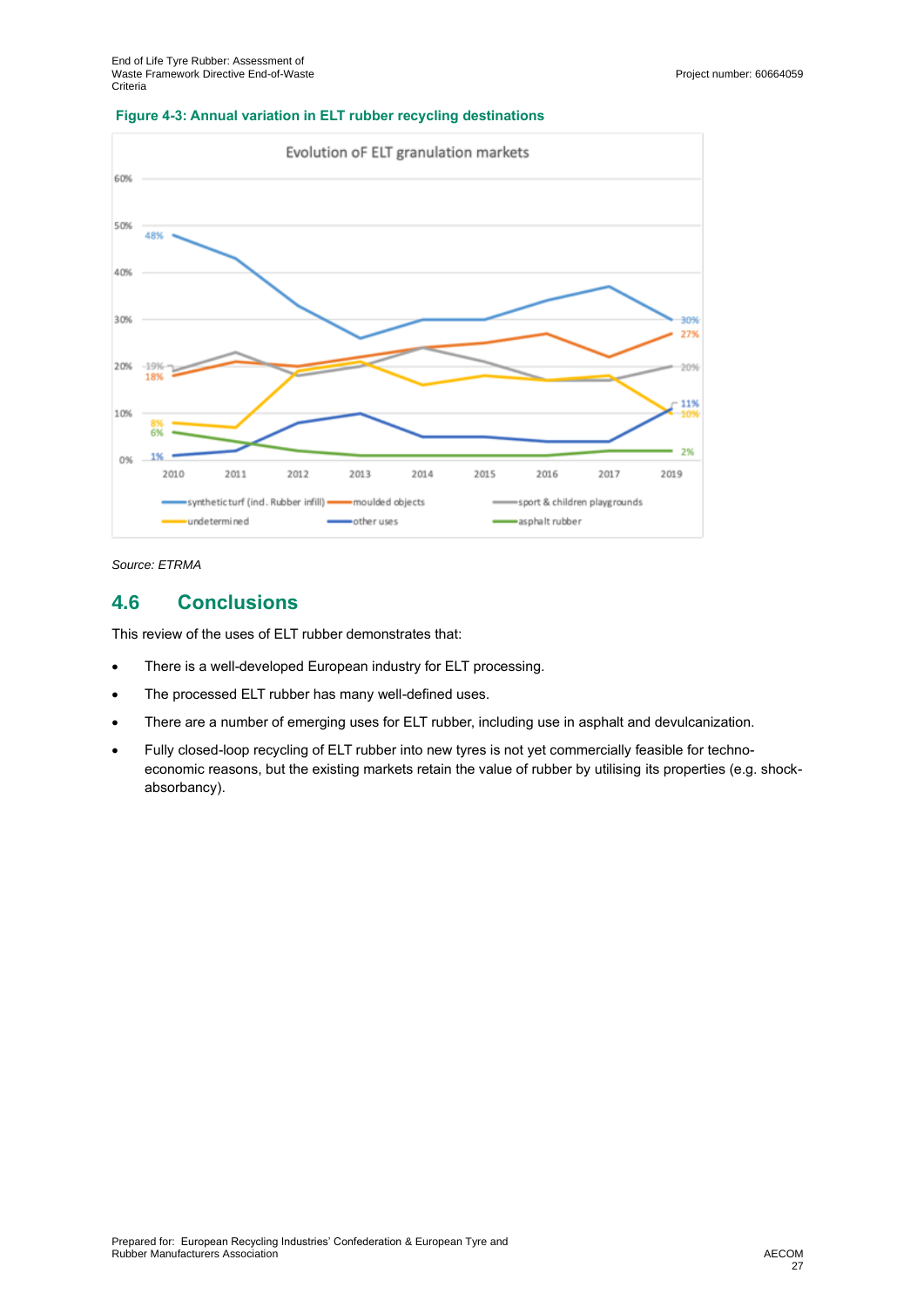**Figure 4-3: Annual variation in ELT rubber recycling destinations**

Source: ETRMA

## 4.6 Conclusions

This review of the uses of ELT rubber demonstrates that:

- There is a well-developed European industry for ELT processing.
- The processed ELT rubber has many well-defined uses.
- There are a number of emerging uses for ELT rubber, including use in asphalt and devulcanization.
- Fully closed-loop recycling of ELT rubber into new tyres is not yet commercially feasible for techno-economic reasons, but the existing markets retain the value of rubber by utilising its properties (e.g. shock-absorbancy).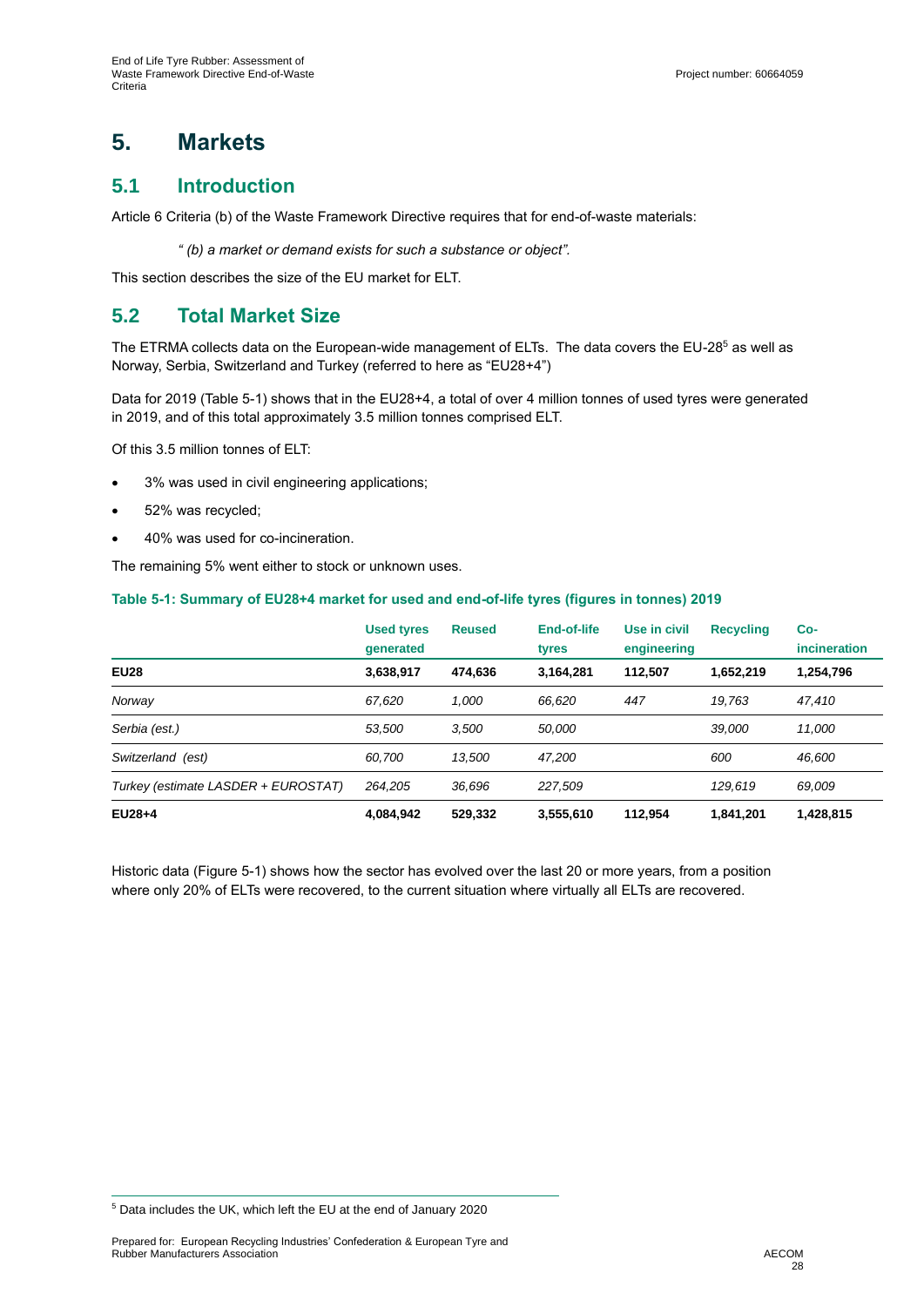# 5. Markets

## 5.1 Introduction

Article 6 Criteria (b) of the Waste Framework Directive requires that for end-of-waste materials:

> *" (b) a market or demand exists for such a substance or object".*

This section describes the size of the EU market for ELT.

## 5.2 Total Market Size

The ETRMA collects data on the European-wide management of ELTs. The data covers the EU-28[5] as well as Norway, Serbia, Switzerland and Turkey (referred to here as "EU28+4")

Data for 2019 (Table 5-1) shows that in the EU28+4, a total of over 4 million tonnes of used tyres were generated in 2019, and of this total approximately 3.5 million tonnes comprised ELT.

Of this 3.5 million tonnes of ELT:

- 3% was used in civil engineering applications;
- 52% was recycled;
- 40% was used for co-incineration.

The remaining 5% went either to stock or unknown uses.

**Table 5-1: Summary of EU28+4 market for used and end-of-life tyres (figures in tonnes) 2019**

| | Used tyres generated | Reused | End-of-life tyres | Use in civil engineering | Recycling | Co-incineration |
|---|---|---|---|---|---|---|
| **EU28** | **3,638,917** | **474,636** | **3,164,281** | **112,507** | **1,652,219** | **1,254,796** |
| *Norway* | *67,620* | *1,000* | *66,620* | *447* | *19,763* | *47,410* |
| *Serbia (est.)* | *53,500* | *3,500* | *50,000* | | *39,000* | *11,000* |
| *Switzerland (est)* | *60,700* | *13,500* | *47,200* | | *600* | *46,600* |
| *Turkey (estimate LASDER + EUROSTAT)* | *264,205* | *36,696* | *227,509* | | *129,619* | *69,009* |
| **EU28+4** | **4,084,942** | **529,332** | **3,555,610** | **112,954** | **1,841,201** | **1,428,815** |

Historic data (Figure 5-1) shows how the sector has evolved over the last 20 or more years, from a position where only 20% of ELTs were recovered, to the current situation where virtually all ELTs are recovered.

---

[5] Data includes the UK, which left the EU at the end of January 2020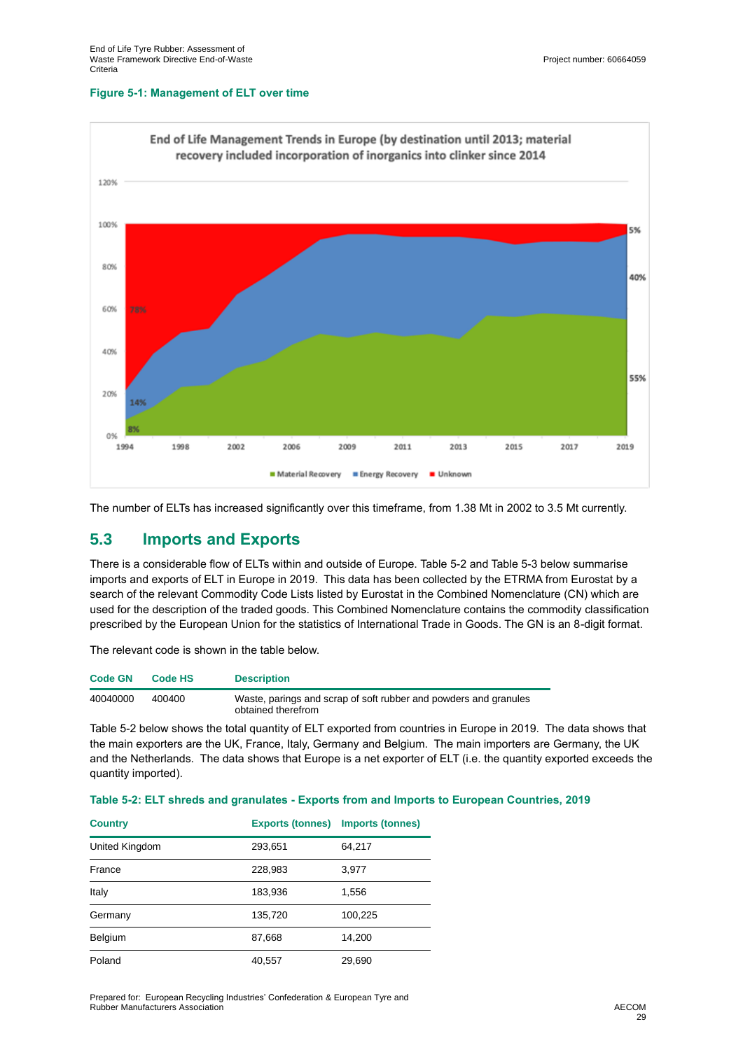**Figure 5-1: Management of ELT over time**

The number of ELTs has increased significantly over this timeframe, from 1.38 Mt in 2002 to 3.5 Mt currently.

## 5.3 Imports and Exports

There is a considerable flow of ELTs within and outside of Europe. Table 5-2 and Table 5-3 below summarise imports and exports of ELT in Europe in 2019. This data has been collected by the ETRMA from Eurostat by a search of the relevant Commodity Code Lists listed by Eurostat in the Combined Nomenclature (CN) which are used for the description of the traded goods. This Combined Nomenclature contains the commodity classification prescribed by the European Union for the statistics of International Trade in Goods. The GN is an 8-digit format.

The relevant code is shown in the table below.

| Code GN | Code HS | Description |
|---|---|---|
| 40040000 | 400400 | Waste, parings and scrap of soft rubber and powders and granules obtained therefrom |

Table 5-2 below shows the total quantity of ELT exported from countries in Europe in 2019. The data shows that the main exporters are the UK, France, Italy, Germany and Belgium. The main importers are Germany, the UK and the Netherlands. The data shows that Europe is a net exporter of ELT (i.e. the quantity exported exceeds the quantity imported).

**Table 5-2: ELT shreds and granulates - Exports from and Imports to European Countries, 2019**

| Country | Exports (tonnes) | Imports (tonnes) |
|---|---|---|
| United Kingdom | 293,651 | 64,217 |
| France | 228,983 | 3,977 |
| Italy | 183,936 | 1,556 |
| Germany | 135,720 | 100,225 |
| Belgium | 87,668 | 14,200 |
| Poland | 40,557 | 29,690 |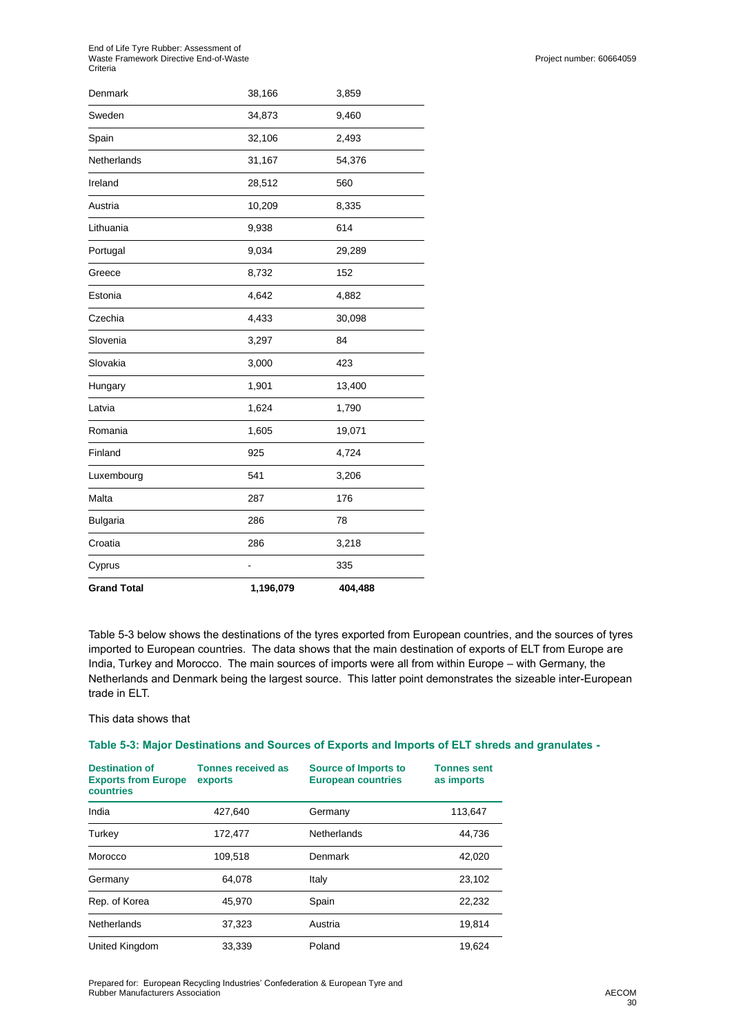| | | |
|---|---|---|
| Denmark | 38,166 | 3,859 |
| Sweden | 34,873 | 9,460 |
| Spain | 32,106 | 2,493 |
| Netherlands | 31,167 | 54,376 |
| Ireland | 28,512 | 560 |
| Austria | 10,209 | 8,335 |
| Lithuania | 9,938 | 614 |
| Portugal | 9,034 | 29,289 |
| Greece | 8,732 | 152 |
| Estonia | 4,642 | 4,882 |
| Czechia | 4,433 | 30,098 |
| Slovenia | 3,297 | 84 |
| Slovakia | 3,000 | 423 |
| Hungary | 1,901 | 13,400 |
| Latvia | 1,624 | 1,790 |
| Romania | 1,605 | 19,071 |
| Finland | 925 | 4,724 |
| Luxembourg | 541 | 3,206 |
| Malta | 287 | 176 |
| Bulgaria | 286 | 78 |
| Croatia | 286 | 3,218 |
| Cyprus | - | 335 |
| **Grand Total** | **1,196,079** | **404,488** |

Table 5-3 below shows the destinations of the tyres exported from European countries, and the sources of tyres imported to European countries. The data shows that the main destination of exports of ELT from Europe are India, Turkey and Morocco. The main sources of imports were all from within Europe – with Germany, the Netherlands and Denmark being the largest source. This latter point demonstrates the sizeable inter-European trade in ELT.

This data shows that

**Table 5-3: Major Destinations and Sources of Exports and Imports of ELT shreds and granulates -**

| Destination of Exports from Europe countries | Tonnes received as exports | Source of Imports to European countries | Tonnes sent as imports |
|---|---|---|---|
| India | 427,640 | Germany | 113,647 |
| Turkey | 172,477 | Netherlands | 44,736 |
| Morocco | 109,518 | Denmark | 42,020 |
| Germany | 64,078 | Italy | 23,102 |
| Rep. of Korea | 45,970 | Spain | 22,232 |
| Netherlands | 37,323 | Austria | 19,814 |
| United Kingdom | 33,339 | Poland | 19,624 |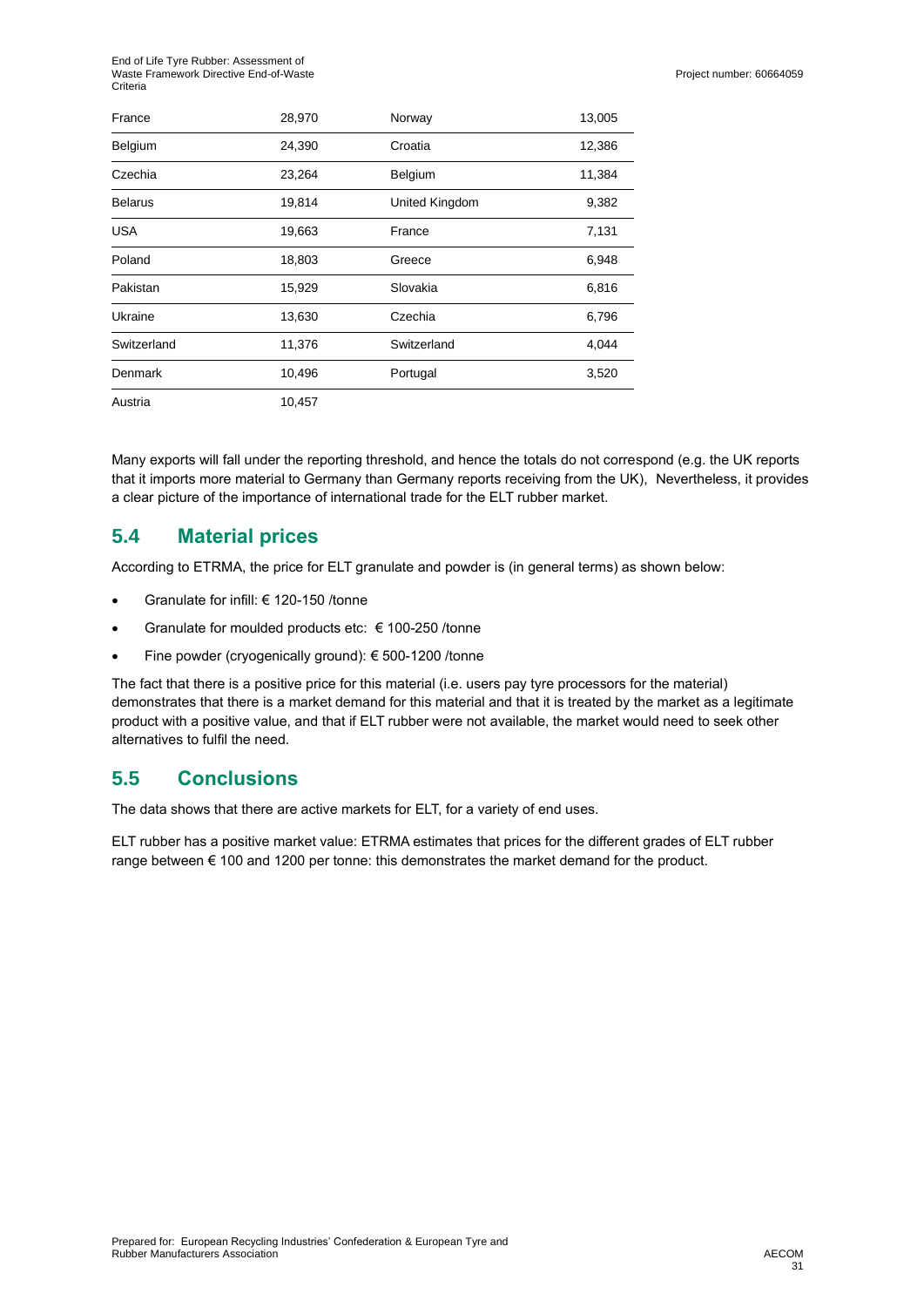| | | | |
|---|---|---|---|
| France | 28,970 | Norway | 13,005 |
| Belgium | 24,390 | Croatia | 12,386 |
| Czechia | 23,264 | Belgium | 11,384 |
| Belarus | 19,814 | United Kingdom | 9,382 |
| USA | 19,663 | France | 7,131 |
| Poland | 18,803 | Greece | 6,948 |
| Pakistan | 15,929 | Slovakia | 6,816 |
| Ukraine | 13,630 | Czechia | 6,796 |
| Switzerland | 11,376 | Switzerland | 4,044 |
| Denmark | 10,496 | Portugal | 3,520 |
| Austria | 10,457 | | |

Many exports will fall under the reporting threshold, and hence the totals do not correspond (e.g. the UK reports that it imports more material to Germany than Germany reports receiving from the UK), Nevertheless, it provides a clear picture of the importance of international trade for the ELT rubber market.

## 5.4 Material prices

According to ETRMA, the price for ELT granulate and powder is (in general terms) as shown below:

- Granulate for infill: € 120-150 /tonne
- Granulate for moulded products etc: € 100-250 /tonne
- Fine powder (cryogenically ground): € 500-1200 /tonne

The fact that there is a positive price for this material (i.e. users pay tyre processors for the material) demonstrates that there is a market demand for this material and that it is treated by the market as a legitimate product with a positive value, and that if ELT rubber were not available, the market would need to seek other alternatives to fulfil the need.

## 5.5 Conclusions

The data shows that there are active markets for ELT, for a variety of end uses.

ELT rubber has a positive market value: ETRMA estimates that prices for the different grades of ELT rubber range between € 100 and 1200 per tonne: this demonstrates the market demand for the product.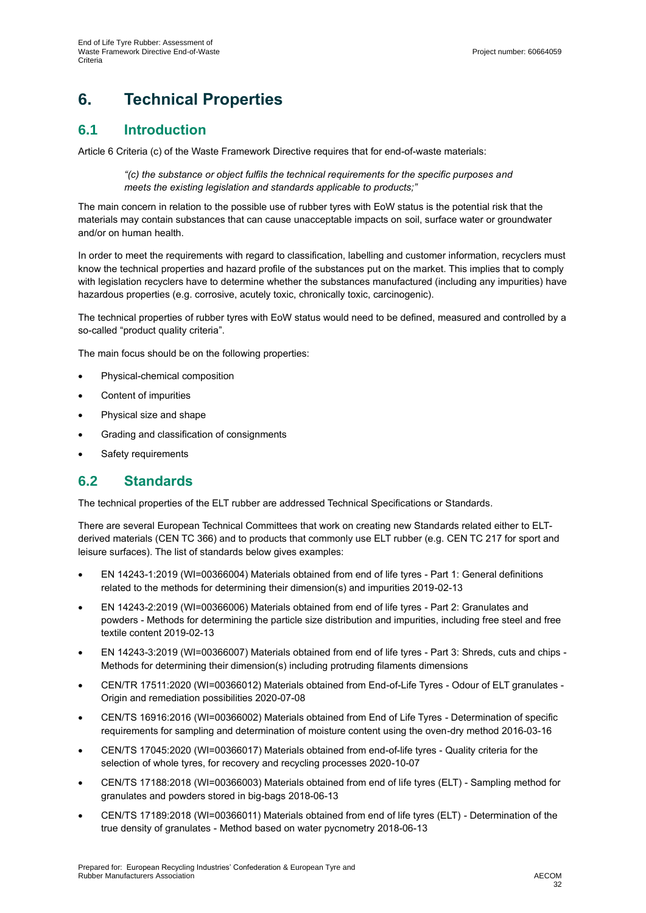# 6. Technical Properties

## 6.1 Introduction

Article 6 Criteria (c) of the Waste Framework Directive requires that for end-of-waste materials:

> *"(c) the substance or object fulfils the technical requirements for the specific purposes and meets the existing legislation and standards applicable to products;"*

The main concern in relation to the possible use of rubber tyres with EoW status is the potential risk that the materials may contain substances that can cause unacceptable impacts on soil, surface water or groundwater and/or on human health.

In order to meet the requirements with regard to classification, labelling and customer information, recyclers must know the technical properties and hazard profile of the substances put on the market. This implies that to comply with legislation recyclers have to determine whether the substances manufactured (including any impurities) have hazardous properties (e.g. corrosive, acutely toxic, chronically toxic, carcinogenic).

The technical properties of rubber tyres with EoW status would need to be defined, measured and controlled by a so-called "product quality criteria".

The main focus should be on the following properties:

- Physical-chemical composition
- Content of impurities
- Physical size and shape
- Grading and classification of consignments
- Safety requirements

## 6.2 Standards

The technical properties of the ELT rubber are addressed Technical Specifications or Standards.

There are several European Technical Committees that work on creating new Standards related either to ELT-derived materials (CEN TC 366) and to products that commonly use ELT rubber (e.g. CEN TC 217 for sport and leisure surfaces). The list of standards below gives examples:

- EN 14243-1:2019 (WI=00366004) Materials obtained from end of life tyres - Part 1: General definitions related to the methods for determining their dimension(s) and impurities 2019-02-13
- EN 14243-2:2019 (WI=00366006) Materials obtained from end of life tyres - Part 2: Granulates and powders - Methods for determining the particle size distribution and impurities, including free steel and free textile content 2019-02-13
- EN 14243-3:2019 (WI=00366007) Materials obtained from end of life tyres - Part 3: Shreds, cuts and chips - Methods for determining their dimension(s) including protruding filaments dimensions
- CEN/TR 17511:2020 (WI=00366012) Materials obtained from End-of-Life Tyres - Odour of ELT granulates - Origin and remediation possibilities 2020-07-08
- CEN/TS 16916:2016 (WI=00366002) Materials obtained from End of Life Tyres - Determination of specific requirements for sampling and determination of moisture content using the oven-dry method 2016-03-16
- CEN/TS 17045:2020 (WI=00366017) Materials obtained from end-of-life tyres - Quality criteria for the selection of whole tyres, for recovery and recycling processes 2020-10-07
- CEN/TS 17188:2018 (WI=00366003) Materials obtained from end of life tyres (ELT) - Sampling method for granulates and powders stored in big-bags 2018-06-13
- CEN/TS 17189:2018 (WI=00366011) Materials obtained from end of life tyres (ELT) - Determination of the true density of granulates - Method based on water pycnometry 2018-06-13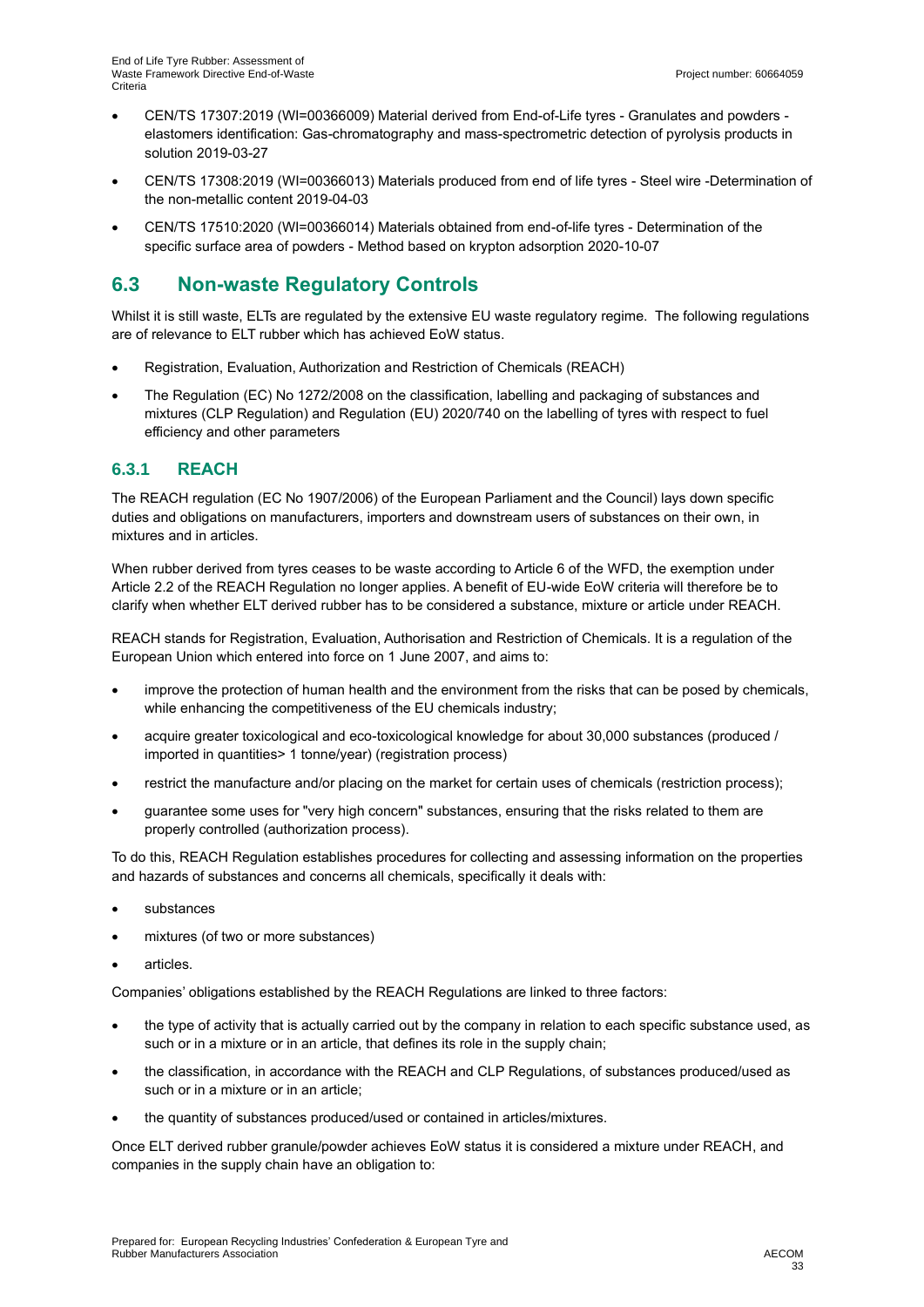- CEN/TS 17307:2019 (WI=00366009) Material derived from End-of-Life tyres - Granulates and powders - elastomers identification: Gas-chromatography and mass-spectrometric detection of pyrolysis products in solution 2019-03-27
- CEN/TS 17308:2019 (WI=00366013) Materials produced from end of life tyres - Steel wire -Determination of the non-metallic content 2019-04-03
- CEN/TS 17510:2020 (WI=00366014) Materials obtained from end-of-life tyres - Determination of the specific surface area of powders - Method based on krypton adsorption 2020-10-07

## 6.3 Non-waste Regulatory Controls

Whilst it is still waste, ELTs are regulated by the extensive EU waste regulatory regime. The following regulations are of relevance to ELT rubber which has achieved EoW status.

- Registration, Evaluation, Authorization and Restriction of Chemicals (REACH)
- The Regulation (EC) No 1272/2008 on the classification, labelling and packaging of substances and mixtures (CLP Regulation) and Regulation (EU) 2020/740 on the labelling of tyres with respect to fuel efficiency and other parameters

### 6.3.1 REACH

The REACH regulation (EC No 1907/2006) of the European Parliament and the Council) lays down specific duties and obligations on manufacturers, importers and downstream users of substances on their own, in mixtures and in articles.

When rubber derived from tyres ceases to be waste according to Article 6 of the WFD, the exemption under Article 2.2 of the REACH Regulation no longer applies. A benefit of EU-wide EoW criteria will therefore be to clarify when whether ELT derived rubber has to be considered a substance, mixture or article under REACH.

REACH stands for Registration, Evaluation, Authorisation and Restriction of Chemicals. It is a regulation of the European Union which entered into force on 1 June 2007, and aims to:

- improve the protection of human health and the environment from the risks that can be posed by chemicals, while enhancing the competitiveness of the EU chemicals industry;
- acquire greater toxicological and eco-toxicological knowledge for about 30,000 substances (produced / imported in quantities> 1 tonne/year) (registration process)
- restrict the manufacture and/or placing on the market for certain uses of chemicals (restriction process);
- guarantee some uses for "very high concern" substances, ensuring that the risks related to them are properly controlled (authorization process).

To do this, REACH Regulation establishes procedures for collecting and assessing information on the properties and hazards of substances and concerns all chemicals, specifically it deals with:

- substances
- mixtures (of two or more substances)
- articles.

Companies' obligations established by the REACH Regulations are linked to three factors:

- the type of activity that is actually carried out by the company in relation to each specific substance used, as such or in a mixture or in an article, that defines its role in the supply chain;
- the classification, in accordance with the REACH and CLP Regulations, of substances produced/used as such or in a mixture or in an article;
- the quantity of substances produced/used or contained in articles/mixtures.

Once ELT derived rubber granule/powder achieves EoW status it is considered a mixture under REACH, and companies in the supply chain have an obligation to: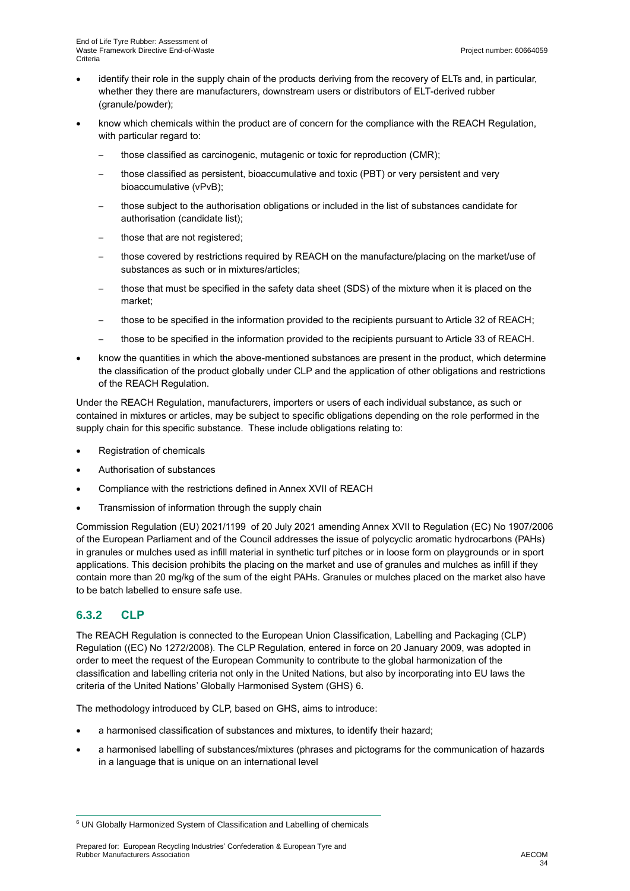- identify their role in the supply chain of the products deriving from the recovery of ELTs and, in particular, whether they there are manufacturers, downstream users or distributors of ELT-derived rubber (granule/powder);
- know which chemicals within the product are of concern for the compliance with the REACH Regulation, with particular regard to:
  - those classified as carcinogenic, mutagenic or toxic for reproduction (CMR);
  - those classified as persistent, bioaccumulative and toxic (PBT) or very persistent and very bioaccumulative (vPvB);
  - those subject to the authorisation obligations or included in the list of substances candidate for authorisation (candidate list);
  - those that are not registered;
  - those covered by restrictions required by REACH on the manufacture/placing on the market/use of substances as such or in mixtures/articles;
  - those that must be specified in the safety data sheet (SDS) of the mixture when it is placed on the market;
  - those to be specified in the information provided to the recipients pursuant to Article 32 of REACH;
  - those to be specified in the information provided to the recipients pursuant to Article 33 of REACH.
- know the quantities in which the above-mentioned substances are present in the product, which determine the classification of the product globally under CLP and the application of other obligations and restrictions of the REACH Regulation.

Under the REACH Regulation, manufacturers, importers or users of each individual substance, as such or contained in mixtures or articles, may be subject to specific obligations depending on the role performed in the supply chain for this specific substance. These include obligations relating to:

- Registration of chemicals
- Authorisation of substances
- Compliance with the restrictions defined in Annex XVII of REACH
- Transmission of information through the supply chain

Commission Regulation (EU) 2021/1199 of 20 July 2021 amending Annex XVII to Regulation (EC) No 1907/2006 of the European Parliament and of the Council addresses the issue of polycyclic aromatic hydrocarbons (PAHs) in granules or mulches used as infill material in synthetic turf pitches or in loose form on playgrounds or in sport applications. This decision prohibits the placing on the market and use of granules and mulches as infill if they contain more than 20 mg/kg of the sum of the eight PAHs. Granules or mulches placed on the market also have to be batch labelled to ensure safe use.

### 6.3.2 CLP

The REACH Regulation is connected to the European Union Classification, Labelling and Packaging (CLP) Regulation ((EC) No 1272/2008). The CLP Regulation, entered in force on 20 January 2009, was adopted in order to meet the request of the European Community to contribute to the global harmonization of the classification and labelling criteria not only in the United Nations, but also by incorporating into EU laws the criteria of the United Nations' Globally Harmonised System (GHS) 6.

The methodology introduced by CLP, based on GHS, aims to introduce:

- a harmonised classification of substances and mixtures, to identify their hazard;
- a harmonised labelling of substances/mixtures (phrases and pictograms for the communication of hazards in a language that is unique on an international level

[6] UN Globally Harmonized System of Classification and Labelling of chemicals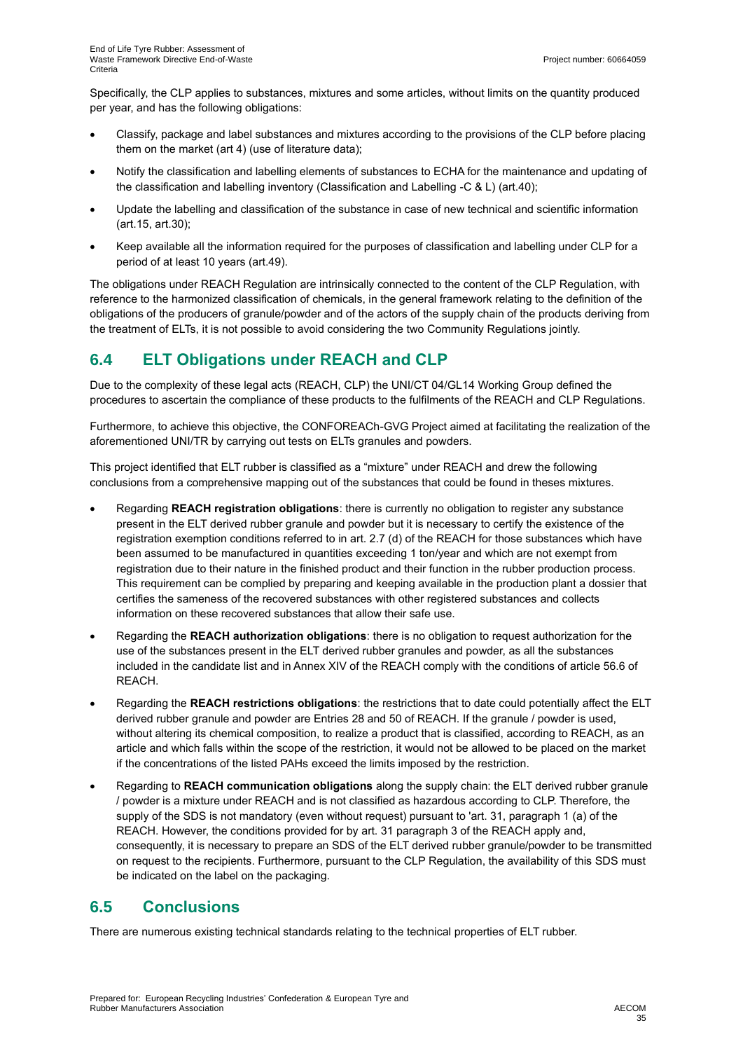Specifically, the CLP applies to substances, mixtures and some articles, without limits on the quantity produced per year, and has the following obligations:

- Classify, package and label substances and mixtures according to the provisions of the CLP before placing them on the market (art 4) (use of literature data);
- Notify the classification and labelling elements of substances to ECHA for the maintenance and updating of the classification and labelling inventory (Classification and Labelling -C & L) (art.40);
- Update the labelling and classification of the substance in case of new technical and scientific information (art.15, art.30);
- Keep available all the information required for the purposes of classification and labelling under CLP for a period of at least 10 years (art.49).

The obligations under REACH Regulation are intrinsically connected to the content of the CLP Regulation, with reference to the harmonized classification of chemicals, in the general framework relating to the definition of the obligations of the producers of granule/powder and of the actors of the supply chain of the products deriving from the treatment of ELTs, it is not possible to avoid considering the two Community Regulations jointly.

## 6.4 ELT Obligations under REACH and CLP

Due to the complexity of these legal acts (REACH, CLP) the UNI/CT 04/GL14 Working Group defined the procedures to ascertain the compliance of these products to the fulfilments of the REACH and CLP Regulations.

Furthermore, to achieve this objective, the CONFOREACh-GVG Project aimed at facilitating the realization of the aforementioned UNI/TR by carrying out tests on ELTs granules and powders.

This project identified that ELT rubber is classified as a “mixture” under REACH and drew the following conclusions from a comprehensive mapping out of the substances that could be found in theses mixtures.

- Regarding **REACH registration obligations**: there is currently no obligation to register any substance present in the ELT derived rubber granule and powder but it is necessary to certify the existence of the registration exemption conditions referred to in art. 2.7 (d) of the REACH for those substances which have been assumed to be manufactured in quantities exceeding 1 ton/year and which are not exempt from registration due to their nature in the finished product and their function in the rubber production process. This requirement can be complied by preparing and keeping available in the production plant a dossier that certifies the sameness of the recovered substances with other registered substances and collects information on these recovered substances that allow their safe use.
- Regarding the **REACH authorization obligations**: there is no obligation to request authorization for the use of the substances present in the ELT derived rubber granules and powder, as all the substances included in the candidate list and in Annex XIV of the REACH comply with the conditions of article 56.6 of REACH.
- Regarding the **REACH restrictions obligations**: the restrictions that to date could potentially affect the ELT derived rubber granule and powder are Entries 28 and 50 of REACH. If the granule / powder is used, without altering its chemical composition, to realize a product that is classified, according to REACH, as an article and which falls within the scope of the restriction, it would not be allowed to be placed on the market if the concentrations of the listed PAHs exceed the limits imposed by the restriction.
- Regarding to **REACH communication obligations** along the supply chain: the ELT derived rubber granule / powder is a mixture under REACH and is not classified as hazardous according to CLP. Therefore, the supply of the SDS is not mandatory (even without request) pursuant to 'art. 31, paragraph 1 (a) of the REACH. However, the conditions provided for by art. 31 paragraph 3 of the REACH apply and, consequently, it is necessary to prepare an SDS of the ELT derived rubber granule/powder to be transmitted on request to the recipients. Furthermore, pursuant to the CLP Regulation, the availability of this SDS must be indicated on the label on the packaging.

## 6.5 Conclusions

There are numerous existing technical standards relating to the technical properties of ELT rubber.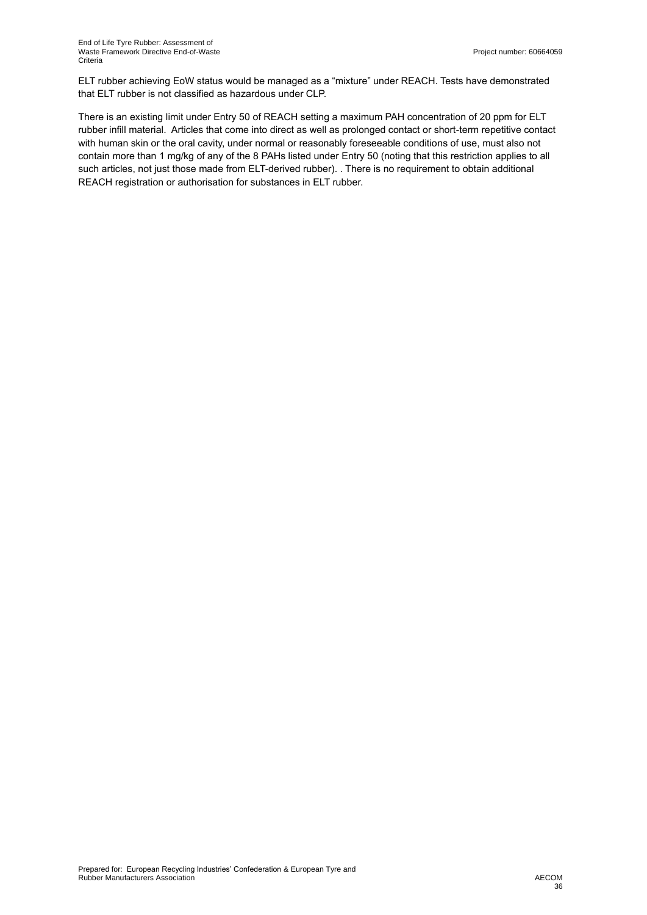ELT rubber achieving EoW status would be managed as a “mixture” under REACH. Tests have demonstrated that ELT rubber is not classified as hazardous under CLP.

There is an existing limit under Entry 50 of REACH setting a maximum PAH concentration of 20 ppm for ELT rubber infill material. Articles that come into direct as well as prolonged contact or short-term repetitive contact with human skin or the oral cavity, under normal or reasonably foreseeable conditions of use, must also not contain more than 1 mg/kg of any of the 8 PAHs listed under Entry 50 (noting that this restriction applies to all such articles, not just those made from ELT-derived rubber). . There is no requirement to obtain additional REACH registration or authorisation for substances in ELT rubber.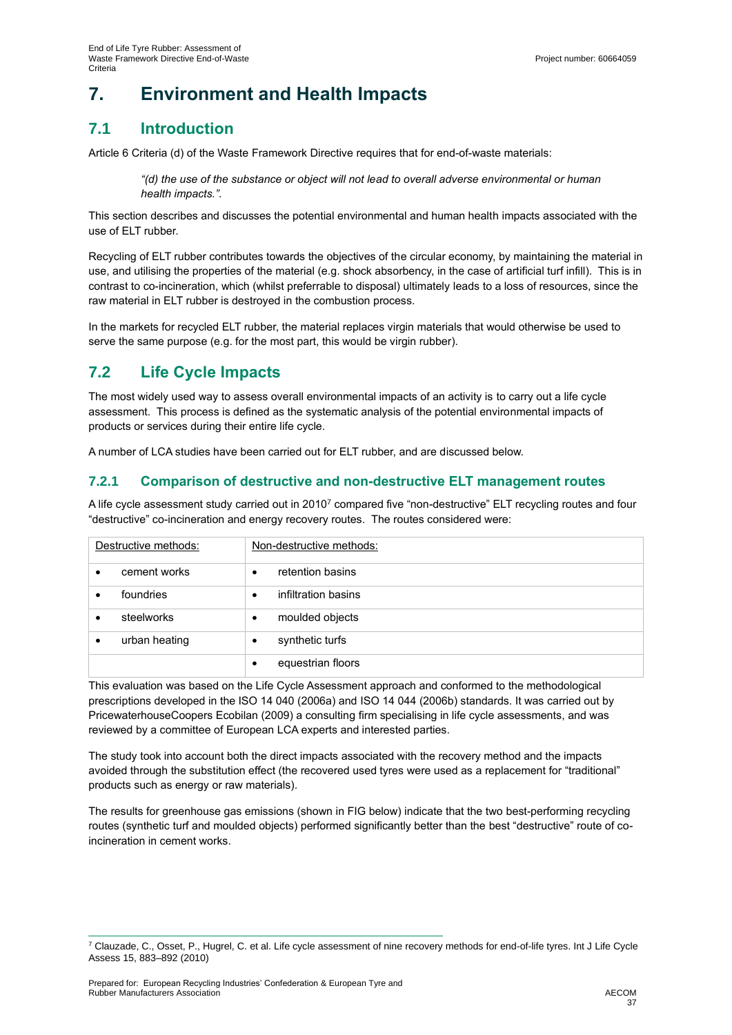# 7. Environment and Health Impacts

## 7.1 Introduction

Article 6 Criteria (d) of the Waste Framework Directive requires that for end-of-waste materials:

> *"(d) the use of the substance or object will not lead to overall adverse environmental or human health impacts.".*

This section describes and discusses the potential environmental and human health impacts associated with the use of ELT rubber.

Recycling of ELT rubber contributes towards the objectives of the circular economy, by maintaining the material in use, and utilising the properties of the material (e.g. shock absorbency, in the case of artificial turf infill). This is in contrast to co-incineration, which (whilst preferrable to disposal) ultimately leads to a loss of resources, since the raw material in ELT rubber is destroyed in the combustion process.

In the markets for recycled ELT rubber, the material replaces virgin materials that would otherwise be used to serve the same purpose (e.g. for the most part, this would be virgin rubber).

## 7.2 Life Cycle Impacts

The most widely used way to assess overall environmental impacts of an activity is to carry out a life cycle assessment. This process is defined as the systematic analysis of the potential environmental impacts of products or services during their entire life cycle.

A number of LCA studies have been carried out for ELT rubber, and are discussed below.

### 7.2.1 Comparison of destructive and non-destructive ELT management routes

A life cycle assessment study carried out in 2010[7] compared five "non-destructive" ELT recycling routes and four "destructive" co-incineration and energy recovery routes. The routes considered were:

| Destructive methods: | Non-destructive methods: |
|---|---|
| • cement works | • retention basins |
| • foundries | • infiltration basins |
| • steelworks | • moulded objects |
| • urban heating | • synthetic turfs |
| | • equestrian floors |

This evaluation was based on the Life Cycle Assessment approach and conformed to the methodological prescriptions developed in the ISO 14 040 (2006a) and ISO 14 044 (2006b) standards. It was carried out by PricewaterhouseCoopers Ecobilan (2009) a consulting firm specialising in life cycle assessments, and was reviewed by a committee of European LCA experts and interested parties.

The study took into account both the direct impacts associated with the recovery method and the impacts avoided through the substitution effect (the recovered used tyres were used as a replacement for "traditional" products such as energy or raw materials).

The results for greenhouse gas emissions (shown in FIG below) indicate that the two best-performing recycling routes (synthetic turf and moulded objects) performed significantly better than the best "destructive" route of co-incineration in cement works.

---

[7] Clauzade, C., Osset, P., Hugrel, C. et al. Life cycle assessment of nine recovery methods for end-of-life tyres. Int J Life Cycle Assess 15, 883–892 (2010)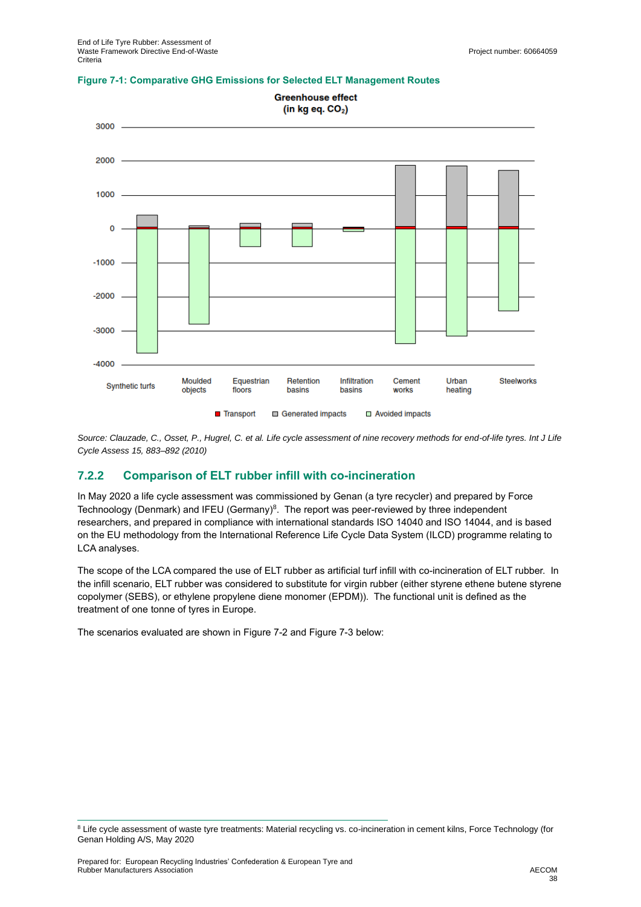**Figure 7-1: Comparative GHG Emissions for Selected ELT Management Routes**

*Source: Clauzade, C., Osset, P., Hugrel, C. et al. Life cycle assessment of nine recovery methods for end-of-life tyres. Int J Life Cycle Assess 15, 883–892 (2010)*

### 7.2.2 Comparison of ELT rubber infill with co-incineration

In May 2020 a life cycle assessment was commissioned by Genan (a tyre recycler) and prepared by Force Technology (Denmark) and IFEU (Germany)[8]. The report was peer-reviewed by three independent researchers, and prepared in compliance with international standards ISO 14040 and ISO 14044, and is based on the EU methodology from the International Reference Life Cycle Data System (ILCD) programme relating to LCA analyses.

The scope of the LCA compared the use of ELT rubber as artificial turf infill with co-incineration of ELT rubber. In the infill scenario, ELT rubber was considered to substitute for virgin rubber (either styrene ethene butene styrene copolymer (SEBS), or ethylene propylene diene monomer (EPDM)). The functional unit is defined as the treatment of one tonne of tyres in Europe.

The scenarios evaluated are shown in Figure 7-2 and Figure 7-3 below:

[8] Life cycle assessment of waste tyre treatments: Material recycling vs. co-incineration in cement kilns, Force Technology (for Genan Holding A/S, May 2020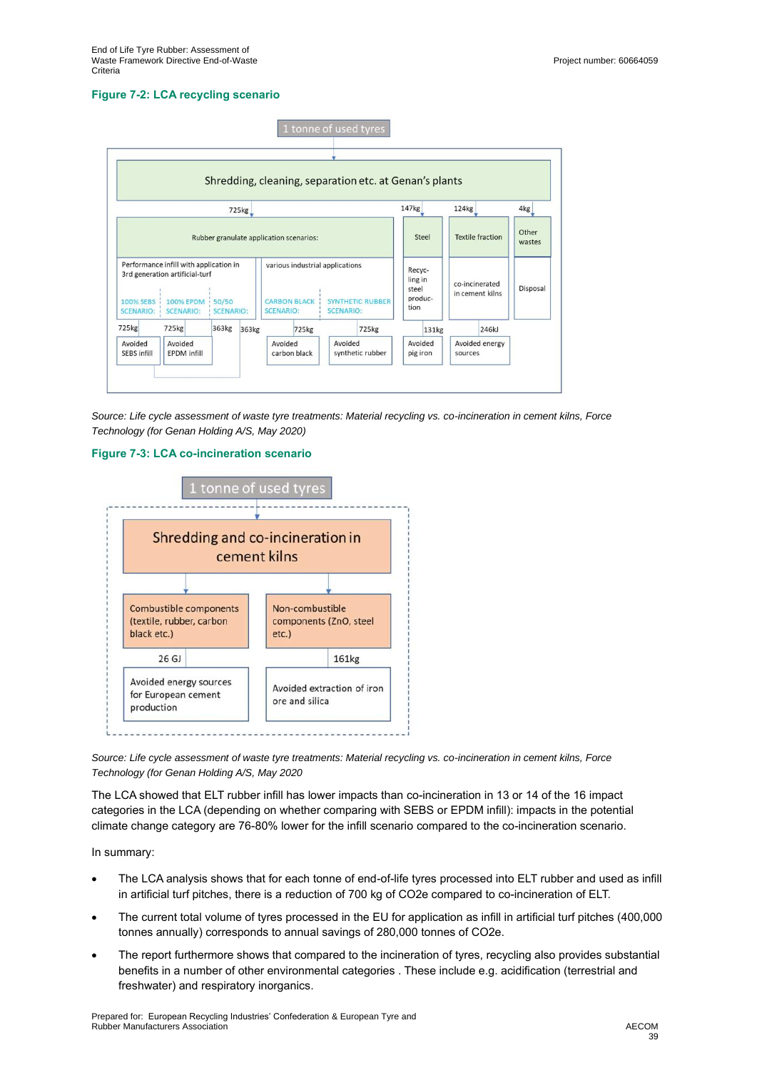### Figure 7-2: LCA recycling scenario

1 tonne of used tyres

Shredding, cleaning, separation etc. at Genan's plants

725kg — Rubber granulate application scenarios:

- Performance infill with application in 3rd generation artificial-turf
  - 100% SEBS SCENARIO: 725kg → Avoided SEBS infill
  - 100% EPDM SCENARIO: 725kg → Avoided EPDM infill
  - 50/50 SCENARIO: 363kg / 363kg
- various industrial applications
  - CARBON BLACK SCENARIO: 725kg → Avoided carbon black
  - SYNTHETIC RUBBER SCENARIO: 725kg → Avoided synthetic rubber

147kg — Steel → Recycling in steel production → 131kg → Avoided pig iron

124kg — Textile fraction → co-incinerated in cement kilns → 246kJ → Avoided energy sources

4kg — Other wastes → Disposal

*Source: Life cycle assessment of waste tyre treatments: Material recycling vs. co-incineration in cement kilns, Force Technology (for Genan Holding A/S, May 2020)*

### Figure 7-3: LCA co-incineration scenario

1 tonne of used tyres

Shredding and co-incineration in cement kilns

- Combustible components (textile, rubber, carbon black etc.) → 26 GJ → Avoided energy sources for European cement production
- Non-combustible components (ZnO, steel etc.) → 161kg → Avoided extraction of iron ore and silica

*Source: Life cycle assessment of waste tyre treatments: Material recycling vs. co-incineration in cement kilns, Force Technology (for Genan Holding A/S, May 2020*

The LCA showed that ELT rubber infill has lower impacts than co-incineration in 13 or 14 of the 16 impact categories in the LCA (depending on whether comparing with SEBS or EPDM infill): impacts in the potential climate change category are 76-80% lower for the infill scenario compared to the co-incineration scenario.

In summary:

- The LCA analysis shows that for each tonne of end-of-life tyres processed into ELT rubber and used as infill in artificial turf pitches, there is a reduction of 700 kg of CO2e compared to co-incineration of ELT.
- The current total volume of tyres processed in the EU for application as infill in artificial turf pitches (400,000 tonnes annually) corresponds to annual savings of 280,000 tonnes of CO2e.
- The report furthermore shows that compared to the incineration of tyres, recycling also provides substantial benefits in a number of other environmental categories . These include e.g. acidification (terrestrial and freshwater) and respiratory inorganics.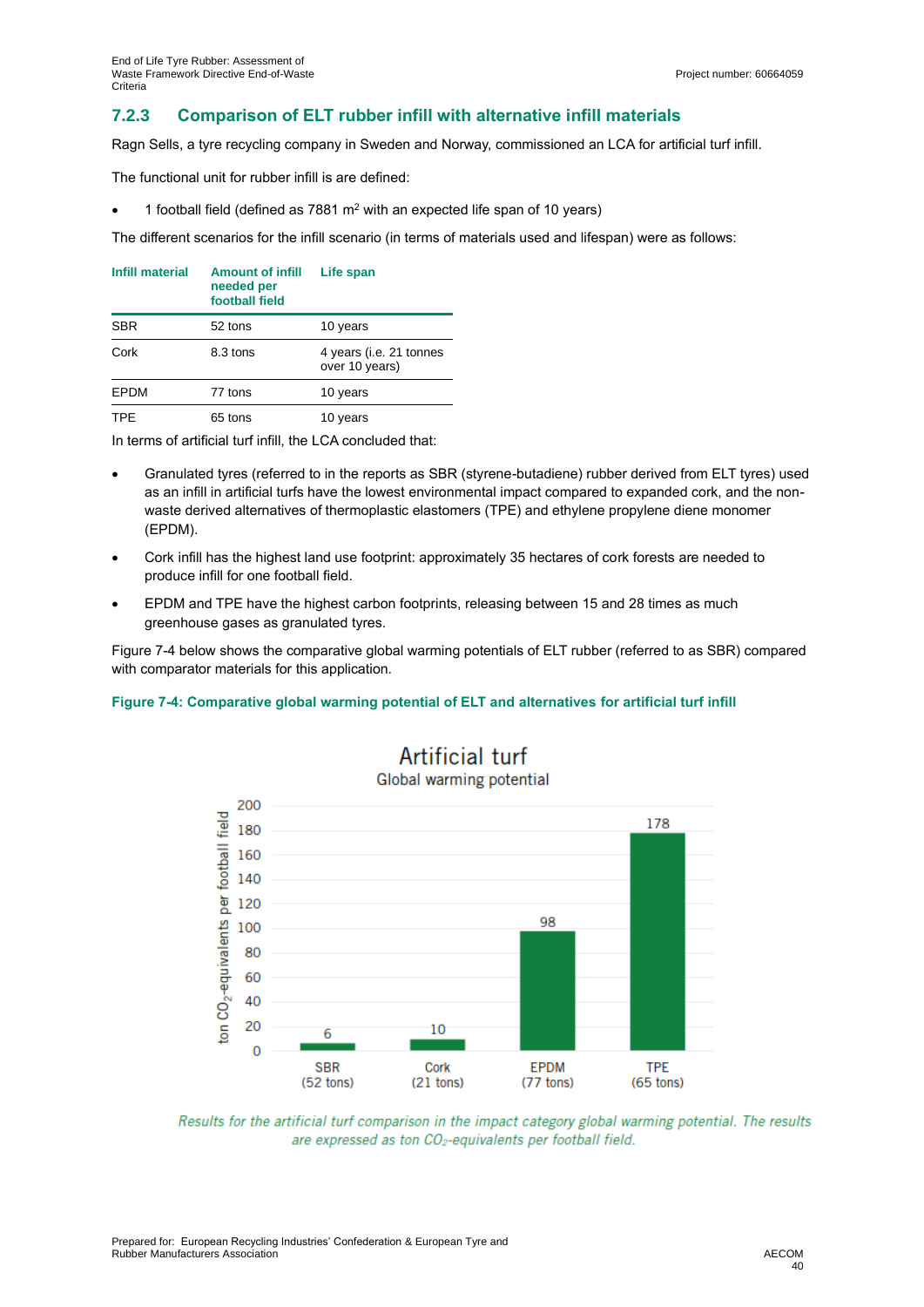### 7.2.3 Comparison of ELT rubber infill with alternative infill materials

Ragn Sells, a tyre recycling company in Sweden and Norway, commissioned an LCA for artificial turf infill.

The functional unit for rubber infill is are defined:

- 1 football field (defined as 7881 $m^2$ with an expected life span of 10 years)

The different scenarios for the infill scenario (in terms of materials used and lifespan) were as follows:

| Infill material | Amount of infill needed per football field | Life span |
|---|---|---|
| SBR | 52 tons | 10 years |
| Cork | 8.3 tons | 4 years (i.e. 21 tonnes over 10 years) |
| EPDM | 77 tons | 10 years |
| TPE | 65 tons | 10 years |

In terms of artificial turf infill, the LCA concluded that:

- Granulated tyres (referred to in the reports as SBR (styrene-butadiene) rubber derived from ELT tyres) used as an infill in artificial turfs have the lowest environmental impact compared to expanded cork, and the non-waste derived alternatives of thermoplastic elastomers (TPE) and ethylene propylene diene monomer (EPDM).
- Cork infill has the highest land use footprint: approximately 35 hectares of cork forests are needed to produce infill for one football field.
- EPDM and TPE have the highest carbon footprints, releasing between 15 and 28 times as much greenhouse gases as granulated tyres.

Figure 7-4 below shows the comparative global warming potentials of ELT rubber (referred to as SBR) compared with comparator materials for this application.

**Figure 7-4: Comparative global warming potential of ELT and alternatives for artificial turf infill**

Artificial turf
Global warming potential

| | SBR (52 tons) | Cork (21 tons) | EPDM (77 tons) | TPE (65 tons) |
|---|---|---|---|---|
| ton $CO_2$-equivalents per football field | 6 | 10 | 98 | 178 |

*Results for the artificial turf comparison in the impact category global warming potential. The results are expressed as ton $CO_2$-equivalents per football field.*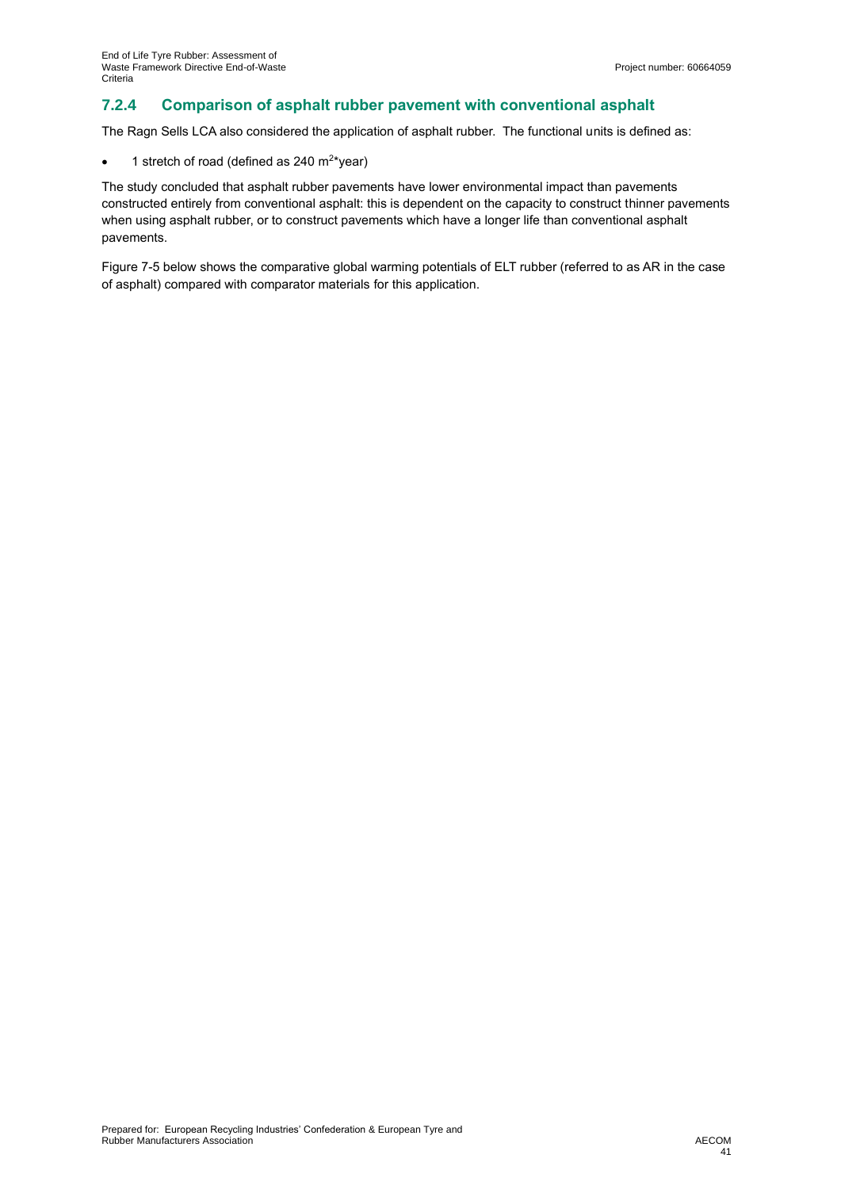### 7.2.4 Comparison of asphalt rubber pavement with conventional asphalt

The Ragn Sells LCA also considered the application of asphalt rubber. The functional units is defined as:

- 1 stretch of road (defined as 240 $m^2$*year)

The study concluded that asphalt rubber pavements have lower environmental impact than pavements constructed entirely from conventional asphalt: this is dependent on the capacity to construct thinner pavements when using asphalt rubber, or to construct pavements which have a longer life than conventional asphalt pavements.

Figure 7-5 below shows the comparative global warming potentials of ELT rubber (referred to as AR in the case of asphalt) compared with comparator materials for this application.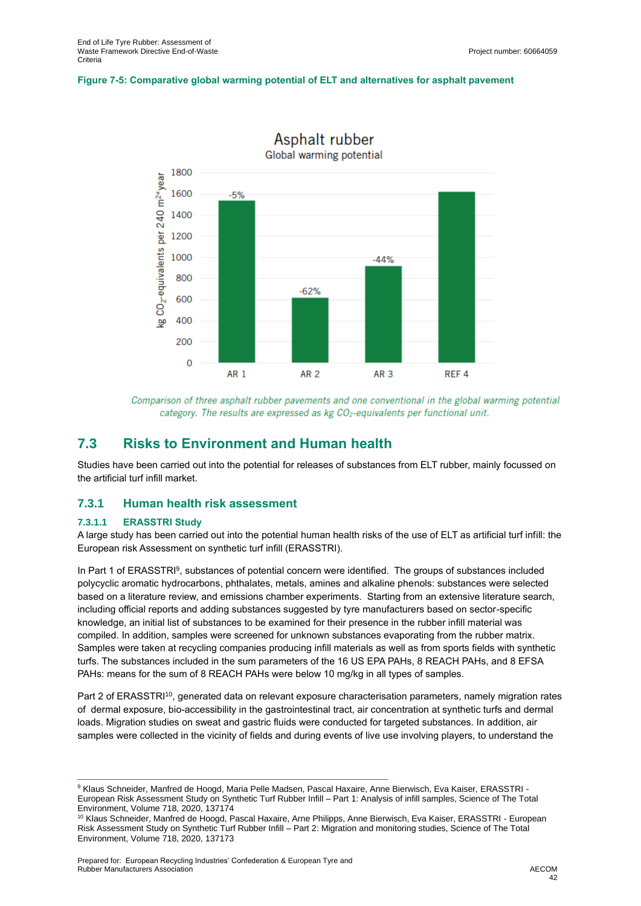**Figure 7-5: Comparative global warming potential of ELT and alternatives for asphalt pavement**

*Comparison of three asphalt rubber pavements and one conventional in the global warming potential category. The results are expressed as kg $CO_2$-equivalents per functional unit.*

## 7.3 Risks to Environment and Human health

Studies have been carried out into the potential for releases of substances from ELT rubber, mainly focussed on the artificial turf infill market.

### 7.3.1 Human health risk assessment

#### 7.3.1.1 ERASSTRI Study

A large study has been carried out into the potential human health risks of the use of ELT as artificial turf infill: the European risk Assessment on synthetic turf infill (ERASSTRI).

In Part 1 of ERASSTRI[9], substances of potential concern were identified. The groups of substances included polycyclic aromatic hydrocarbons, phthalates, metals, amines and alkaline phenols: substances were selected based on a literature review, and emissions chamber experiments. Starting from an extensive literature search, including official reports and adding substances suggested by tyre manufacturers based on sector-specific knowledge, an initial list of substances to be examined for their presence in the rubber infill material was compiled. In addition, samples were screened for unknown substances evaporating from the rubber matrix. Samples were taken at recycling companies producing infill materials as well as from sports fields with synthetic turfs. The substances included in the sum parameters of the 16 US EPA PAHs, 8 REACH PAHs, and 8 EFSA PAHs: means for the sum of 8 REACH PAHs were below 10 mg/kg in all types of samples.

Part 2 of ERASSTRI[10], generated data on relevant exposure characterisation parameters, namely migration rates of dermal exposure, bio-accessibility in the gastrointestinal tract, air concentration at synthetic turfs and dermal loads. Migration studies on sweat and gastric fluids were conducted for targeted substances. In addition, air samples were collected in the vicinity of fields and during events of live use involving players, to understand the

---

[9] Klaus Schneider, Manfred de Hoogd, Maria Pelle Madsen, Pascal Haxaire, Anne Bierwisch, Eva Kaiser, ERASSTRI - European Risk Assessment Study on Synthetic Turf Rubber Infill – Part 1: Analysis of infill samples, Science of The Total Environment, Volume 718, 2020, 137174

[10] Klaus Schneider, Manfred de Hoogd, Pascal Haxaire, Arne Philipps, Anne Bierwisch, Eva Kaiser, ERASSTRI - European Risk Assessment Study on Synthetic Turf Rubber Infill – Part 2: Migration and monitoring studies, Science of The Total Environment, Volume 718, 2020, 137173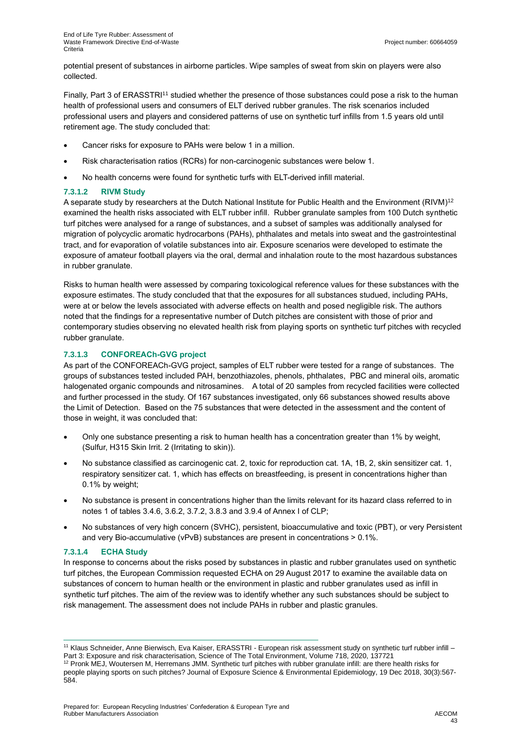potential present of substances in airborne particles. Wipe samples of sweat from skin on players were also collected.

Finally, Part 3 of ERASSTRI[11] studied whether the presence of those substances could pose a risk to the human health of professional users and consumers of ELT derived rubber granules. The risk scenarios included professional users and players and considered patterns of use on synthetic turf infills from 1.5 years old until retirement age. The study concluded that:

- Cancer risks for exposure to PAHs were below 1 in a million.
- Risk characterisation ratios (RCRs) for non-carcinogenic substances were below 1.
- No health concerns were found for synthetic turfs with ELT-derived infill material.

#### 7.3.1.2 RIVM Study

A separate study by researchers at the Dutch National Institute for Public Health and the Environment (RIVM)[12] examined the health risks associated with ELT rubber infill. Rubber granulate samples from 100 Dutch synthetic turf pitches were analysed for a range of substances, and a subset of samples was additionally analysed for migration of polycyclic aromatic hydrocarbons (PAHs), phthalates and metals into sweat and the gastrointestinal tract, and for evaporation of volatile substances into air. Exposure scenarios were developed to estimate the exposure of amateur football players via the oral, dermal and inhalation route to the most hazardous substances in rubber granulate.

Risks to human health were assessed by comparing toxicological reference values for these substances with the exposure estimates. The study concluded that that the exposures for all substances studued, including PAHs, were at or below the levels associated with adverse effects on health and posed negligible risk. The authors noted that the findings for a representative number of Dutch pitches are consistent with those of prior and contemporary studies observing no elevated health risk from playing sports on synthetic turf pitches with recycled rubber granulate.

#### 7.3.1.3 CONFOREACh-GVG project

As part of the CONFOREACh-GVG project, samples of ELT rubber were tested for a range of substances. The groups of substances tested included PAH, benzothiazoles, phenols, phthalates, PBC and mineral oils, aromatic halogenated organic compounds and nitrosamines. A total of 20 samples from recycled facilities were collected and further processed in the study. Of 167 substances investigated, only 66 substances showed results above the Limit of Detection. Based on the 75 substances that were detected in the assessment and the content of those in weight, it was concluded that:

- Only one substance presenting a risk to human health has a concentration greater than 1% by weight, (Sulfur, H315 Skin Irrit. 2 (Irritating to skin)).
- No substance classified as carcinogenic cat. 2, toxic for reproduction cat. 1A, 1B, 2, skin sensitizer cat. 1, respiratory sensitizer cat. 1, which has effects on breastfeeding, is present in concentrations higher than 0.1% by weight;
- No substance is present in concentrations higher than the limits relevant for its hazard class referred to in notes 1 of tables 3.4.6, 3.6.2, 3.7.2, 3.8.3 and 3.9.4 of Annex I of CLP;
- No substances of very high concern (SVHC), persistent, bioaccumulative and toxic (PBT), or very Persistent and very Bio-accumulative (vPvB) substances are present in concentrations > 0.1%.

#### 7.3.1.4 ECHA Study

In response to concerns about the risks posed by substances in plastic and rubber granulates used on synthetic turf pitches, the European Commission requested ECHA on 29 August 2017 to examine the available data on substances of concern to human health or the environment in plastic and rubber granulates used as infill in synthetic turf pitches. The aim of the review was to identify whether any such substances should be subject to risk management. The assessment does not include PAHs in rubber and plastic granules.

---

[11] Klaus Schneider, Anne Bierwisch, Eva Kaiser, ERASSTRI - European risk assessment study on synthetic turf rubber infill – Part 3: Exposure and risk characterisation, Science of The Total Environment, Volume 718, 2020, 137721

[12] Pronk MEJ, Woutersen M, Herremans JMM. Synthetic turf pitches with rubber granulate infill: are there health risks for people playing sports on such pitches? Journal of Exposure Science & Environmental Epidemiology, 19 Dec 2018, 30(3):567-584.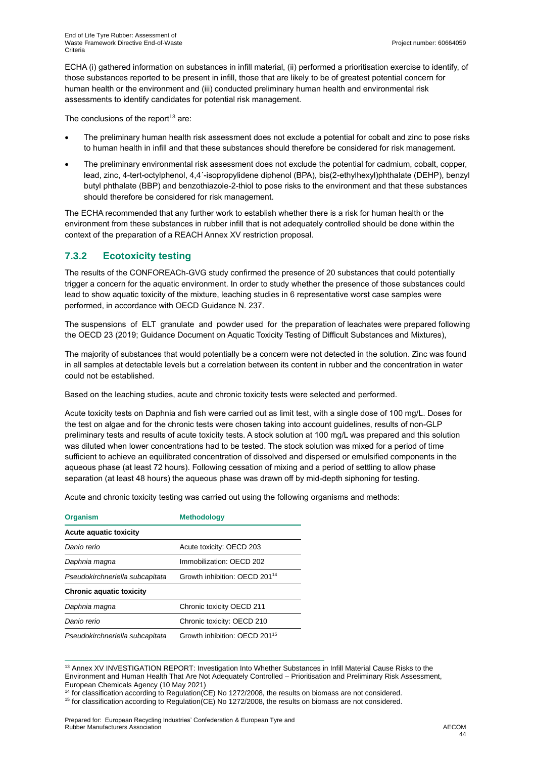ECHA (i) gathered information on substances in infill material, (ii) performed a prioritisation exercise to identify, of those substances reported to be present in infill, those that are likely to be of greatest potential concern for human health or the environment and (iii) conducted preliminary human health and environmental risk assessments to identify candidates for potential risk management.

The conclusions of the report[13] are:

- The preliminary human health risk assessment does not exclude a potential for cobalt and zinc to pose risks to human health in infill and that these substances should therefore be considered for risk management.
- The preliminary environmental risk assessment does not exclude the potential for cadmium, cobalt, copper, lead, zinc, 4-tert-octylphenol, 4,4´-isopropylidene diphenol (BPA), bis(2-ethylhexyl)phthalate (DEHP), benzyl butyl phthalate (BBP) and benzothiazole-2-thiol to pose risks to the environment and that these substances should therefore be considered for risk management.

The ECHA recommended that any further work to establish whether there is a risk for human health or the environment from these substances in rubber infill that is not adequately controlled should be done within the context of the preparation of a REACH Annex XV restriction proposal.

### 7.3.2 Ecotoxicity testing

The results of the CONFOREACh-GVG study confirmed the presence of 20 substances that could potentially trigger a concern for the aquatic environment. In order to study whether the presence of those substances could lead to show aquatic toxicity of the mixture, leaching studies in 6 representative worst case samples were performed, in accordance with OECD Guidance N. 237.

The suspensions of ELT granulate and powder used for the preparation of leachates were prepared following the OECD 23 (2019; Guidance Document on Aquatic Toxicity Testing of Difficult Substances and Mixtures),

The majority of substances that would potentially be a concern were not detected in the solution. Zinc was found in all samples at detectable levels but a correlation between its content in rubber and the concentration in water could not be established.

Based on the leaching studies, acute and chronic toxicity tests were selected and performed.

Acute toxicity tests on Daphnia and fish were carried out as limit test, with a single dose of 100 mg/L. Doses for the test on algae and for the chronic tests were chosen taking into account guidelines, results of non-GLP preliminary tests and results of acute toxicity tests. A stock solution at 100 mg/L was prepared and this solution was diluted when lower concentrations had to be tested. The stock solution was mixed for a period of time sufficient to achieve an equilibrated concentration of dissolved and dispersed or emulsified components in the aqueous phase (at least 72 hours). Following cessation of mixing and a period of settling to allow phase separation (at least 48 hours) the aqueous phase was drawn off by mid-depth siphoning for testing.

Acute and chronic toxicity testing was carried out using the following organisms and methods:

| Organism | Methodology |
|---|---|
| **Acute aquatic toxicity** | |
| *Danio rerio* | Acute toxicity: OECD 203 |
| *Daphnia magna* | Immobilization: OECD 202 |
| *Pseudokirchneriella subcapitata* | Growth inhibition: OECD 201[14] |
| **Chronic aquatic toxicity** | |
| *Daphnia magna* | Chronic toxicity OECD 211 |
| *Danio rerio* | Chronic toxicity: OECD 210 |
| *Pseudokirchneriella subcapitata* | Growth inhibition: OECD 201[15] |

[13] Annex XV INVESTIGATION REPORT: Investigation Into Whether Substances in Infill Material Cause Risks to the Environment and Human Health That Are Not Adequately Controlled – Prioritisation and Preliminary Risk Assessment, European Chemicals Agency (10 May 2021)

[14] for classification according to Regulation(CE) No 1272/2008, the results on biomass are not considered.

[15] for classification according to Regulation(CE) No 1272/2008, the results on biomass are not considered.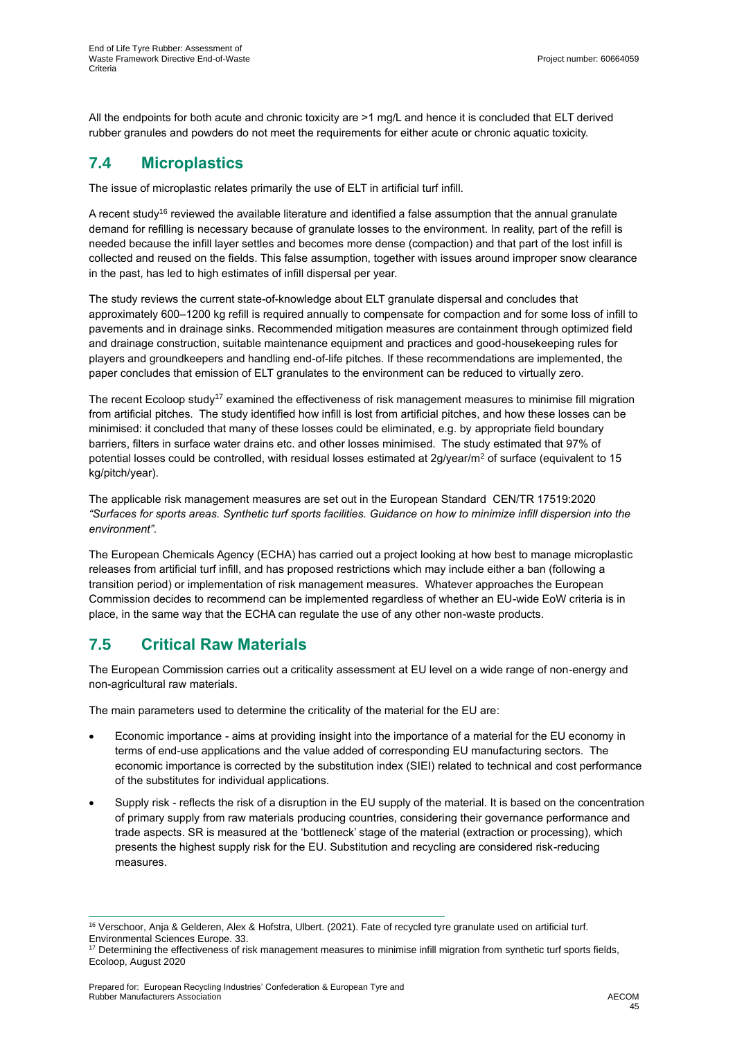All the endpoints for both acute and chronic toxicity are >1 mg/L and hence it is concluded that ELT derived rubber granules and powders do not meet the requirements for either acute or chronic aquatic toxicity.

## 7.4 Microplastics

The issue of microplastic relates primarily the use of ELT in artificial turf infill.

A recent study[16] reviewed the available literature and identified a false assumption that the annual granulate demand for refilling is necessary because of granulate losses to the environment. In reality, part of the refill is needed because the infill layer settles and becomes more dense (compaction) and that part of the lost infill is collected and reused on the fields. This false assumption, together with issues around improper snow clearance in the past, has led to high estimates of infill dispersal per year.

The study reviews the current state-of-knowledge about ELT granulate dispersal and concludes that approximately 600–1200 kg refill is required annually to compensate for compaction and for some loss of infill to pavements and in drainage sinks. Recommended mitigation measures are containment through optimized field and drainage construction, suitable maintenance equipment and practices and good-housekeeping rules for players and groundkeepers and handling end-of-life pitches. If these recommendations are implemented, the paper concludes that emission of ELT granulates to the environment can be reduced to virtually zero.

The recent Ecoloop study[17] examined the effectiveness of risk management measures to minimise fill migration from artificial pitches. The study identified how infill is lost from artificial pitches, and how these losses can be minimised: it concluded that many of these losses could be eliminated, e.g. by appropriate field boundary barriers, filters in surface water drains etc. and other losses minimised. The study estimated that 97% of potential losses could be controlled, with residual losses estimated at 2g/year/m$^2$ of surface (equivalent to 15 kg/pitch/year).

The applicable risk management measures are set out in the European Standard CEN/TR 17519:2020 *"Surfaces for sports areas. Synthetic turf sports facilities. Guidance on how to minimize infill dispersion into the environment"*.

The European Chemicals Agency (ECHA) has carried out a project looking at how best to manage microplastic releases from artificial turf infill, and has proposed restrictions which may include either a ban (following a transition period) or implementation of risk management measures. Whatever approaches the European Commission decides to recommend can be implemented regardless of whether an EU-wide EoW criteria is in place, in the same way that the ECHA can regulate the use of any other non-waste products.

## 7.5 Critical Raw Materials

The European Commission carries out a criticality assessment at EU level on a wide range of non-energy and non-agricultural raw materials.

The main parameters used to determine the criticality of the material for the EU are:

- Economic importance - aims at providing insight into the importance of a material for the EU economy in terms of end-use applications and the value added of corresponding EU manufacturing sectors. The economic importance is corrected by the substitution index (SIEI) related to technical and cost performance of the substitutes for individual applications.
- Supply risk - reflects the risk of a disruption in the EU supply of the material. It is based on the concentration of primary supply from raw materials producing countries, considering their governance performance and trade aspects. SR is measured at the 'bottleneck' stage of the material (extraction or processing), which presents the highest supply risk for the EU. Substitution and recycling are considered risk-reducing measures.

---

[16] Verschoor, Anja & Gelderen, Alex & Hofstra, Ulbert. (2021). Fate of recycled tyre granulate used on artificial turf. Environmental Sciences Europe. 33.

[17] Determining the effectiveness of risk management measures to minimise infill migration from synthetic turf sports fields, Ecoloop, August 2020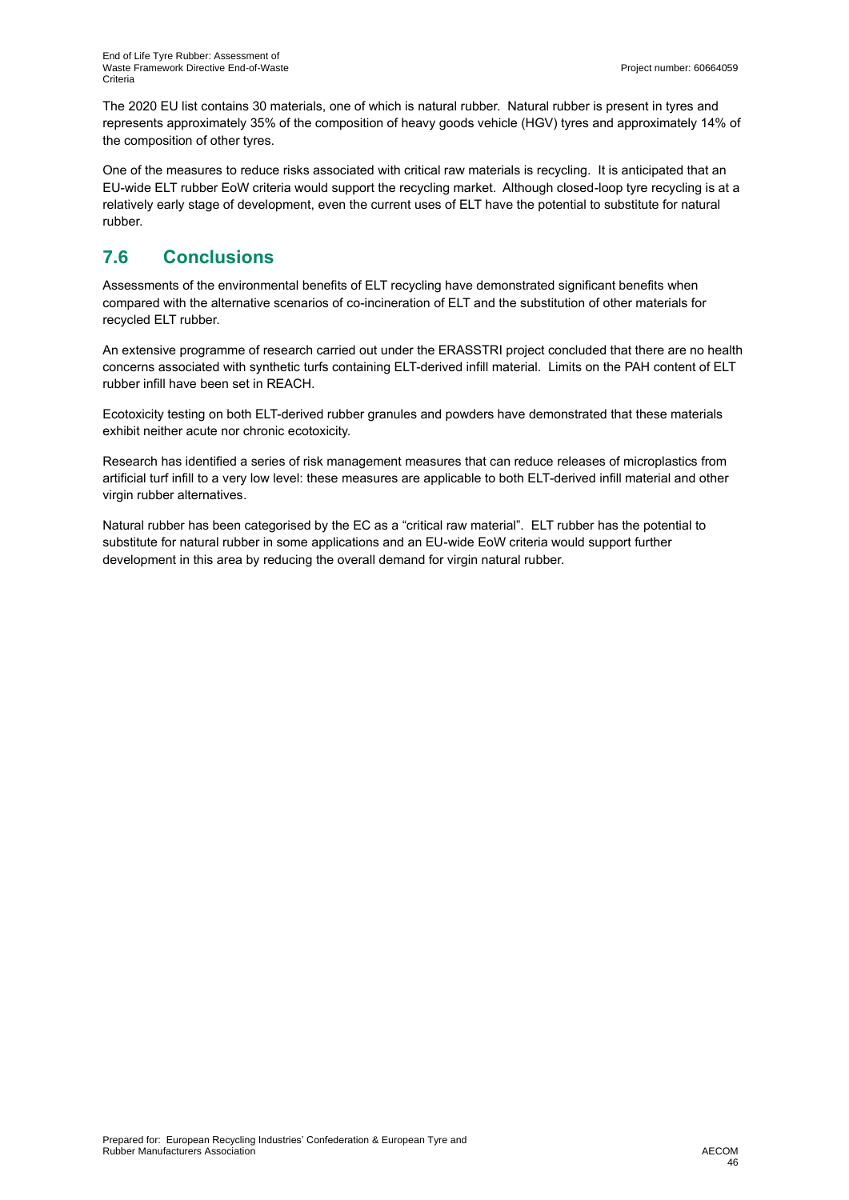The 2020 EU list contains 30 materials, one of which is natural rubber. Natural rubber is present in tyres and represents approximately 35% of the composition of heavy goods vehicle (HGV) tyres and approximately 14% of the composition of other tyres.

One of the measures to reduce risks associated with critical raw materials is recycling. It is anticipated that an EU-wide ELT rubber EoW criteria would support the recycling market. Although closed-loop tyre recycling is at a relatively early stage of development, even the current uses of ELT have the potential to substitute for natural rubber.

## 7.6 Conclusions

Assessments of the environmental benefits of ELT recycling have demonstrated significant benefits when compared with the alternative scenarios of co-incineration of ELT and the substitution of other materials for recycled ELT rubber.

An extensive programme of research carried out under the ERASSTRI project concluded that there are no health concerns associated with synthetic turfs containing ELT-derived infill material. Limits on the PAH content of ELT rubber infill have been set in REACH.

Ecotoxicity testing on both ELT-derived rubber granules and powders have demonstrated that these materials exhibit neither acute nor chronic ecotoxicity.

Research has identified a series of risk management measures that can reduce releases of microplastics from artificial turf infill to a very low level: these measures are applicable to both ELT-derived infill material and other virgin rubber alternatives.

Natural rubber has been categorised by the EC as a "critical raw material". ELT rubber has the potential to substitute for natural rubber in some applications and an EU-wide EoW criteria would support further development in this area by reducing the overall demand for virgin natural rubber.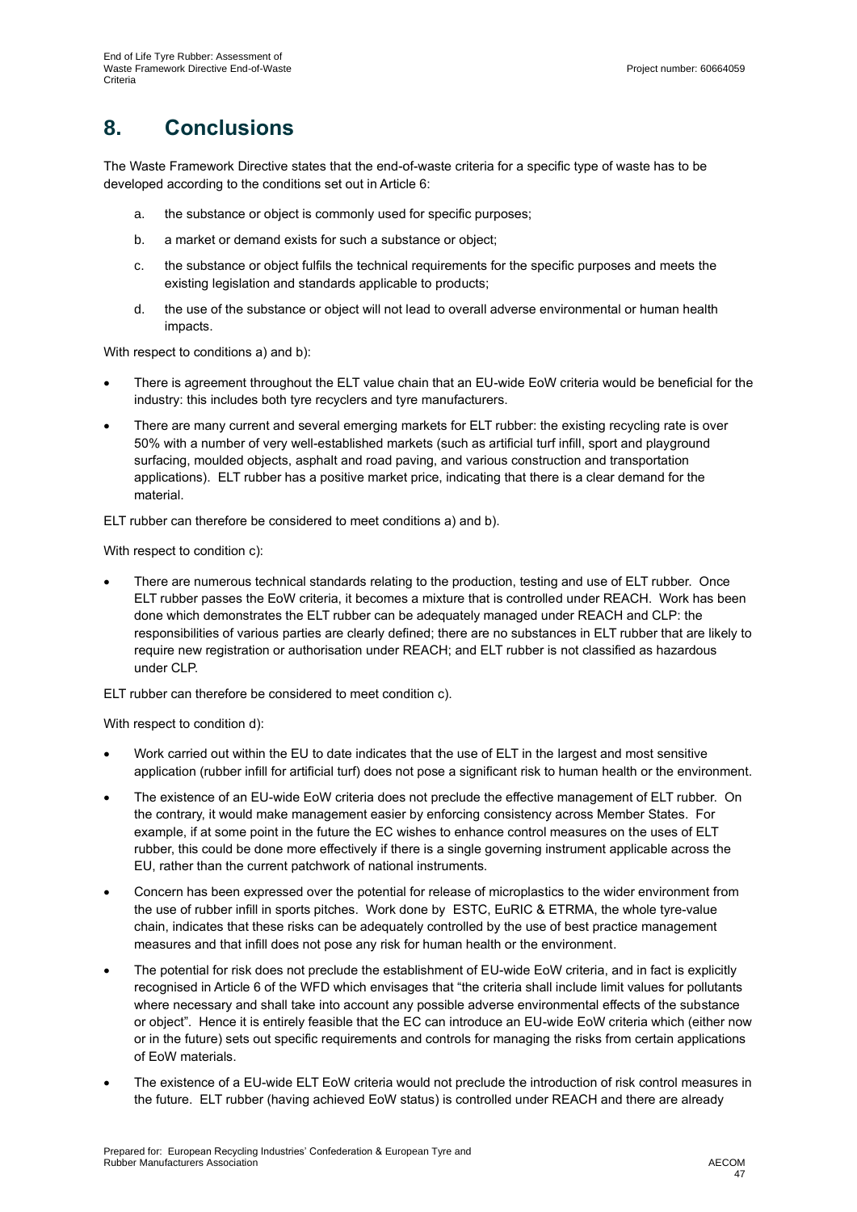# 8. Conclusions

The Waste Framework Directive states that the end-of-waste criteria for a specific type of waste has to be developed according to the conditions set out in Article 6:

a. the substance or object is commonly used for specific purposes;

b. a market or demand exists for such a substance or object;

c. the substance or object fulfils the technical requirements for the specific purposes and meets the existing legislation and standards applicable to products;

d. the use of the substance or object will not lead to overall adverse environmental or human health impacts.

With respect to conditions a) and b):

- There is agreement throughout the ELT value chain that an EU-wide EoW criteria would be beneficial for the industry: this includes both tyre recyclers and tyre manufacturers.
- There are many current and several emerging markets for ELT rubber: the existing recycling rate is over 50% with a number of very well-established markets (such as artificial turf infill, sport and playground surfacing, moulded objects, asphalt and road paving, and various construction and transportation applications). ELT rubber has a positive market price, indicating that there is a clear demand for the material.

ELT rubber can therefore be considered to meet conditions a) and b).

With respect to condition c):

- There are numerous technical standards relating to the production, testing and use of ELT rubber. Once ELT rubber passes the EoW criteria, it becomes a mixture that is controlled under REACH. Work has been done which demonstrates the ELT rubber can be adequately managed under REACH and CLP: the responsibilities of various parties are clearly defined; there are no substances in ELT rubber that are likely to require new registration or authorisation under REACH; and ELT rubber is not classified as hazardous under CLP.

ELT rubber can therefore be considered to meet condition c).

With respect to condition d):

- Work carried out within the EU to date indicates that the use of ELT in the largest and most sensitive application (rubber infill for artificial turf) does not pose a significant risk to human health or the environment.
- The existence of an EU-wide EoW criteria does not preclude the effective management of ELT rubber. On the contrary, it would make management easier by enforcing consistency across Member States. For example, if at some point in the future the EC wishes to enhance control measures on the uses of ELT rubber, this could be done more effectively if there is a single governing instrument applicable across the EU, rather than the current patchwork of national instruments.
- Concern has been expressed over the potential for release of microplastics to the wider environment from the use of rubber infill in sports pitches. Work done by ESTC, EuRIC & ETRMA, the whole tyre-value chain, indicates that these risks can be adequately controlled by the use of best practice management measures and that infill does not pose any risk for human health or the environment.
- The potential for risk does not preclude the establishment of EU-wide EoW criteria, and in fact is explicitly recognised in Article 6 of the WFD which envisages that "the criteria shall include limit values for pollutants where necessary and shall take into account any possible adverse environmental effects of the substance or object". Hence it is entirely feasible that the EC can introduce an EU-wide EoW criteria which (either now or in the future) sets out specific requirements and controls for managing the risks from certain applications of EoW materials.
- The existence of a EU-wide ELT EoW criteria would not preclude the introduction of risk control measures in the future. ELT rubber (having achieved EoW status) is controlled under REACH and there are already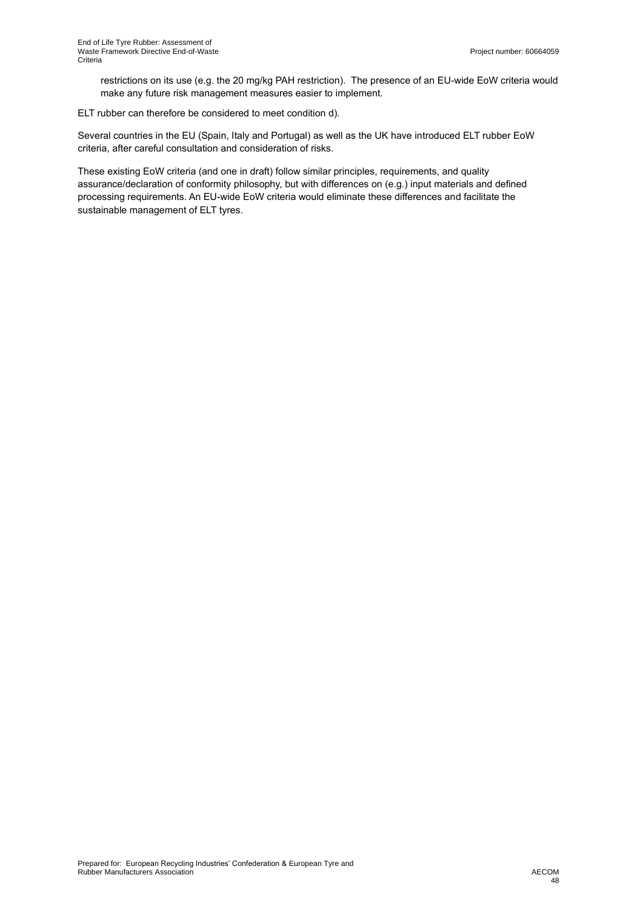restrictions on its use (e.g. the 20 mg/kg PAH restriction). The presence of an EU-wide EoW criteria would make any future risk management measures easier to implement.

ELT rubber can therefore be considered to meet condition d).

Several countries in the EU (Spain, Italy and Portugal) as well as the UK have introduced ELT rubber EoW criteria, after careful consultation and consideration of risks.

These existing EoW criteria (and one in draft) follow similar principles, requirements, and quality assurance/declaration of conformity philosophy, but with differences on (e.g.) input materials and defined processing requirements. An EU-wide EoW criteria would eliminate these differences and facilitate the sustainable management of ELT tyres.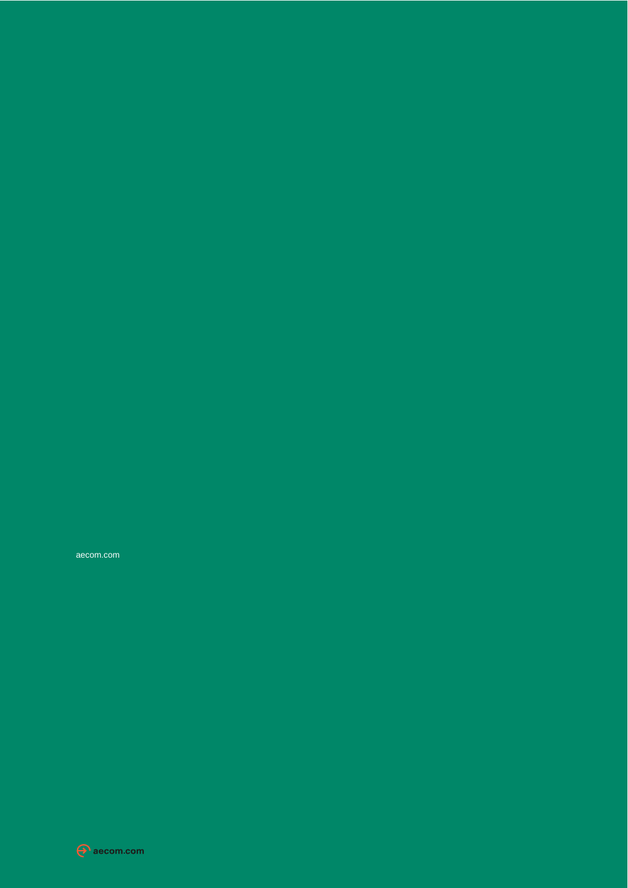aecom.com

aecom.com